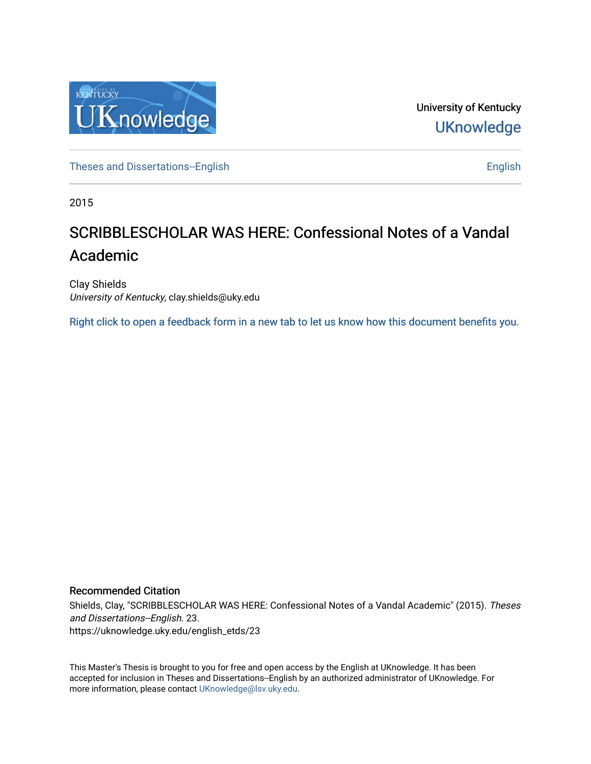University of Kentucky

UKnowledge

Theses and Dissertations--English

English

2015

# SCRIBBLESCHOLAR WAS HERE: Confessional Notes of a Vandal Academic

Clay Shields

*University of Kentucky*, clay.shields@uky.edu

Right click to open a feedback form in a new tab to let us know how this document benefits you.

### Recommended Citation

Shields, Clay, "SCRIBBLESCHOLAR WAS HERE: Confessional Notes of a Vandal Academic" (2015). *Theses and Dissertations--English*. 23.
https://uknowledge.uky.edu/english_etds/23

This Master's Thesis is brought to you for free and open access by the English at UKnowledge. It has been accepted for inclusion in Theses and Dissertations--English by an authorized administrator of UKnowledge. For more information, please contact UKnowledge@lsv.uky.edu.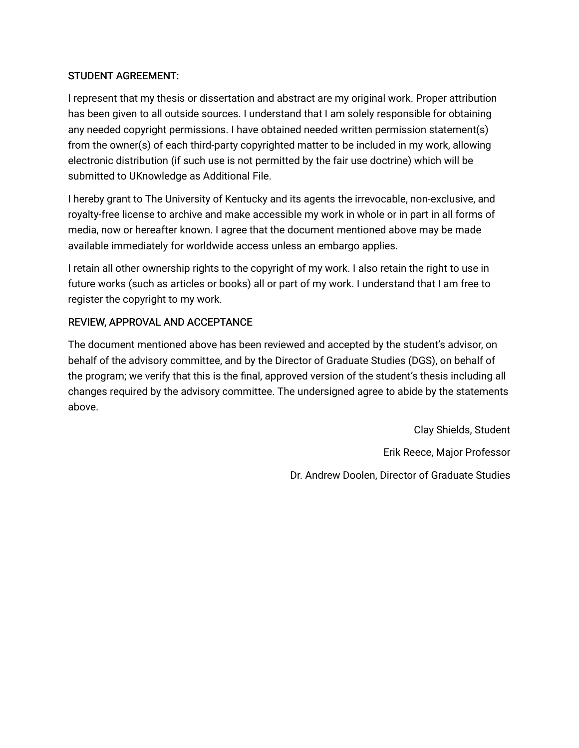STUDENT AGREEMENT:

I represent that my thesis or dissertation and abstract are my original work. Proper attribution has been given to all outside sources. I understand that I am solely responsible for obtaining any needed copyright permissions. I have obtained needed written permission statement(s) from the owner(s) of each third-party copyrighted matter to be included in my work, allowing electronic distribution (if such use is not permitted by the fair use doctrine) which will be submitted to UKnowledge as Additional File.

I hereby grant to The University of Kentucky and its agents the irrevocable, non-exclusive, and royalty-free license to archive and make accessible my work in whole or in part in all forms of media, now or hereafter known. I agree that the document mentioned above may be made available immediately for worldwide access unless an embargo applies.

I retain all other ownership rights to the copyright of my work. I also retain the right to use in future works (such as articles or books) all or part of my work. I understand that I am free to register the copyright to my work.

REVIEW, APPROVAL AND ACCEPTANCE

The document mentioned above has been reviewed and accepted by the student's advisor, on behalf of the advisory committee, and by the Director of Graduate Studies (DGS), on behalf of the program; we verify that this is the final, approved version of the student's thesis including all changes required by the advisory committee. The undersigned agree to abide by the statements above.

Clay Shields, Student

Erik Reece, Major Professor

Dr. Andrew Doolen, Director of Graduate Studies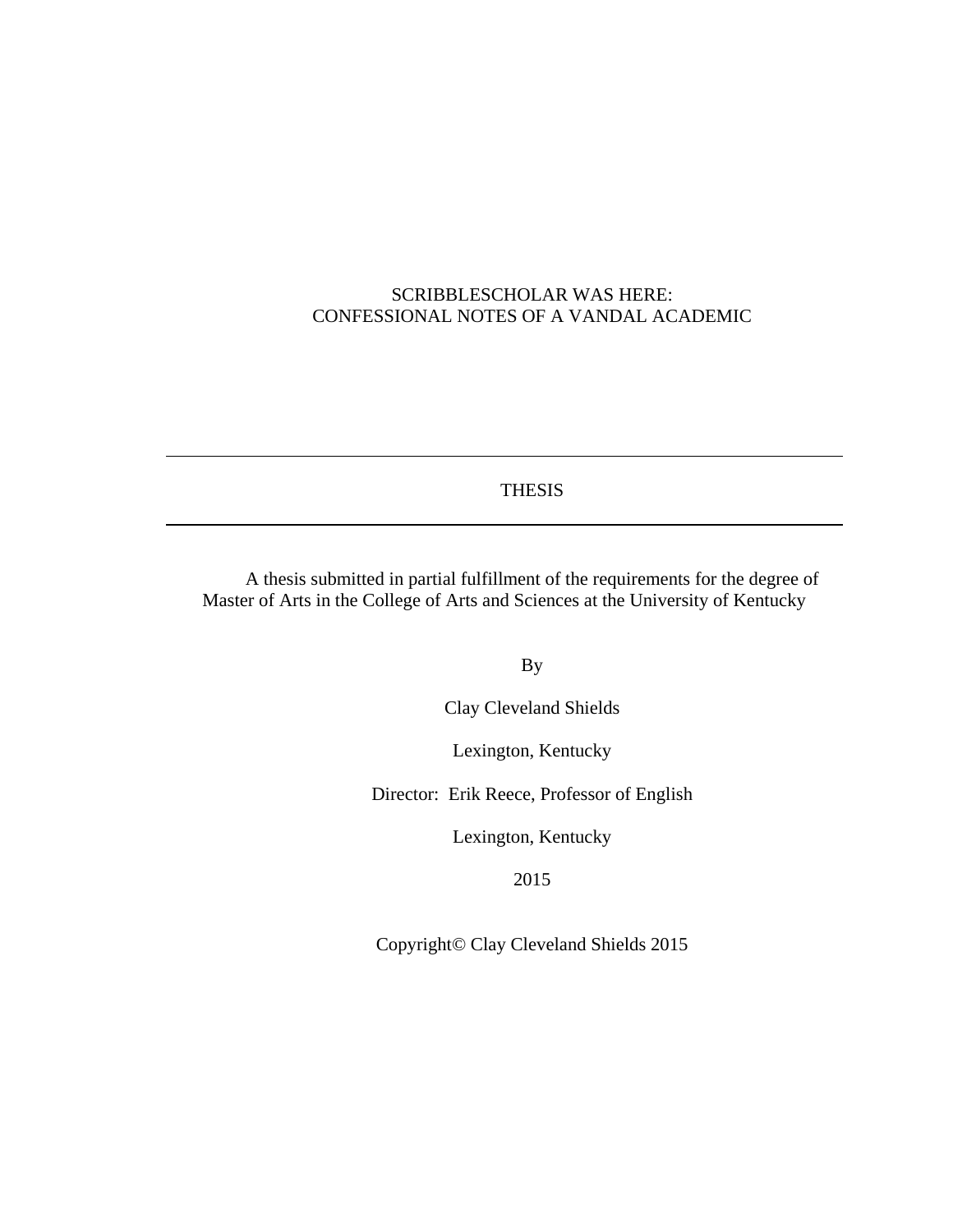# SCRIBBLESCHOLAR WAS HERE:
# CONFESSIONAL NOTES OF A VANDAL ACADEMIC

---

THESIS

---

A thesis submitted in partial fulfillment of the requirements for the degree of Master of Arts in the College of Arts and Sciences at the University of Kentucky

By

Clay Cleveland Shields

Lexington, Kentucky

Director: Erik Reece, Professor of English

Lexington, Kentucky

2015

Copyright© Clay Cleveland Shields 2015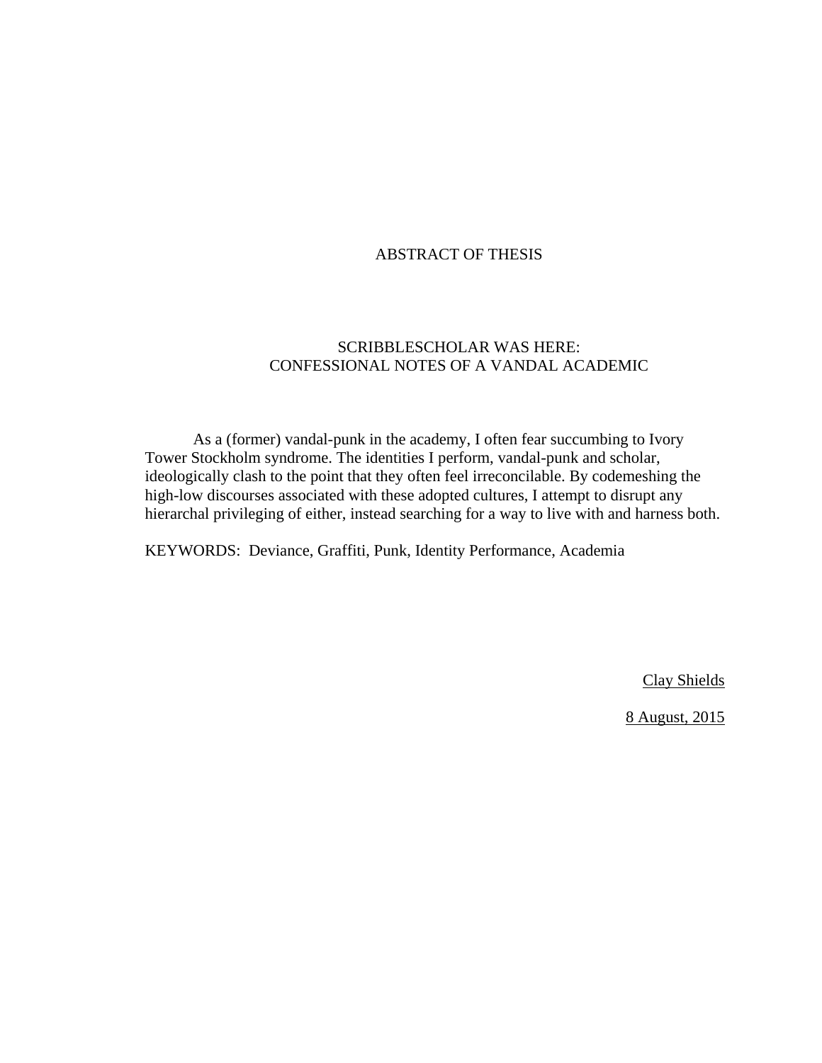# ABSTRACT OF THESIS

## SCRIBBLESCHOLAR WAS HERE: CONFESSIONAL NOTES OF A VANDAL ACADEMIC

As a (former) vandal-punk in the academy, I often fear succumbing to Ivory Tower Stockholm syndrome. The identities I perform, vandal-punk and scholar, ideologically clash to the point that they often feel irreconcilable. By codemeshing the high-low discourses associated with these adopted cultures, I attempt to disrupt any hierarchal privileging of either, instead searching for a way to live with and harness both.

KEYWORDS: Deviance, Graffiti, Punk, Identity Performance, Academia

Clay Shields

8 August, 2015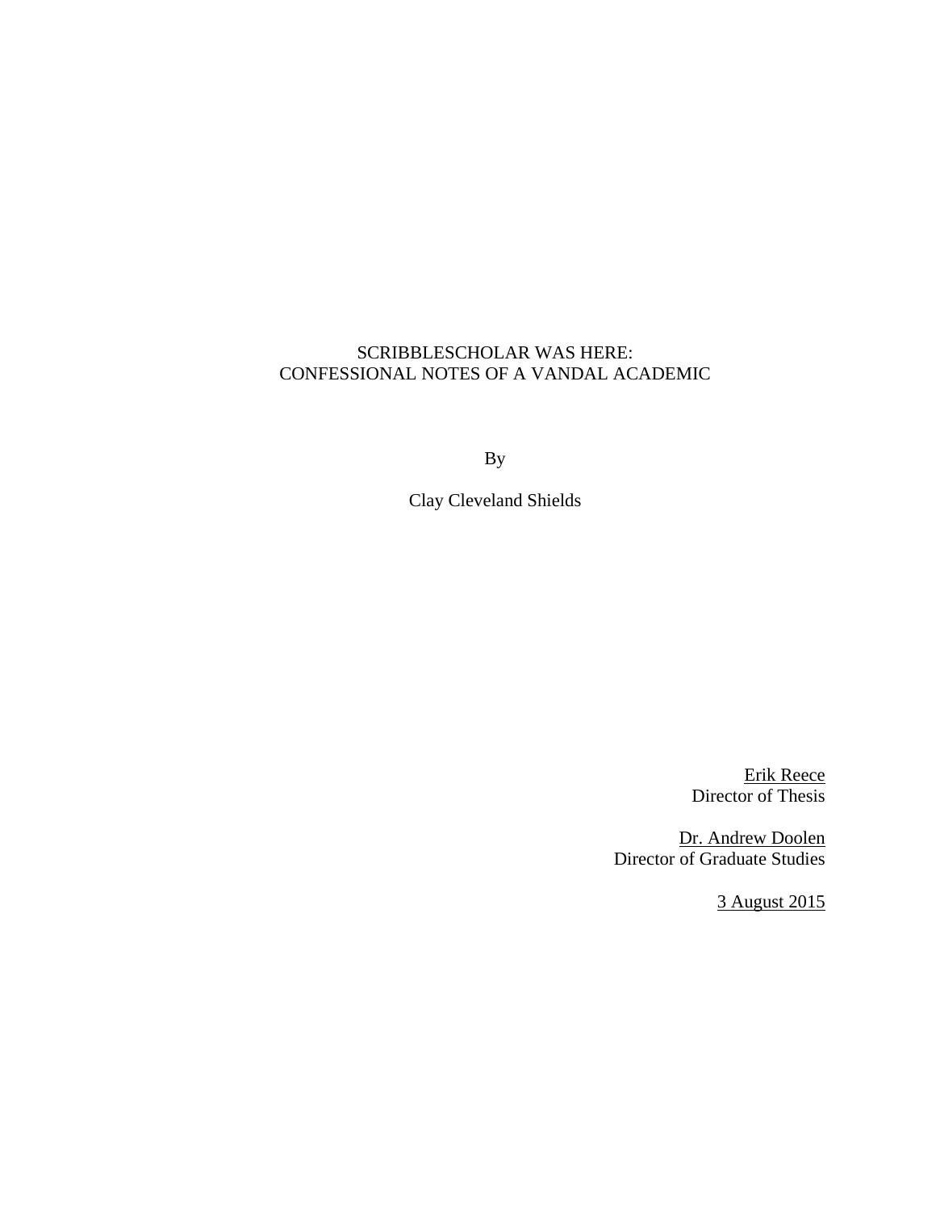SCRIBBLESCHOLAR WAS HERE:
CONFESSIONAL NOTES OF A VANDAL ACADEMIC

By

Clay Cleveland Shields

<u>Erik Reece</u>
Director of Thesis

<u>Dr. Andrew Doolen</u>
Director of Graduate Studies

<u>3 August 2015</u>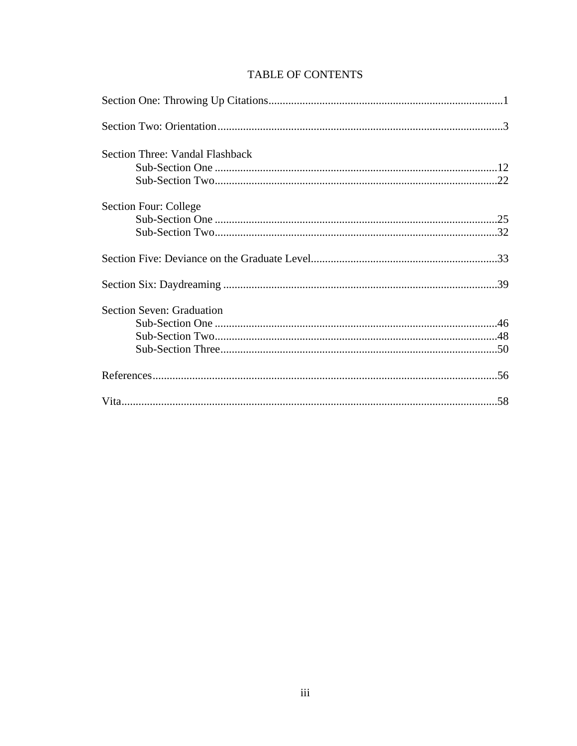# TABLE OF CONTENTS

Section One: Throwing Up Citations....................1

Section Two: Orientation....................3

Section Three: Vandal Flashback
- Sub-Section One....................12
- Sub-Section Two....................22

Section Four: College
- Sub-Section One....................25
- Sub-Section Two....................32

Section Five: Deviance on the Graduate Level....................33

Section Six: Daydreaming....................39

Section Seven: Graduation
- Sub-Section One....................46
- Sub-Section Two....................48
- Sub-Section Three....................50

References....................56

Vita....................58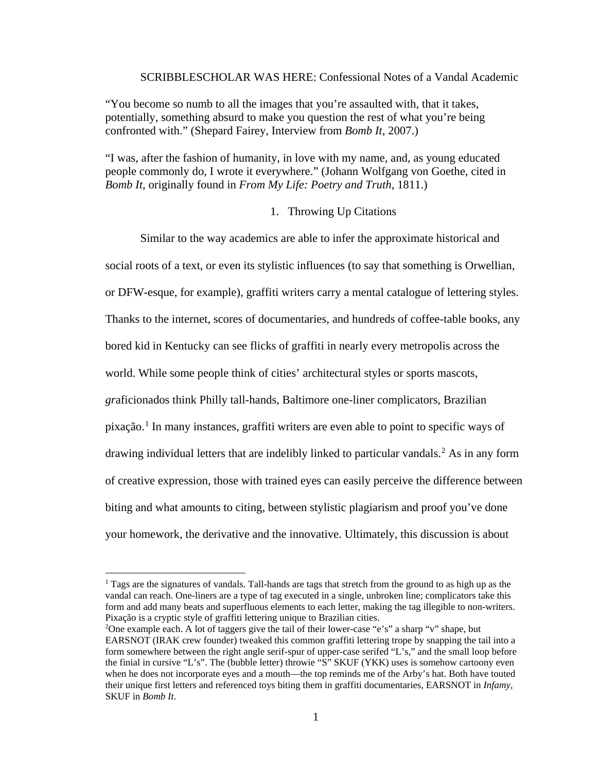SCRIBBLESCHOLAR WAS HERE: Confessional Notes of a Vandal Academic

"You become so numb to all the images that you're assaulted with, that it takes, potentially, something absurd to make you question the rest of what you're being confronted with." (Shepard Fairey, Interview from *Bomb It*, 2007.)

"I was, after the fashion of humanity, in love with my name, and, as young educated people commonly do, I wrote it everywhere." (Johann Wolfgang von Goethe, cited in *Bomb It*, originally found in *From My Life: Poetry and Truth*, 1811.)

## 1. Throwing Up Citations

Similar to the way academics are able to infer the approximate historical and social roots of a text, or even its stylistic influences (to say that something is Orwellian, or DFW-esque, for example), graffiti writers carry a mental catalogue of lettering styles. Thanks to the internet, scores of documentaries, and hundreds of coffee-table books, any bored kid in Kentucky can see flicks of graffiti in nearly every metropolis across the world. While some people think of cities' architectural styles or sports mascots, *gr*aficionados think Philly tall-hands, Baltimore one-liner complicators, Brazilian pixação.[1] In many instances, graffiti writers are even able to point to specific ways of drawing individual letters that are indelibly linked to particular vandals.[2] As in any form of creative expression, those with trained eyes can easily perceive the difference between biting and what amounts to citing, between stylistic plagiarism and proof you've done your homework, the derivative and the innovative. Ultimately, this discussion is about

[1] Tags are the signatures of vandals. Tall-hands are tags that stretch from the ground to as high up as the vandal can reach. One-liners are a type of tag executed in a single, unbroken line; complicators take this form and add many beats and superfluous elements to each letter, making the tag illegible to non-writers. Pixação is a cryptic style of graffiti lettering unique to Brazilian cities.

[2] One example each. A lot of taggers give the tail of their lower-case "e's" a sharp "v" shape, but EARSNOT (IRAK crew founder) tweaked this common graffiti lettering trope by snapping the tail into a form somewhere between the right angle serif-spur of upper-case serifed "L's," and the small loop before the finial in cursive "L's". The (bubble letter) throwie "S" SKUF (YKK) uses is somehow cartoony even when he does not incorporate eyes and a mouth—the top reminds me of the Arby's hat. Both have touted their unique first letters and referenced toys biting them in graffiti documentaries, EARSNOT in *Infamy*, SKUF in *Bomb It*.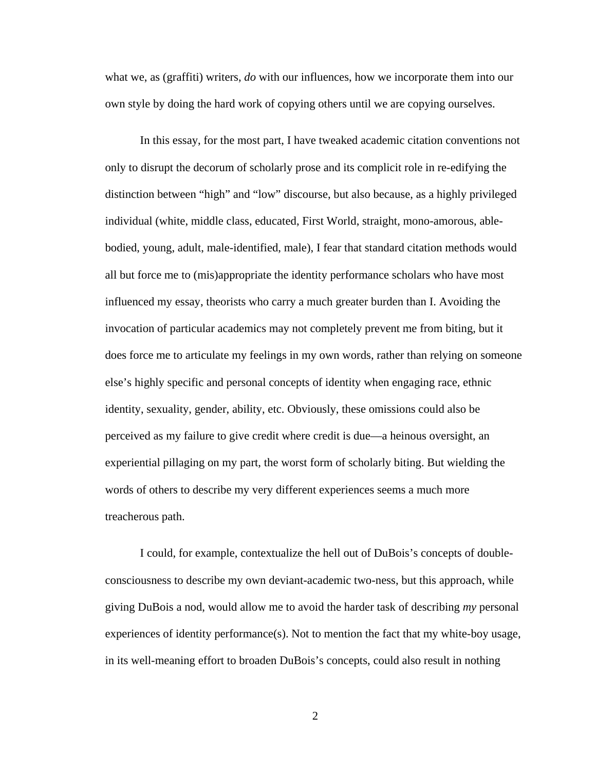what we, as (graffiti) writers, *do* with our influences, how we incorporate them into our own style by doing the hard work of copying others until we are copying ourselves.

In this essay, for the most part, I have tweaked academic citation conventions not only to disrupt the decorum of scholarly prose and its complicit role in re-edifying the distinction between "high" and "low" discourse, but also because, as a highly privileged individual (white, middle class, educated, First World, straight, mono-amorous, able-bodied, young, adult, male-identified, male), I fear that standard citation methods would all but force me to (mis)appropriate the identity performance scholars who have most influenced my essay, theorists who carry a much greater burden than I. Avoiding the invocation of particular academics may not completely prevent me from biting, but it does force me to articulate my feelings in my own words, rather than relying on someone else's highly specific and personal concepts of identity when engaging race, ethnic identity, sexuality, gender, ability, etc. Obviously, these omissions could also be perceived as my failure to give credit where credit is due—a heinous oversight, an experiential pillaging on my part, the worst form of scholarly biting. But wielding the words of others to describe my very different experiences seems a much more treacherous path.

I could, for example, contextualize the hell out of DuBois's concepts of double-consciousness to describe my own deviant-academic two-ness, but this approach, while giving DuBois a nod, would allow me to avoid the harder task of describing *my* personal experiences of identity performance(s). Not to mention the fact that my white-boy usage, in its well-meaning effort to broaden DuBois's concepts, could also result in nothing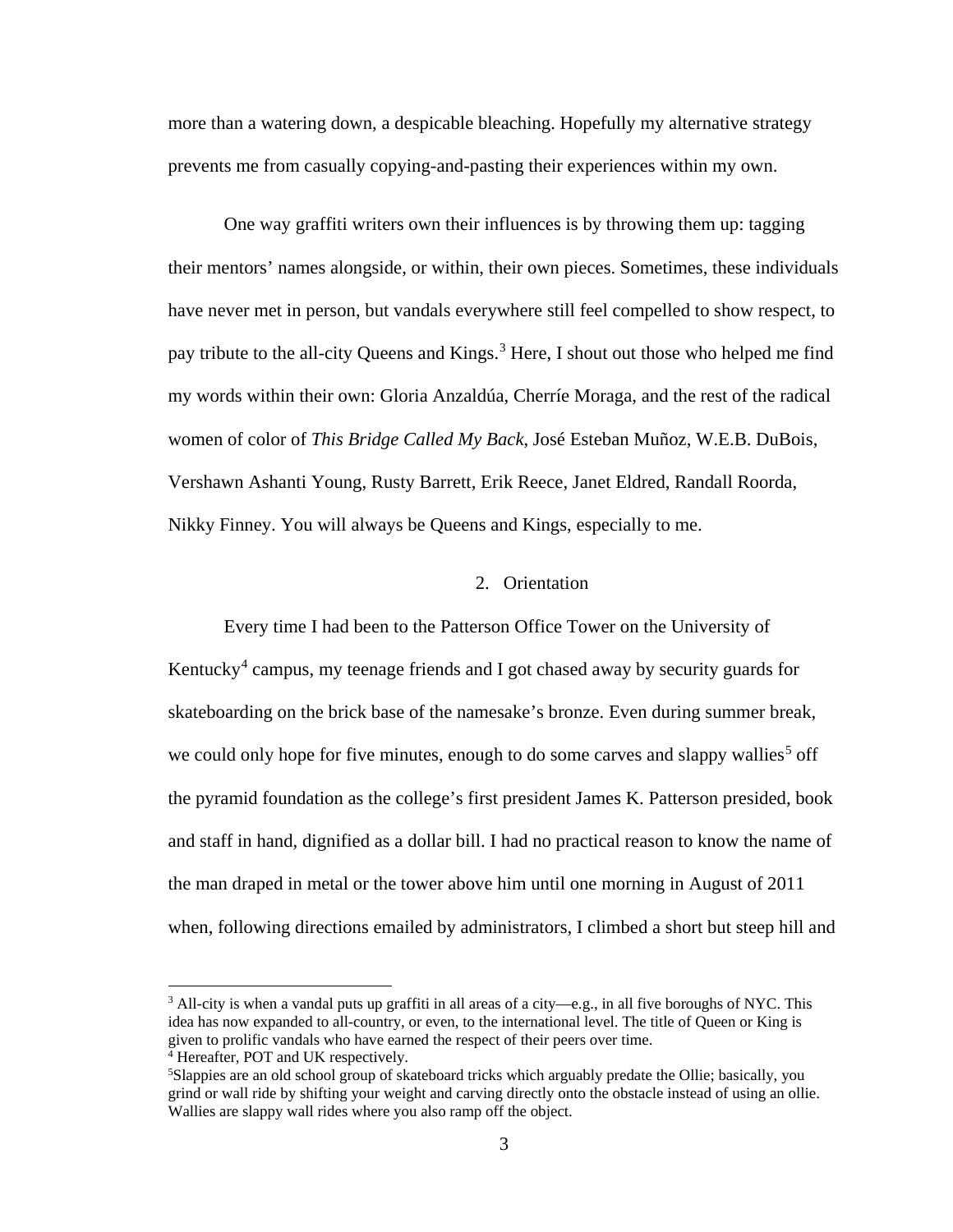more than a watering down, a despicable bleaching. Hopefully my alternative strategy prevents me from casually copying-and-pasting their experiences within my own.

One way graffiti writers own their influences is by throwing them up: tagging their mentors' names alongside, or within, their own pieces. Sometimes, these individuals have never met in person, but vandals everywhere still feel compelled to show respect, to pay tribute to the all-city Queens and Kings.[3] Here, I shout out those who helped me find my words within their own: Gloria Anzaldúa, Cherríe Moraga, and the rest of the radical women of color of *This Bridge Called My Back*, José Esteban Muñoz, W.E.B. DuBois, Vershawn Ashanti Young, Rusty Barrett, Erik Reece, Janet Eldred, Randall Roorda, Nikky Finney. You will always be Queens and Kings, especially to me.

## 2. Orientation

Every time I had been to the Patterson Office Tower on the University of Kentucky[4] campus, my teenage friends and I got chased away by security guards for skateboarding on the brick base of the namesake's bronze. Even during summer break, we could only hope for five minutes, enough to do some carves and slappy wallies[5] off the pyramid foundation as the college's first president James K. Patterson presided, book and staff in hand, dignified as a dollar bill. I had no practical reason to know the name of the man draped in metal or the tower above him until one morning in August of 2011 when, following directions emailed by administrators, I climbed a short but steep hill and

---

[3] All-city is when a vandal puts up graffiti in all areas of a city—e.g., in all five boroughs of NYC. This idea has now expanded to all-country, or even, to the international level. The title of Queen or King is given to prolific vandals who have earned the respect of their peers over time.

[4] Hereafter, POT and UK respectively.

[5] Slappies are an old school group of skateboard tricks which arguably predate the Ollie; basically, you grind or wall ride by shifting your weight and carving directly onto the obstacle instead of using an ollie. Wallies are slappy wall rides where you also ramp off the object.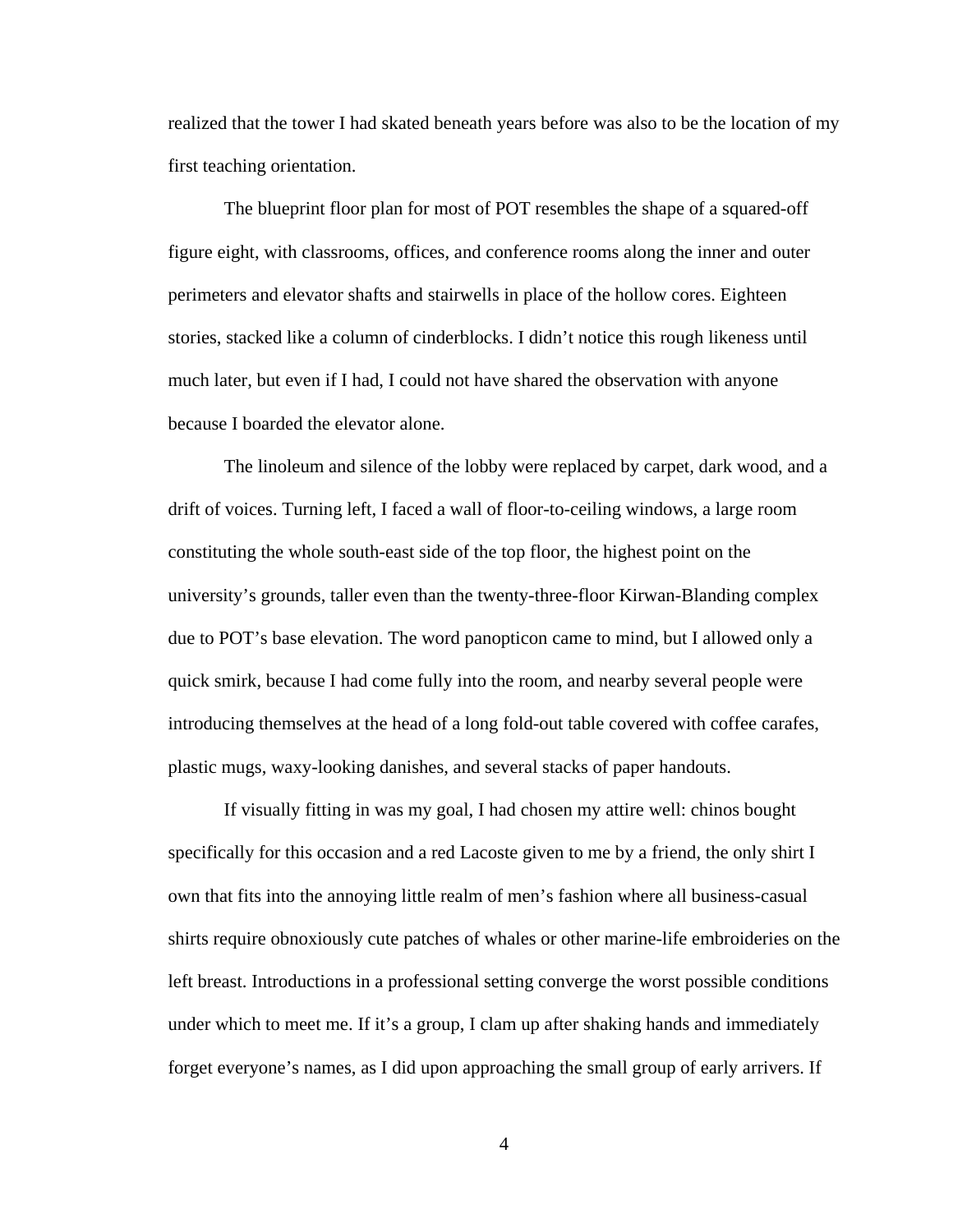realized that the tower I had skated beneath years before was also to be the location of my first teaching orientation.

The blueprint floor plan for most of POT resembles the shape of a squared-off figure eight, with classrooms, offices, and conference rooms along the inner and outer perimeters and elevator shafts and stairwells in place of the hollow cores. Eighteen stories, stacked like a column of cinderblocks. I didn't notice this rough likeness until much later, but even if I had, I could not have shared the observation with anyone because I boarded the elevator alone.

The linoleum and silence of the lobby were replaced by carpet, dark wood, and a drift of voices. Turning left, I faced a wall of floor-to-ceiling windows, a large room constituting the whole south-east side of the top floor, the highest point on the university's grounds, taller even than the twenty-three-floor Kirwan-Blanding complex due to POT's base elevation. The word panopticon came to mind, but I allowed only a quick smirk, because I had come fully into the room, and nearby several people were introducing themselves at the head of a long fold-out table covered with coffee carafes, plastic mugs, waxy-looking danishes, and several stacks of paper handouts.

If visually fitting in was my goal, I had chosen my attire well: chinos bought specifically for this occasion and a red Lacoste given to me by a friend, the only shirt I own that fits into the annoying little realm of men's fashion where all business-casual shirts require obnoxiously cute patches of whales or other marine-life embroideries on the left breast. Introductions in a professional setting converge the worst possible conditions under which to meet me. If it's a group, I clam up after shaking hands and immediately forget everyone's names, as I did upon approaching the small group of early arrivers. If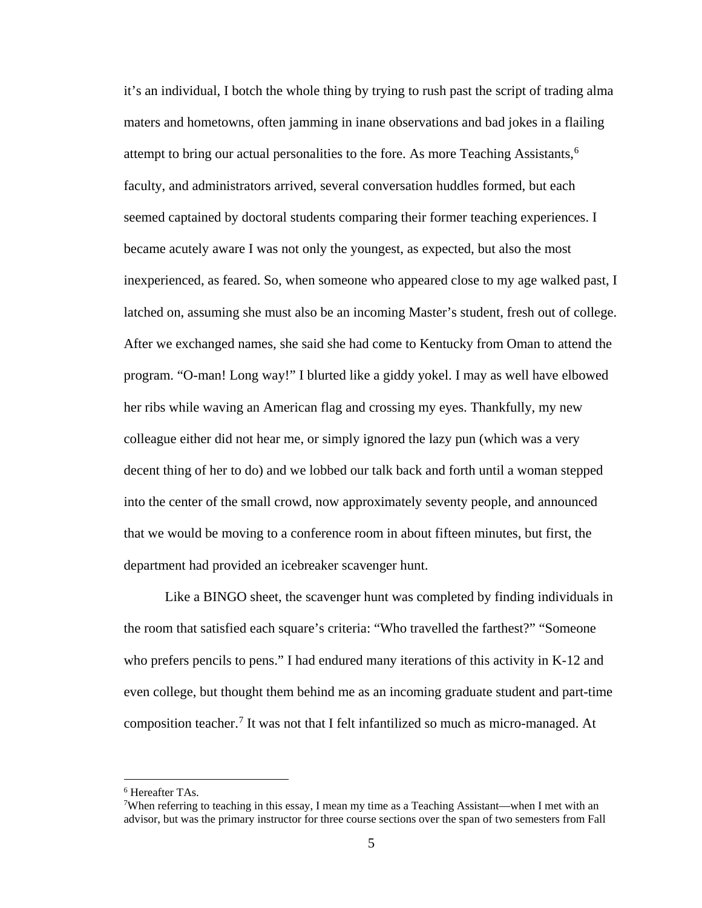it's an individual, I botch the whole thing by trying to rush past the script of trading alma maters and hometowns, often jamming in inane observations and bad jokes in a flailing attempt to bring our actual personalities to the fore. As more Teaching Assistants,[6] faculty, and administrators arrived, several conversation huddles formed, but each seemed captained by doctoral students comparing their former teaching experiences. I became acutely aware I was not only the youngest, as expected, but also the most inexperienced, as feared. So, when someone who appeared close to my age walked past, I latched on, assuming she must also be an incoming Master's student, fresh out of college. After we exchanged names, she said she had come to Kentucky from Oman to attend the program. "O-man! Long way!" I blurted like a giddy yokel. I may as well have elbowed her ribs while waving an American flag and crossing my eyes. Thankfully, my new colleague either did not hear me, or simply ignored the lazy pun (which was a very decent thing of her to do) and we lobbed our talk back and forth until a woman stepped into the center of the small crowd, now approximately seventy people, and announced that we would be moving to a conference room in about fifteen minutes, but first, the department had provided an icebreaker scavenger hunt.

Like a BINGO sheet, the scavenger hunt was completed by finding individuals in the room that satisfied each square's criteria: "Who travelled the farthest?" "Someone who prefers pencils to pens." I had endured many iterations of this activity in K-12 and even college, but thought them behind me as an incoming graduate student and part-time composition teacher.[7] It was not that I felt infantilized so much as micro-managed. At

[6] Hereafter TAs.

[7] When referring to teaching in this essay, I mean my time as a Teaching Assistant—when I met with an advisor, but was the primary instructor for three course sections over the span of two semesters from Fall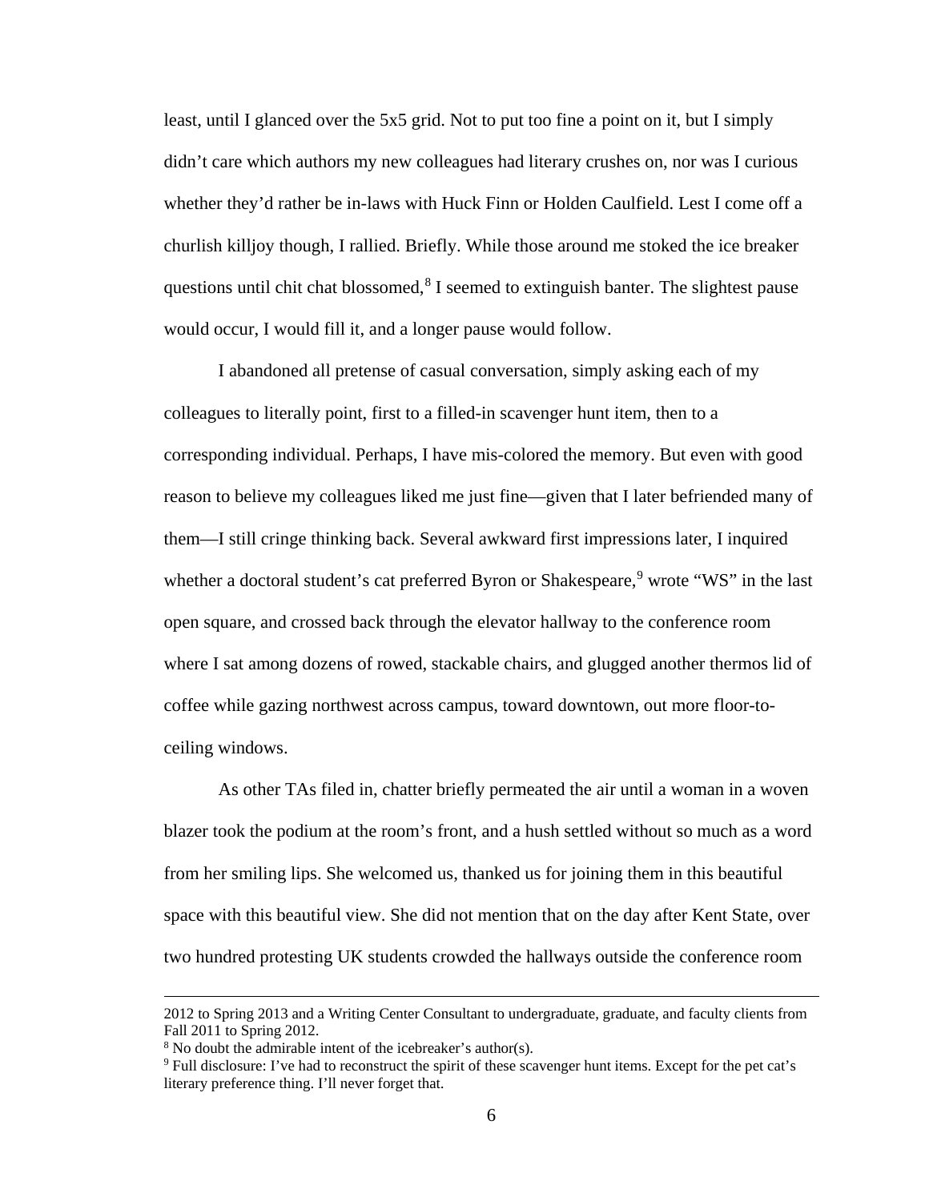least, until I glanced over the 5x5 grid. Not to put too fine a point on it, but I simply didn't care which authors my new colleagues had literary crushes on, nor was I curious whether they'd rather be in-laws with Huck Finn or Holden Caulfield. Lest I come off a churlish killjoy though, I rallied. Briefly. While those around me stoked the ice breaker questions until chit chat blossomed,[8] I seemed to extinguish banter. The slightest pause would occur, I would fill it, and a longer pause would follow.

I abandoned all pretense of casual conversation, simply asking each of my colleagues to literally point, first to a filled-in scavenger hunt item, then to a corresponding individual. Perhaps, I have mis-colored the memory. But even with good reason to believe my colleagues liked me just fine—given that I later befriended many of them—I still cringe thinking back. Several awkward first impressions later, I inquired whether a doctoral student's cat preferred Byron or Shakespeare,[9] wrote "WS" in the last open square, and crossed back through the elevator hallway to the conference room where I sat among dozens of rowed, stackable chairs, and glugged another thermos lid of coffee while gazing northwest across campus, toward downtown, out more floor-to-ceiling windows.

As other TAs filed in, chatter briefly permeated the air until a woman in a woven blazer took the podium at the room's front, and a hush settled without so much as a word from her smiling lips. She welcomed us, thanked us for joining them in this beautiful space with this beautiful view. She did not mention that on the day after Kent State, over two hundred protesting UK students crowded the hallways outside the conference room

---

2012 to Spring 2013 and a Writing Center Consultant to undergraduate, graduate, and faculty clients from Fall 2011 to Spring 2012.

[8] No doubt the admirable intent of the icebreaker's author(s).

[9] Full disclosure: I've had to reconstruct the spirit of these scavenger hunt items. Except for the pet cat's literary preference thing. I'll never forget that.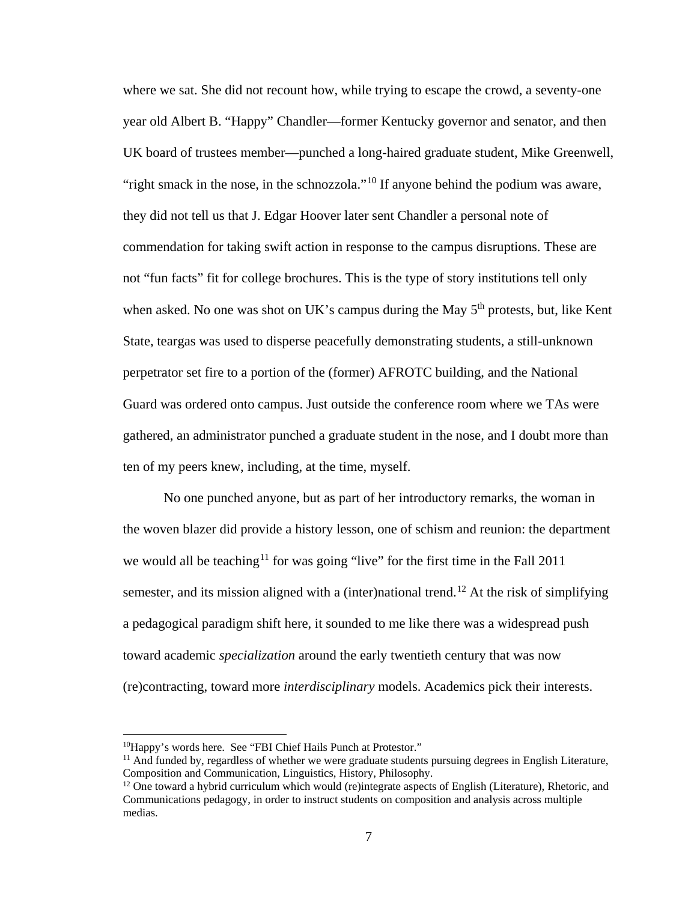where we sat. She did not recount how, while trying to escape the crowd, a seventy-one year old Albert B. "Happy" Chandler—former Kentucky governor and senator, and then UK board of trustees member—punched a long-haired graduate student, Mike Greenwell, "right smack in the nose, in the schnozzola."[10] If anyone behind the podium was aware, they did not tell us that J. Edgar Hoover later sent Chandler a personal note of commendation for taking swift action in response to the campus disruptions. These are not "fun facts" fit for college brochures. This is the type of story institutions tell only when asked. No one was shot on UK's campus during the May 5th protests, but, like Kent State, teargas was used to disperse peacefully demonstrating students, a still-unknown perpetrator set fire to a portion of the (former) AFROTC building, and the National Guard was ordered onto campus. Just outside the conference room where we TAs were gathered, an administrator punched a graduate student in the nose, and I doubt more than ten of my peers knew, including, at the time, myself.

No one punched anyone, but as part of her introductory remarks, the woman in the woven blazer did provide a history lesson, one of schism and reunion: the department we would all be teaching[11] for was going "live" for the first time in the Fall 2011 semester, and its mission aligned with a (inter)national trend.[12] At the risk of simplifying a pedagogical paradigm shift here, it sounded to me like there was a widespread push toward academic *specialization* around the early twentieth century that was now (re)contracting, toward more *interdisciplinary* models. Academics pick their interests.

---

[10] Happy's words here. See "FBI Chief Hails Punch at Protestor."

[11] And funded by, regardless of whether we were graduate students pursuing degrees in English Literature, Composition and Communication, Linguistics, History, Philosophy.

[12] One toward a hybrid curriculum which would (re)integrate aspects of English (Literature), Rhetoric, and Communications pedagogy, in order to instruct students on composition and analysis across multiple medias.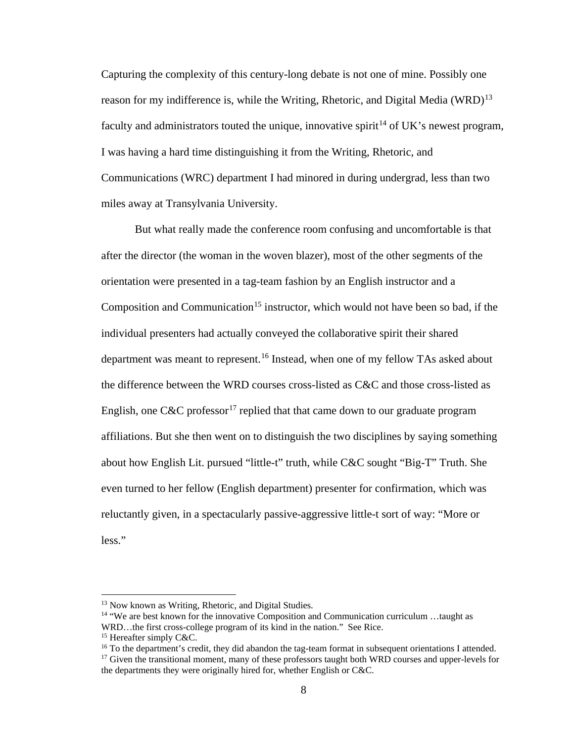Capturing the complexity of this century-long debate is not one of mine. Possibly one reason for my indifference is, while the Writing, Rhetoric, and Digital Media (WRD)[13] faculty and administrators touted the unique, innovative spirit[14] of UK's newest program, I was having a hard time distinguishing it from the Writing, Rhetoric, and Communications (WRC) department I had minored in during undergrad, less than two miles away at Transylvania University.

But what really made the conference room confusing and uncomfortable is that after the director (the woman in the woven blazer), most of the other segments of the orientation were presented in a tag-team fashion by an English instructor and a Composition and Communication[15] instructor, which would not have been so bad, if the individual presenters had actually conveyed the collaborative spirit their shared department was meant to represent.[16] Instead, when one of my fellow TAs asked about the difference between the WRD courses cross-listed as C&C and those cross-listed as English, one C&C professor[17] replied that that came down to our graduate program affiliations. But she then went on to distinguish the two disciplines by saying something about how English Lit. pursued "little-t" truth, while C&C sought "Big-T" Truth. She even turned to her fellow (English department) presenter for confirmation, which was reluctantly given, in a spectacularly passive-aggressive little-t sort of way: "More or less."

---

[13] Now known as Writing, Rhetoric, and Digital Studies.

[14] "We are best known for the innovative Composition and Communication curriculum …taught as WRD…the first cross-college program of its kind in the nation." See Rice.

[15] Hereafter simply C&C.

[16] To the department's credit, they did abandon the tag-team format in subsequent orientations I attended.

[17] Given the transitional moment, many of these professors taught both WRD courses and upper-levels for the departments they were originally hired for, whether English or C&C.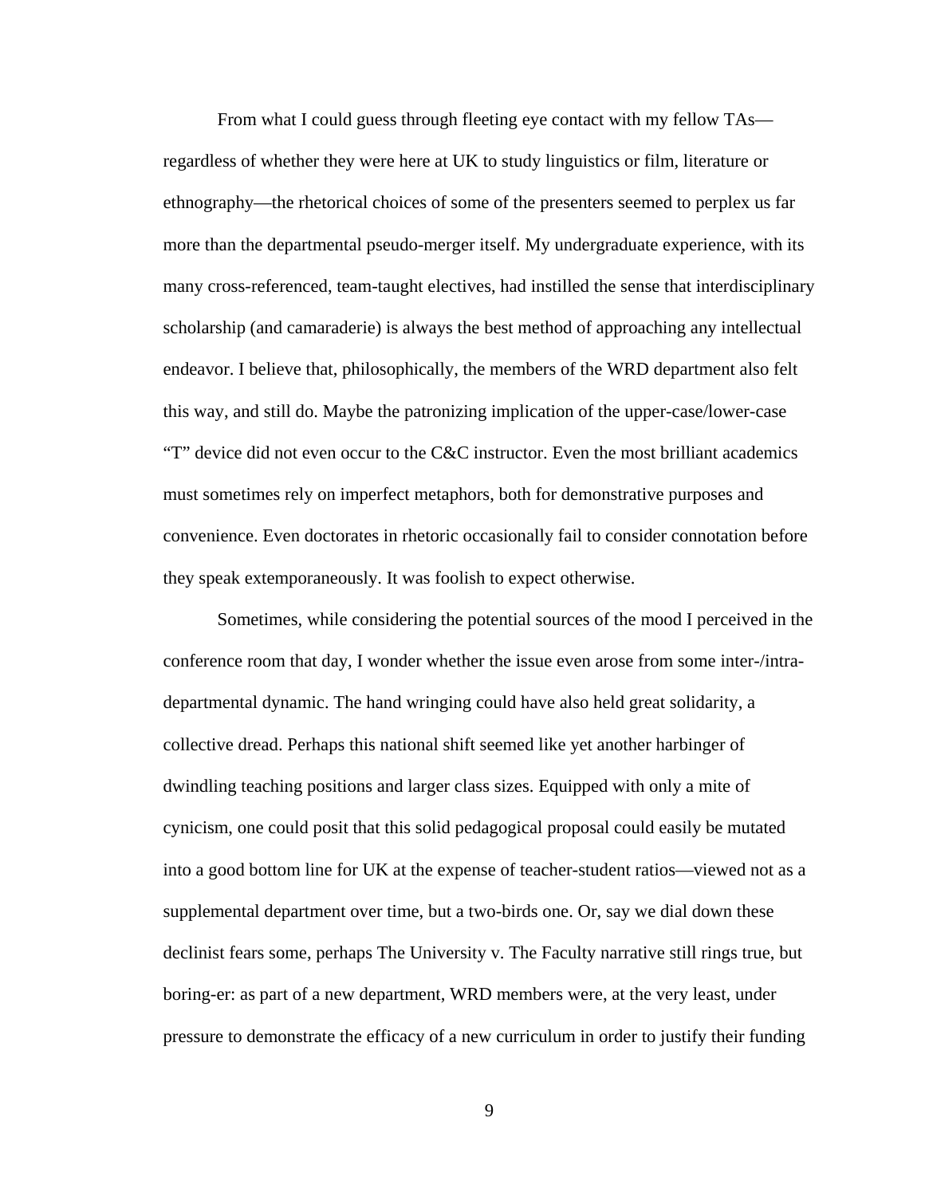From what I could guess through fleeting eye contact with my fellow TAs—regardless of whether they were here at UK to study linguistics or film, literature or ethnography—the rhetorical choices of some of the presenters seemed to perplex us far more than the departmental pseudo-merger itself. My undergraduate experience, with its many cross-referenced, team-taught electives, had instilled the sense that interdisciplinary scholarship (and camaraderie) is always the best method of approaching any intellectual endeavor. I believe that, philosophically, the members of the WRD department also felt this way, and still do. Maybe the patronizing implication of the upper-case/lower-case "T" device did not even occur to the C&C instructor. Even the most brilliant academics must sometimes rely on imperfect metaphors, both for demonstrative purposes and convenience. Even doctorates in rhetoric occasionally fail to consider connotation before they speak extemporaneously. It was foolish to expect otherwise.

Sometimes, while considering the potential sources of the mood I perceived in the conference room that day, I wonder whether the issue even arose from some inter-/intra-departmental dynamic. The hand wringing could have also held great solidarity, a collective dread. Perhaps this national shift seemed like yet another harbinger of dwindling teaching positions and larger class sizes. Equipped with only a mite of cynicism, one could posit that this solid pedagogical proposal could easily be mutated into a good bottom line for UK at the expense of teacher-student ratios—viewed not as a supplemental department over time, but a two-birds one. Or, say we dial down these declinist fears some, perhaps The University v. The Faculty narrative still rings true, but boring-er: as part of a new department, WRD members were, at the very least, under pressure to demonstrate the efficacy of a new curriculum in order to justify their funding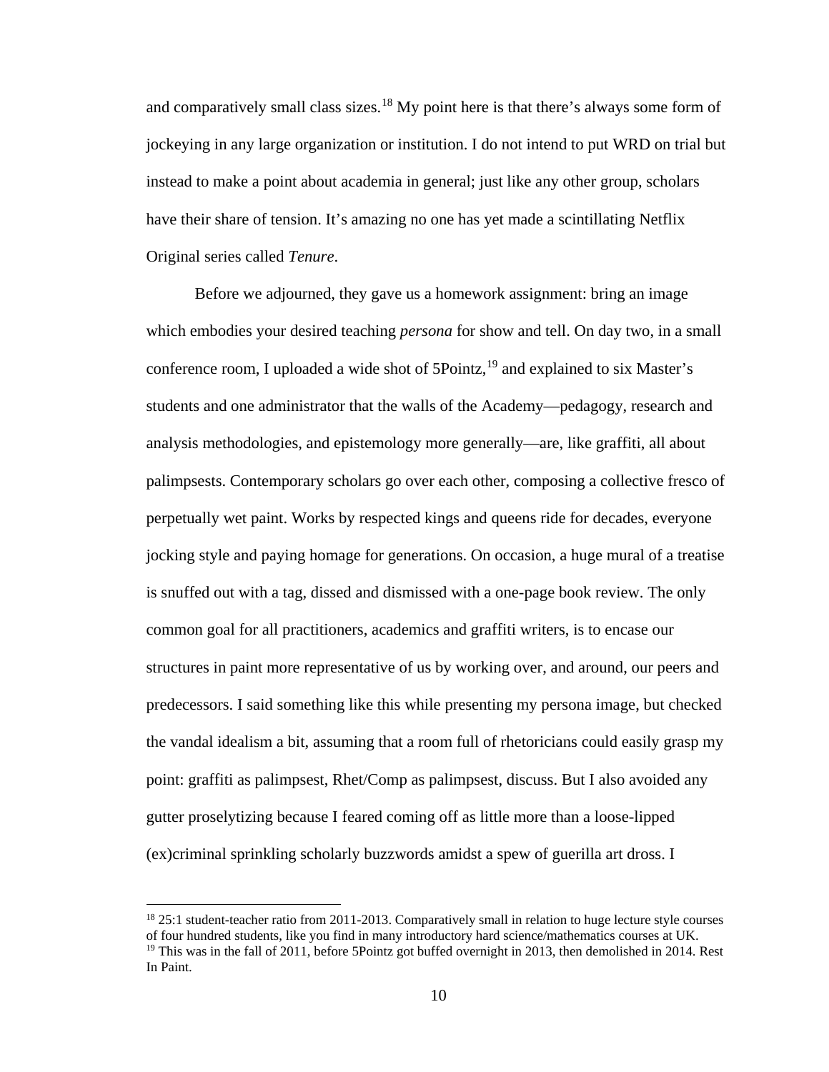and comparatively small class sizes.[18] My point here is that there's always some form of jockeying in any large organization or institution. I do not intend to put WRD on trial but instead to make a point about academia in general; just like any other group, scholars have their share of tension. It's amazing no one has yet made a scintillating Netflix Original series called *Tenure*.

Before we adjourned, they gave us a homework assignment: bring an image which embodies your desired teaching *persona* for show and tell. On day two, in a small conference room, I uploaded a wide shot of 5Pointz,[19] and explained to six Master's students and one administrator that the walls of the Academy—pedagogy, research and analysis methodologies, and epistemology more generally—are, like graffiti, all about palimpsests. Contemporary scholars go over each other, composing a collective fresco of perpetually wet paint. Works by respected kings and queens ride for decades, everyone jocking style and paying homage for generations. On occasion, a huge mural of a treatise is snuffed out with a tag, dissed and dismissed with a one-page book review. The only common goal for all practitioners, academics and graffiti writers, is to encase our structures in paint more representative of us by working over, and around, our peers and predecessors. I said something like this while presenting my persona image, but checked the vandal idealism a bit, assuming that a room full of rhetoricians could easily grasp my point: graffiti as palimpsest, Rhet/Comp as palimpsest, discuss. But I also avoided any gutter proselytizing because I feared coming off as little more than a loose-lipped (ex)criminal sprinkling scholarly buzzwords amidst a spew of guerilla art dross. I

---

[18] 25:1 student-teacher ratio from 2011-2013. Comparatively small in relation to huge lecture style courses of four hundred students, like you find in many introductory hard science/mathematics courses at UK.

[19] This was in the fall of 2011, before 5Pointz got buffed overnight in 2013, then demolished in 2014. Rest In Paint.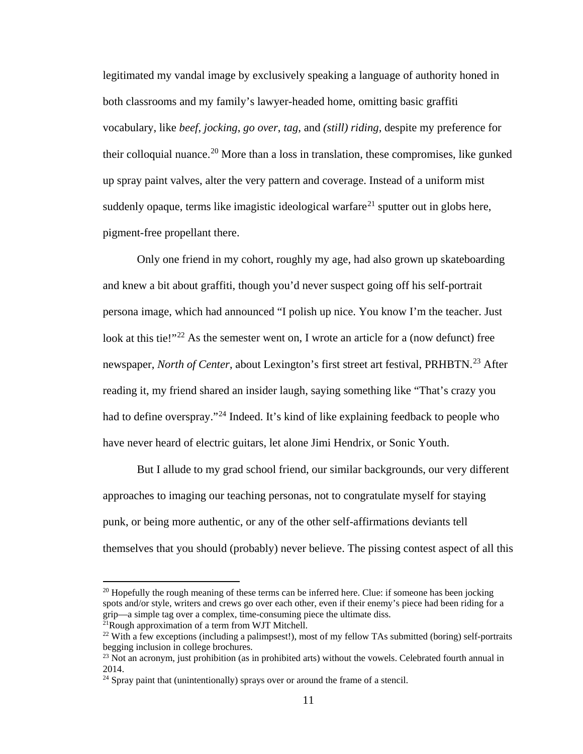legitimated my vandal image by exclusively speaking a language of authority honed in both classrooms and my family's lawyer-headed home, omitting basic graffiti vocabulary, like *beef*, *jocking*, *go over*, *tag*, and *(still) riding*, despite my preference for their colloquial nuance.[20] More than a loss in translation, these compromises, like gunked up spray paint valves, alter the very pattern and coverage. Instead of a uniform mist suddenly opaque, terms like imagistic ideological warfare[21] sputter out in globs here, pigment-free propellant there.

Only one friend in my cohort, roughly my age, had also grown up skateboarding and knew a bit about graffiti, though you'd never suspect going off his self-portrait persona image, which had announced "I polish up nice. You know I'm the teacher. Just look at this tie!"[22] As the semester went on, I wrote an article for a (now defunct) free newspaper, *North of Center*, about Lexington's first street art festival, PRHBTN.[23] After reading it, my friend shared an insider laugh, saying something like "That's crazy you had to define overspray."[24] Indeed. It's kind of like explaining feedback to people who have never heard of electric guitars, let alone Jimi Hendrix, or Sonic Youth.

But I allude to my grad school friend, our similar backgrounds, our very different approaches to imaging our teaching personas, not to congratulate myself for staying punk, or being more authentic, or any of the other self-affirmations deviants tell themselves that you should (probably) never believe. The pissing contest aspect of all this

---

[20] Hopefully the rough meaning of these terms can be inferred here. Clue: if someone has been jocking spots and/or style, writers and crews go over each other, even if their enemy's piece had been riding for a grip—a simple tag over a complex, time-consuming piece the ultimate diss.

[21] Rough approximation of a term from WJT Mitchell.

[22] With a few exceptions (including a palimpsest!), most of my fellow TAs submitted (boring) self-portraits begging inclusion in college brochures.

[23] Not an acronym, just prohibition (as in prohibited arts) without the vowels. Celebrated fourth annual in 2014.

[24] Spray paint that (unintentionally) sprays over or around the frame of a stencil.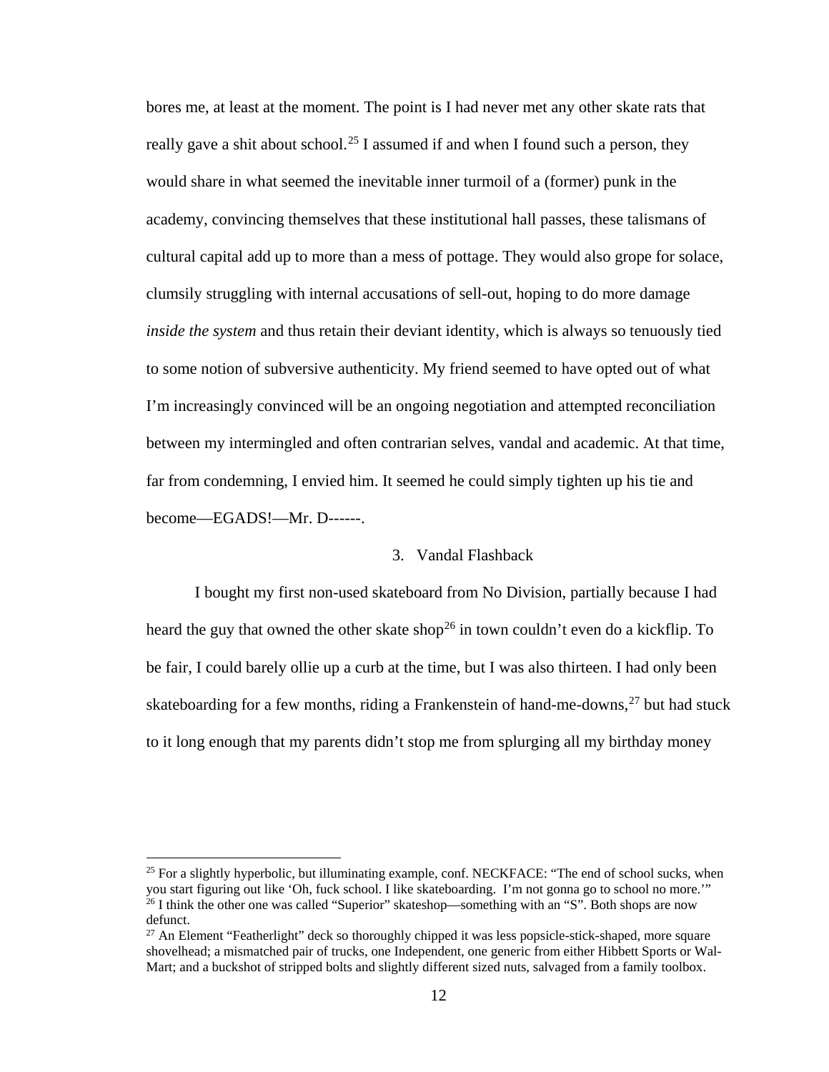bores me, at least at the moment. The point is I had never met any other skate rats that really gave a shit about school.[25] I assumed if and when I found such a person, they would share in what seemed the inevitable inner turmoil of a (former) punk in the academy, convincing themselves that these institutional hall passes, these talismans of cultural capital add up to more than a mess of pottage. They would also grope for solace, clumsily struggling with internal accusations of sell-out, hoping to do more damage *inside the system* and thus retain their deviant identity, which is always so tenuously tied to some notion of subversive authenticity. My friend seemed to have opted out of what I'm increasingly convinced will be an ongoing negotiation and attempted reconciliation between my intermingled and often contrarian selves, vandal and academic. At that time, far from condemning, I envied him. It seemed he could simply tighten up his tie and become—EGADS!—Mr. D------.

### 3. Vandal Flashback

I bought my first non-used skateboard from No Division, partially because I had heard the guy that owned the other skate shop[26] in town couldn't even do a kickflip. To be fair, I could barely ollie up a curb at the time, but I was also thirteen. I had only been skateboarding for a few months, riding a Frankenstein of hand-me-downs,[27] but had stuck to it long enough that my parents didn't stop me from splurging all my birthday money

---

[25] For a slightly hyperbolic, but illuminating example, conf. NECKFACE: "The end of school sucks, when you start figuring out like 'Oh, fuck school. I like skateboarding. I'm not gonna go to school no more.'"

[26] I think the other one was called "Superior" skateshop—something with an "S". Both shops are now defunct.

[27] An Element "Featherlight" deck so thoroughly chipped it was less popsicle-stick-shaped, more square shovelhead; a mismatched pair of trucks, one Independent, one generic from either Hibbett Sports or Wal-Mart; and a buckshot of stripped bolts and slightly different sized nuts, salvaged from a family toolbox.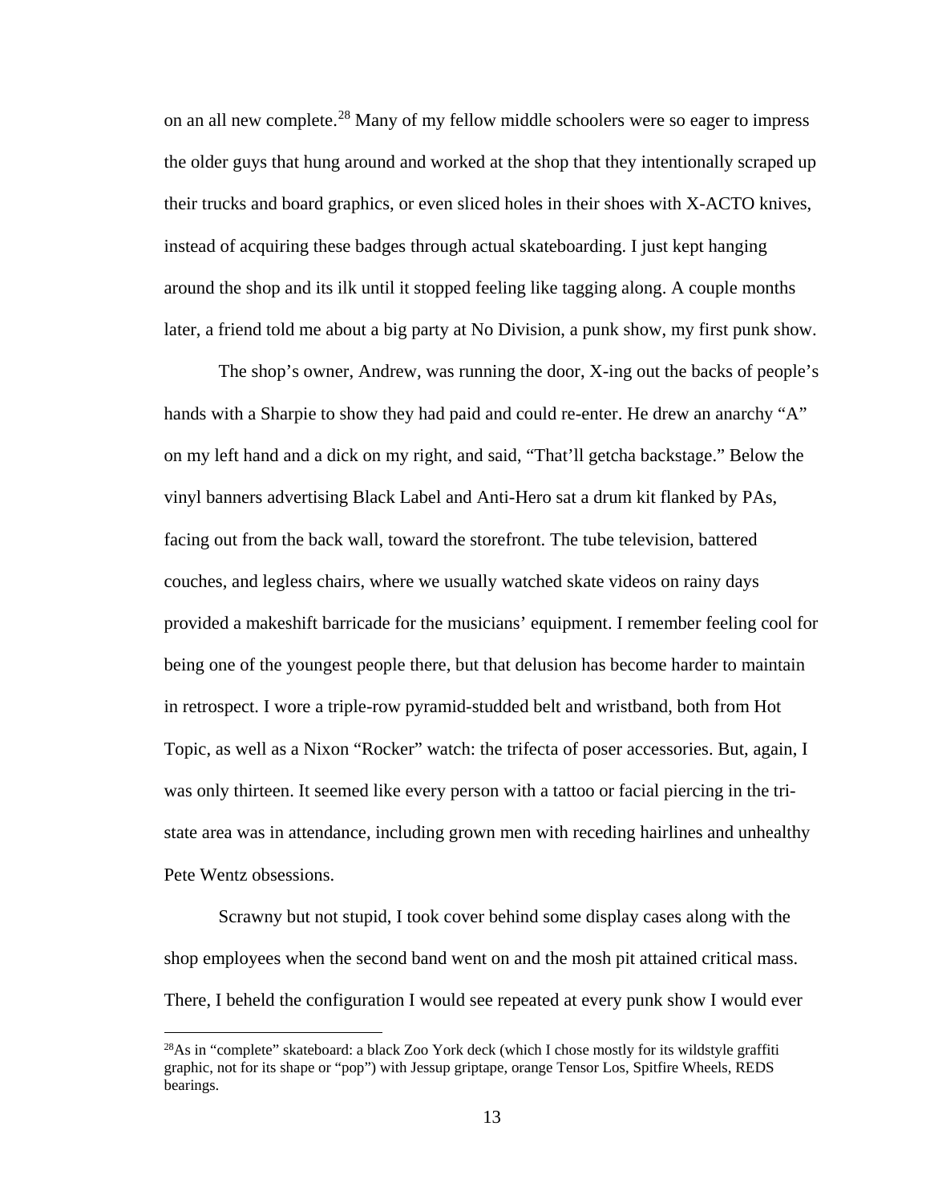on an all new complete.[28] Many of my fellow middle schoolers were so eager to impress the older guys that hung around and worked at the shop that they intentionally scraped up their trucks and board graphics, or even sliced holes in their shoes with X-ACTO knives, instead of acquiring these badges through actual skateboarding. I just kept hanging around the shop and its ilk until it stopped feeling like tagging along. A couple months later, a friend told me about a big party at No Division, a punk show, my first punk show.

The shop's owner, Andrew, was running the door, X-ing out the backs of people's hands with a Sharpie to show they had paid and could re-enter. He drew an anarchy "A" on my left hand and a dick on my right, and said, "That'll getcha backstage." Below the vinyl banners advertising Black Label and Anti-Hero sat a drum kit flanked by PAs, facing out from the back wall, toward the storefront. The tube television, battered couches, and legless chairs, where we usually watched skate videos on rainy days provided a makeshift barricade for the musicians' equipment. I remember feeling cool for being one of the youngest people there, but that delusion has become harder to maintain in retrospect. I wore a triple-row pyramid-studded belt and wristband, both from Hot Topic, as well as a Nixon "Rocker" watch: the trifecta of poser accessories. But, again, I was only thirteen. It seemed like every person with a tattoo or facial piercing in the tri-state area was in attendance, including grown men with receding hairlines and unhealthy Pete Wentz obsessions.

Scrawny but not stupid, I took cover behind some display cases along with the shop employees when the second band went on and the mosh pit attained critical mass. There, I beheld the configuration I would see repeated at every punk show I would ever

---

[28] As in "complete" skateboard: a black Zoo York deck (which I chose mostly for its wildstyle graffiti graphic, not for its shape or "pop") with Jessup griptape, orange Tensor Los, Spitfire Wheels, REDS bearings.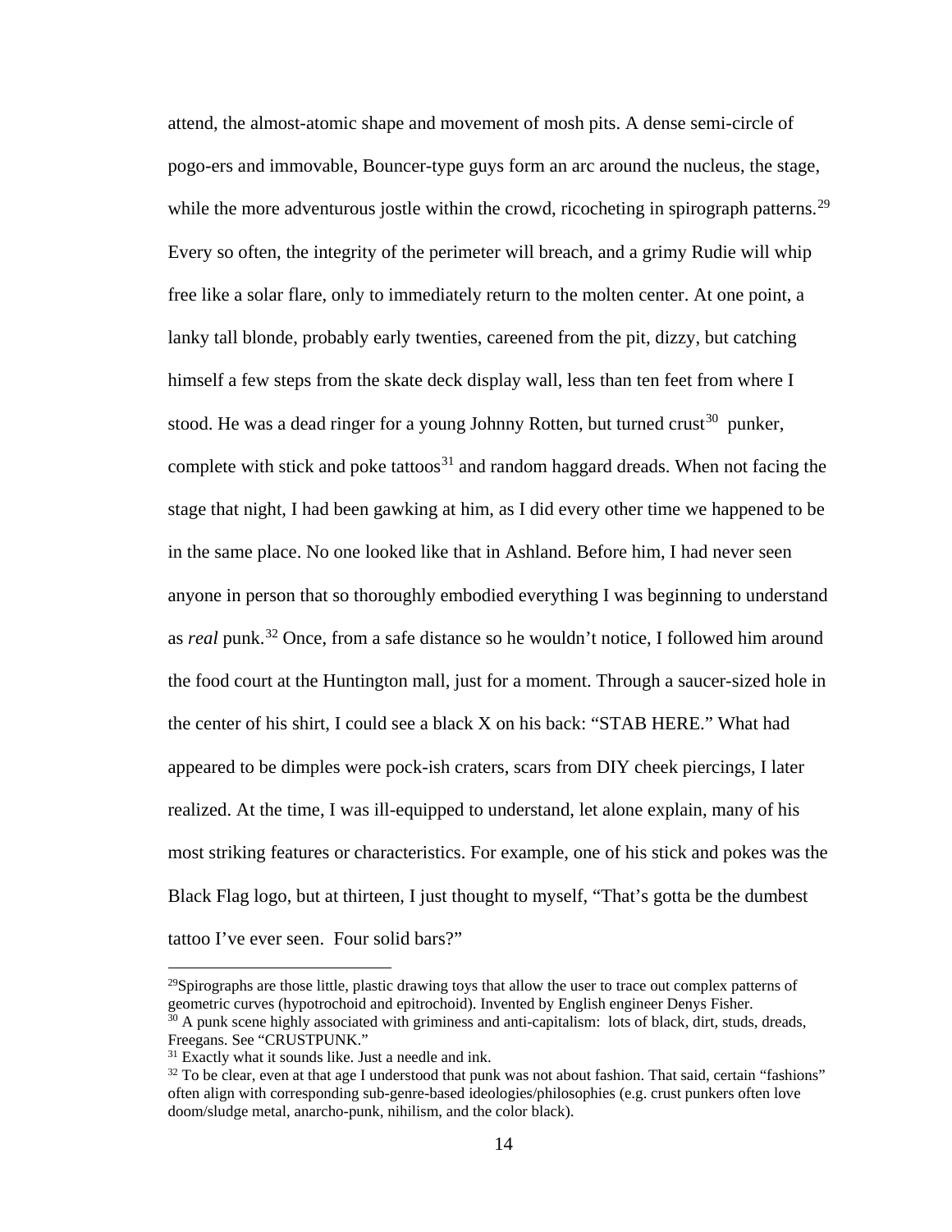attend, the almost-atomic shape and movement of mosh pits. A dense semi-circle of pogo-ers and immovable, Bouncer-type guys form an arc around the nucleus, the stage, while the more adventurous jostle within the crowd, ricocheting in spirograph patterns.[29] Every so often, the integrity of the perimeter will breach, and a grimy Rudie will whip free like a solar flare, only to immediately return to the molten center. At one point, a lanky tall blonde, probably early twenties, careened from the pit, dizzy, but catching himself a few steps from the skate deck display wall, less than ten feet from where I stood. He was a dead ringer for a young Johnny Rotten, but turned crust[30] punker, complete with stick and poke tattoos[31] and random haggard dreads. When not facing the stage that night, I had been gawking at him, as I did every other time we happened to be in the same place. No one looked like that in Ashland. Before him, I had never seen anyone in person that so thoroughly embodied everything I was beginning to understand as *real* punk.[32] Once, from a safe distance so he wouldn't notice, I followed him around the food court at the Huntington mall, just for a moment. Through a saucer-sized hole in the center of his shirt, I could see a black X on his back: "STAB HERE." What had appeared to be dimples were pock-ish craters, scars from DIY cheek piercings, I later realized. At the time, I was ill-equipped to understand, let alone explain, many of his most striking features or characteristics. For example, one of his stick and pokes was the Black Flag logo, but at thirteen, I just thought to myself, "That's gotta be the dumbest tattoo I've ever seen. Four solid bars?"

---

[29]Spirographs are those little, plastic drawing toys that allow the user to trace out complex patterns of geometric curves (hypotrochoid and epitrochoid). Invented by English engineer Denys Fisher.

[30] A punk scene highly associated with griminess and anti-capitalism: lots of black, dirt, studs, dreads, Freegans. See "CRUSTPUNK."

[31] Exactly what it sounds like. Just a needle and ink.

[32] To be clear, even at that age I understood that punk was not about fashion. That said, certain "fashions" often align with corresponding sub-genre-based ideologies/philosophies (e.g. crust punkers often love doom/sludge metal, anarcho-punk, nihilism, and the color black).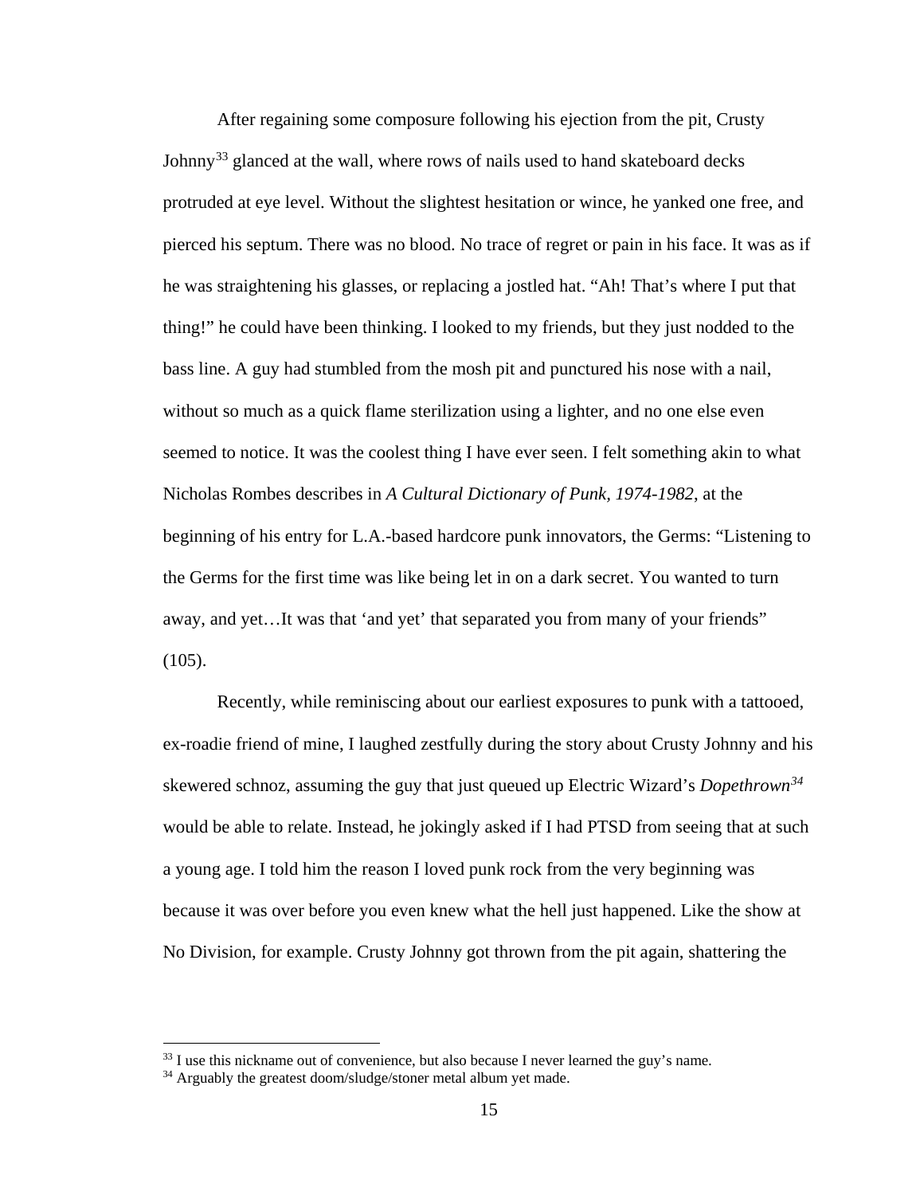After regaining some composure following his ejection from the pit, Crusty Johnny[33] glanced at the wall, where rows of nails used to hand skateboard decks protruded at eye level. Without the slightest hesitation or wince, he yanked one free, and pierced his septum. There was no blood. No trace of regret or pain in his face. It was as if he was straightening his glasses, or replacing a jostled hat. "Ah! That's where I put that thing!" he could have been thinking. I looked to my friends, but they just nodded to the bass line. A guy had stumbled from the mosh pit and punctured his nose with a nail, without so much as a quick flame sterilization using a lighter, and no one else even seemed to notice. It was the coolest thing I have ever seen. I felt something akin to what Nicholas Rombes describes in *A Cultural Dictionary of Punk, 1974-1982*, at the beginning of his entry for L.A.-based hardcore punk innovators, the Germs: "Listening to the Germs for the first time was like being let in on a dark secret. You wanted to turn away, and yet…It was that 'and yet' that separated you from many of your friends" (105).

Recently, while reminiscing about our earliest exposures to punk with a tattooed, ex-roadie friend of mine, I laughed zestfully during the story about Crusty Johnny and his skewered schnoz, assuming the guy that just queued up Electric Wizard's *Dopethrown*[34] would be able to relate. Instead, he jokingly asked if I had PTSD from seeing that at such a young age. I told him the reason I loved punk rock from the very beginning was because it was over before you even knew what the hell just happened. Like the show at No Division, for example. Crusty Johnny got thrown from the pit again, shattering the

---

[33] I use this nickname out of convenience, but also because I never learned the guy's name.

[34] Arguably the greatest doom/sludge/stoner metal album yet made.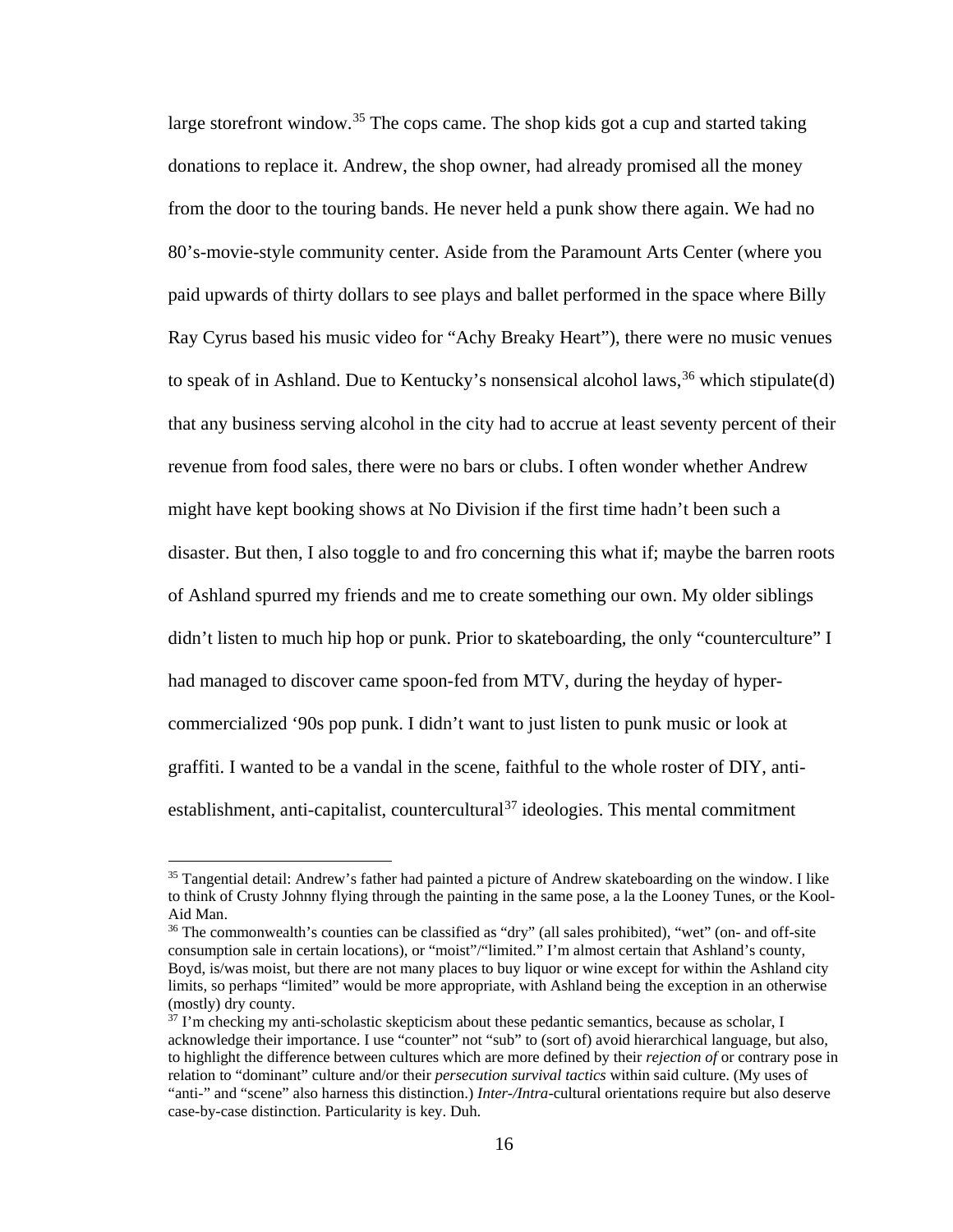large storefront window.[35] The cops came. The shop kids got a cup and started taking donations to replace it. Andrew, the shop owner, had already promised all the money from the door to the touring bands. He never held a punk show there again. We had no 80's-movie-style community center. Aside from the Paramount Arts Center (where you paid upwards of thirty dollars to see plays and ballet performed in the space where Billy Ray Cyrus based his music video for "Achy Breaky Heart"), there were no music venues to speak of in Ashland. Due to Kentucky's nonsensical alcohol laws,[36] which stipulate(d) that any business serving alcohol in the city had to accrue at least seventy percent of their revenue from food sales, there were no bars or clubs. I often wonder whether Andrew might have kept booking shows at No Division if the first time hadn't been such a disaster. But then, I also toggle to and fro concerning this what if; maybe the barren roots of Ashland spurred my friends and me to create something our own. My older siblings didn't listen to much hip hop or punk. Prior to skateboarding, the only "counterculture" I had managed to discover came spoon-fed from MTV, during the heyday of hyper-commercialized '90s pop punk. I didn't want to just listen to punk music or look at graffiti. I wanted to be a vandal in the scene, faithful to the whole roster of DIY, anti-establishment, anti-capitalist, countercultural[37] ideologies. This mental commitment

---

[35] Tangential detail: Andrew's father had painted a picture of Andrew skateboarding on the window. I like to think of Crusty Johnny flying through the painting in the same pose, a la the Looney Tunes, or the Kool-Aid Man.

[36] The commonwealth's counties can be classified as "dry" (all sales prohibited), "wet" (on- and off-site consumption sale in certain locations), or "moist"/"limited." I'm almost certain that Ashland's county, Boyd, is/was moist, but there are not many places to buy liquor or wine except for within the Ashland city limits, so perhaps "limited" would be more appropriate, with Ashland being the exception in an otherwise (mostly) dry county.

[37] I'm checking my anti-scholastic skepticism about these pedantic semantics, because as scholar, I acknowledge their importance. I use "counter" not "sub" to (sort of) avoid hierarchical language, but also, to highlight the difference between cultures which are more defined by their *rejection of* or contrary pose in relation to "dominant" culture and/or their *persecution survival tactics* within said culture. (My uses of "anti-" and "scene" also harness this distinction.) *Inter-/Intra-*cultural orientations require but also deserve case-by-case distinction. Particularity is key. Duh.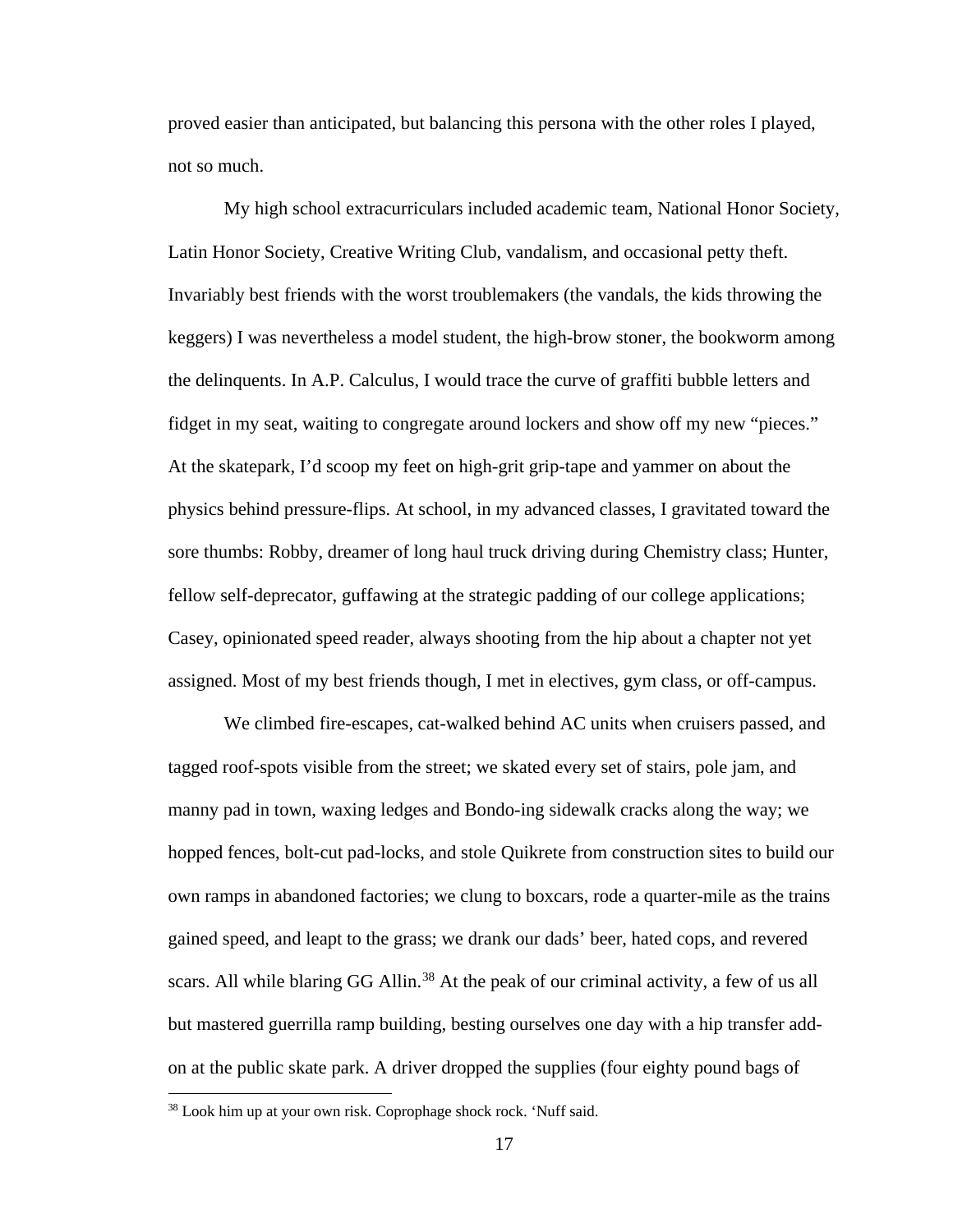proved easier than anticipated, but balancing this persona with the other roles I played, not so much.

My high school extracurriculars included academic team, National Honor Society, Latin Honor Society, Creative Writing Club, vandalism, and occasional petty theft. Invariably best friends with the worst troublemakers (the vandals, the kids throwing the keggers) I was nevertheless a model student, the high-brow stoner, the bookworm among the delinquents. In A.P. Calculus, I would trace the curve of graffiti bubble letters and fidget in my seat, waiting to congregate around lockers and show off my new "pieces." At the skatepark, I'd scoop my feet on high-grit grip-tape and yammer on about the physics behind pressure-flips. At school, in my advanced classes, I gravitated toward the sore thumbs: Robby, dreamer of long haul truck driving during Chemistry class; Hunter, fellow self-deprecator, guffawing at the strategic padding of our college applications; Casey, opinionated speed reader, always shooting from the hip about a chapter not yet assigned. Most of my best friends though, I met in electives, gym class, or off-campus.

We climbed fire-escapes, cat-walked behind AC units when cruisers passed, and tagged roof-spots visible from the street; we skated every set of stairs, pole jam, and manny pad in town, waxing ledges and Bondo-ing sidewalk cracks along the way; we hopped fences, bolt-cut pad-locks, and stole Quikrete from construction sites to build our own ramps in abandoned factories; we clung to boxcars, rode a quarter-mile as the trains gained speed, and leapt to the grass; we drank our dads' beer, hated cops, and revered scars. All while blaring GG Allin.[38] At the peak of our criminal activity, a few of us all but mastered guerrilla ramp building, besting ourselves one day with a hip transfer add-on at the public skate park. A driver dropped the supplies (four eighty pound bags of

[38] Look him up at your own risk. Coprophage shock rock. 'Nuff said.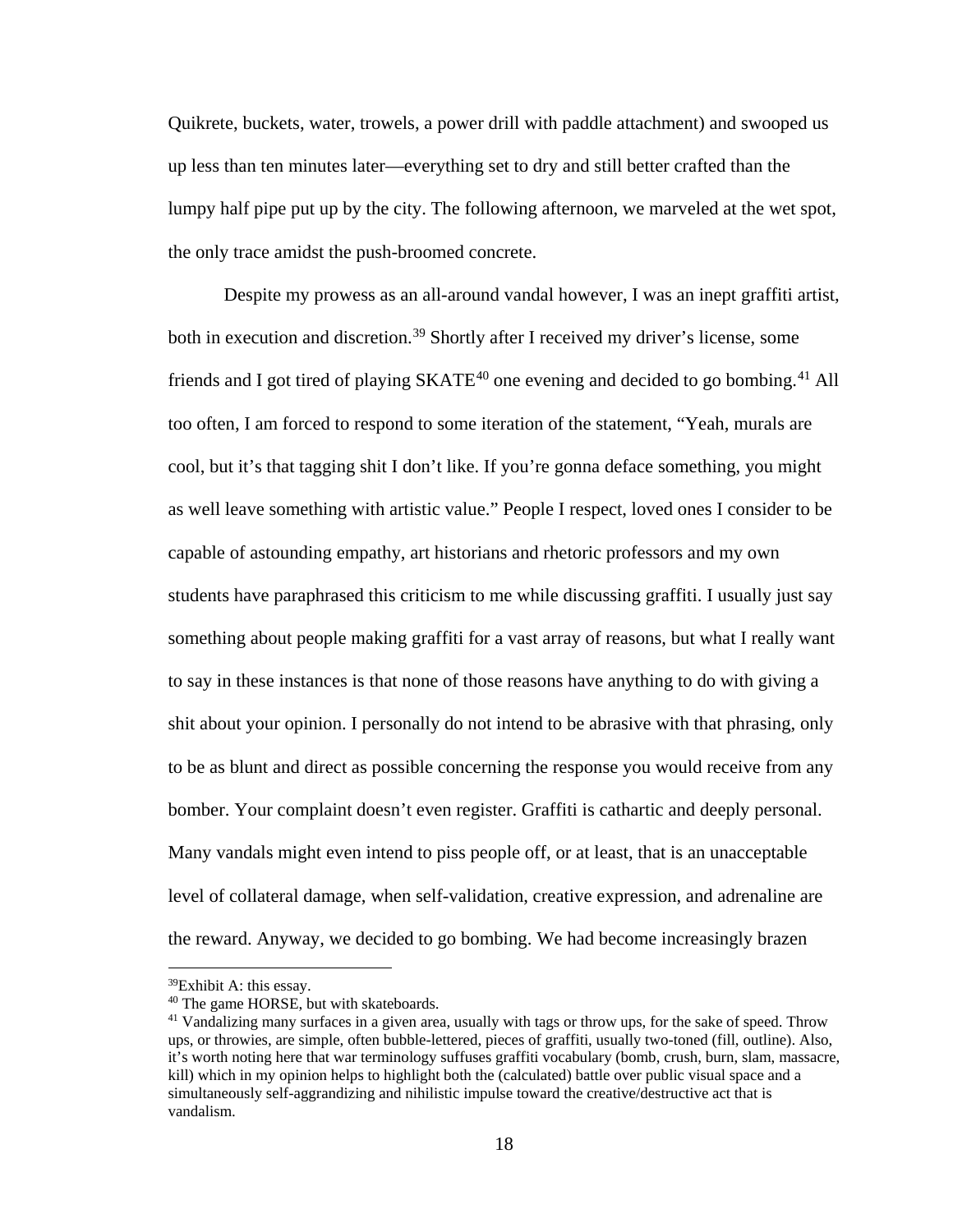Quikrete, buckets, water, trowels, a power drill with paddle attachment) and swooped us up less than ten minutes later—everything set to dry and still better crafted than the lumpy half pipe put up by the city. The following afternoon, we marveled at the wet spot, the only trace amidst the push-broomed concrete.

Despite my prowess as an all-around vandal however, I was an inept graffiti artist, both in execution and discretion.[39] Shortly after I received my driver's license, some friends and I got tired of playing SKATE[40] one evening and decided to go bombing.[41] All too often, I am forced to respond to some iteration of the statement, "Yeah, murals are cool, but it's that tagging shit I don't like. If you're gonna deface something, you might as well leave something with artistic value." People I respect, loved ones I consider to be capable of astounding empathy, art historians and rhetoric professors and my own students have paraphrased this criticism to me while discussing graffiti. I usually just say something about people making graffiti for a vast array of reasons, but what I really want to say in these instances is that none of those reasons have anything to do with giving a shit about your opinion. I personally do not intend to be abrasive with that phrasing, only to be as blunt and direct as possible concerning the response you would receive from any bomber. Your complaint doesn't even register. Graffiti is cathartic and deeply personal. Many vandals might even intend to piss people off, or at least, that is an unacceptable level of collateral damage, when self-validation, creative expression, and adrenaline are the reward. Anyway, we decided to go bombing. We had become increasingly brazen

[39] Exhibit A: this essay.

[40] The game HORSE, but with skateboards.

[41] Vandalizing many surfaces in a given area, usually with tags or throw ups, for the sake of speed. Throw ups, or throwies, are simple, often bubble-lettered, pieces of graffiti, usually two-toned (fill, outline). Also, it's worth noting here that war terminology suffuses graffiti vocabulary (bomb, crush, burn, slam, massacre, kill) which in my opinion helps to highlight both the (calculated) battle over public visual space and a simultaneously self-aggrandizing and nihilistic impulse toward the creative/destructive act that is vandalism.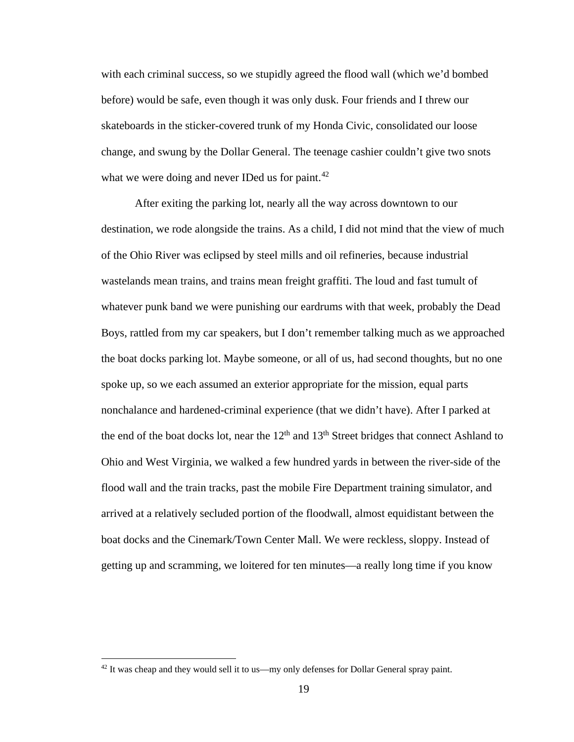with each criminal success, so we stupidly agreed the flood wall (which we'd bombed before) would be safe, even though it was only dusk. Four friends and I threw our skateboards in the sticker-covered trunk of my Honda Civic, consolidated our loose change, and swung by the Dollar General. The teenage cashier couldn't give two snots what we were doing and never IDed us for paint.[42]

After exiting the parking lot, nearly all the way across downtown to our destination, we rode alongside the trains. As a child, I did not mind that the view of much of the Ohio River was eclipsed by steel mills and oil refineries, because industrial wastelands mean trains, and trains mean freight graffiti. The loud and fast tumult of whatever punk band we were punishing our eardrums with that week, probably the Dead Boys, rattled from my car speakers, but I don't remember talking much as we approached the boat docks parking lot. Maybe someone, or all of us, had second thoughts, but no one spoke up, so we each assumed an exterior appropriate for the mission, equal parts nonchalance and hardened-criminal experience (that we didn't have). After I parked at the end of the boat docks lot, near the 12th and 13th Street bridges that connect Ashland to Ohio and West Virginia, we walked a few hundred yards in between the river-side of the flood wall and the train tracks, past the mobile Fire Department training simulator, and arrived at a relatively secluded portion of the floodwall, almost equidistant between the boat docks and the Cinemark/Town Center Mall. We were reckless, sloppy. Instead of getting up and scramming, we loitered for ten minutes—a really long time if you know

[42] It was cheap and they would sell it to us—my only defenses for Dollar General spray paint.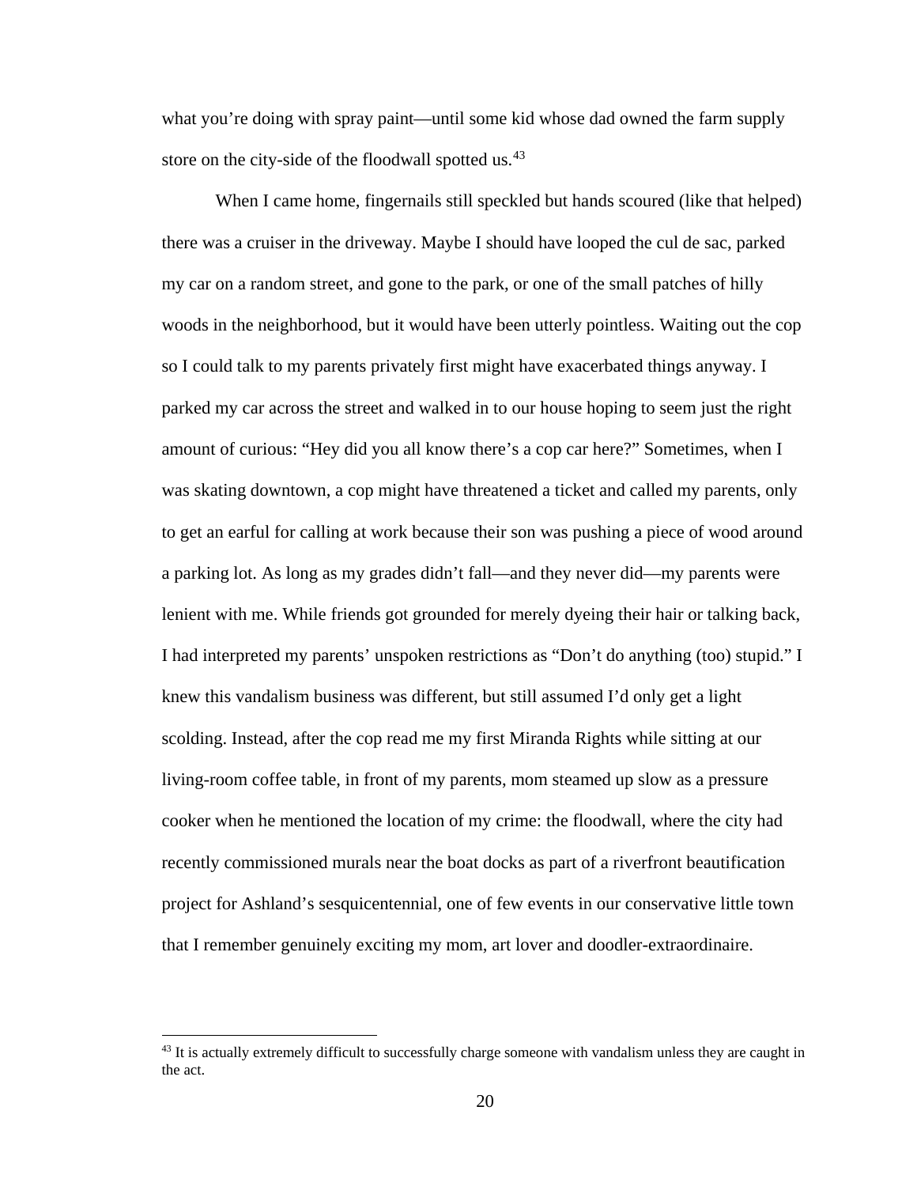what you're doing with spray paint—until some kid whose dad owned the farm supply store on the city-side of the floodwall spotted us.[43]

When I came home, fingernails still speckled but hands scoured (like that helped) there was a cruiser in the driveway. Maybe I should have looped the cul de sac, parked my car on a random street, and gone to the park, or one of the small patches of hilly woods in the neighborhood, but it would have been utterly pointless. Waiting out the cop so I could talk to my parents privately first might have exacerbated things anyway. I parked my car across the street and walked in to our house hoping to seem just the right amount of curious: "Hey did you all know there's a cop car here?" Sometimes, when I was skating downtown, a cop might have threatened a ticket and called my parents, only to get an earful for calling at work because their son was pushing a piece of wood around a parking lot. As long as my grades didn't fall—and they never did—my parents were lenient with me. While friends got grounded for merely dyeing their hair or talking back, I had interpreted my parents' unspoken restrictions as "Don't do anything (too) stupid." I knew this vandalism business was different, but still assumed I'd only get a light scolding. Instead, after the cop read me my first Miranda Rights while sitting at our living-room coffee table, in front of my parents, mom steamed up slow as a pressure cooker when he mentioned the location of my crime: the floodwall, where the city had recently commissioned murals near the boat docks as part of a riverfront beautification project for Ashland's sesquicentennial, one of few events in our conservative little town that I remember genuinely exciting my mom, art lover and doodler-extraordinaire.

---

[43] It is actually extremely difficult to successfully charge someone with vandalism unless they are caught in the act.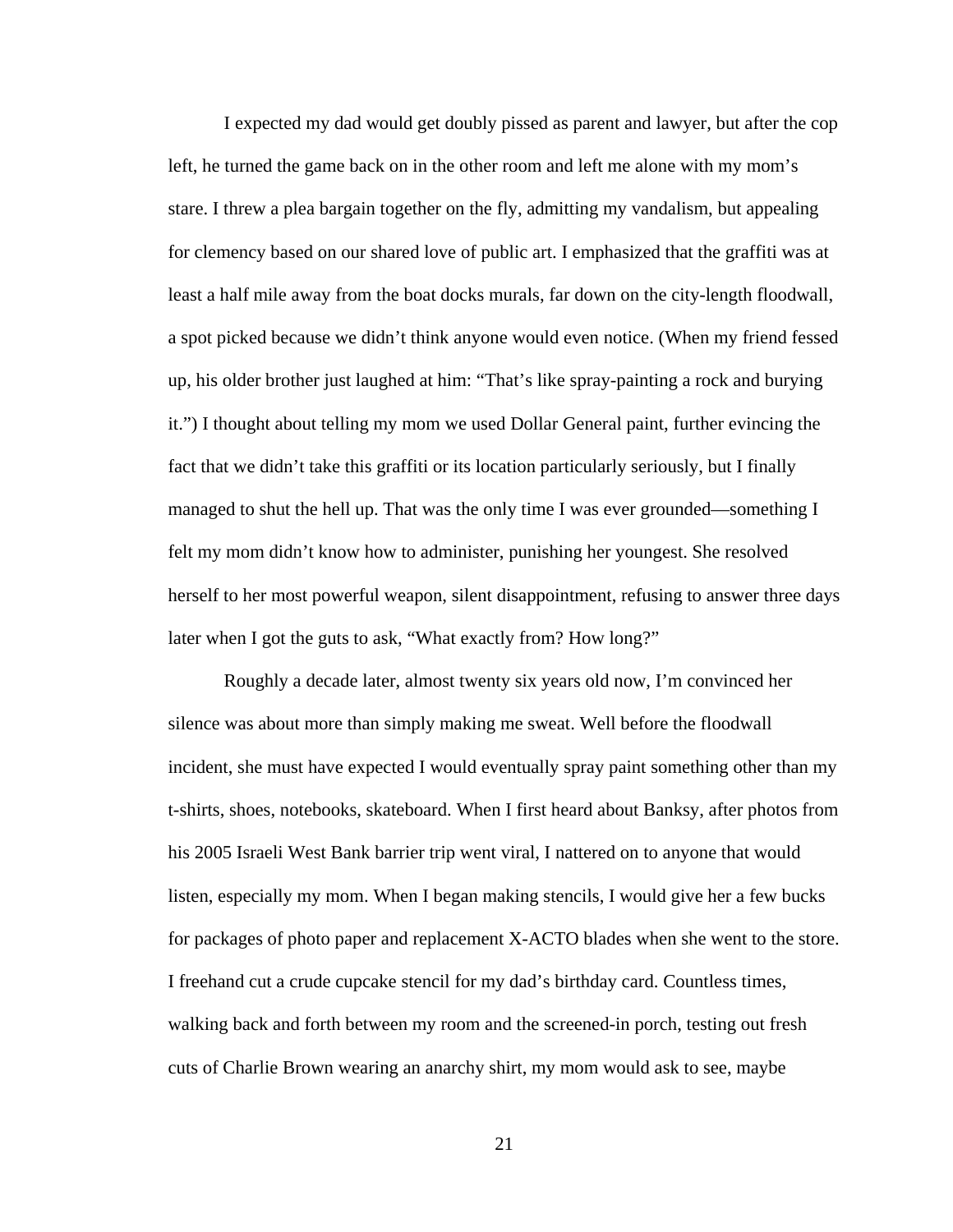I expected my dad would get doubly pissed as parent and lawyer, but after the cop left, he turned the game back on in the other room and left me alone with my mom's stare. I threw a plea bargain together on the fly, admitting my vandalism, but appealing for clemency based on our shared love of public art. I emphasized that the graffiti was at least a half mile away from the boat docks murals, far down on the city-length floodwall, a spot picked because we didn't think anyone would even notice. (When my friend fessed up, his older brother just laughed at him: "That's like spray-painting a rock and burying it.") I thought about telling my mom we used Dollar General paint, further evincing the fact that we didn't take this graffiti or its location particularly seriously, but I finally managed to shut the hell up. That was the only time I was ever grounded—something I felt my mom didn't know how to administer, punishing her youngest. She resolved herself to her most powerful weapon, silent disappointment, refusing to answer three days later when I got the guts to ask, "What exactly from? How long?"

Roughly a decade later, almost twenty six years old now, I'm convinced her silence was about more than simply making me sweat. Well before the floodwall incident, she must have expected I would eventually spray paint something other than my t-shirts, shoes, notebooks, skateboard. When I first heard about Banksy, after photos from his 2005 Israeli West Bank barrier trip went viral, I nattered on to anyone that would listen, especially my mom. When I began making stencils, I would give her a few bucks for packages of photo paper and replacement X-ACTO blades when she went to the store. I freehand cut a crude cupcake stencil for my dad's birthday card. Countless times, walking back and forth between my room and the screened-in porch, testing out fresh cuts of Charlie Brown wearing an anarchy shirt, my mom would ask to see, maybe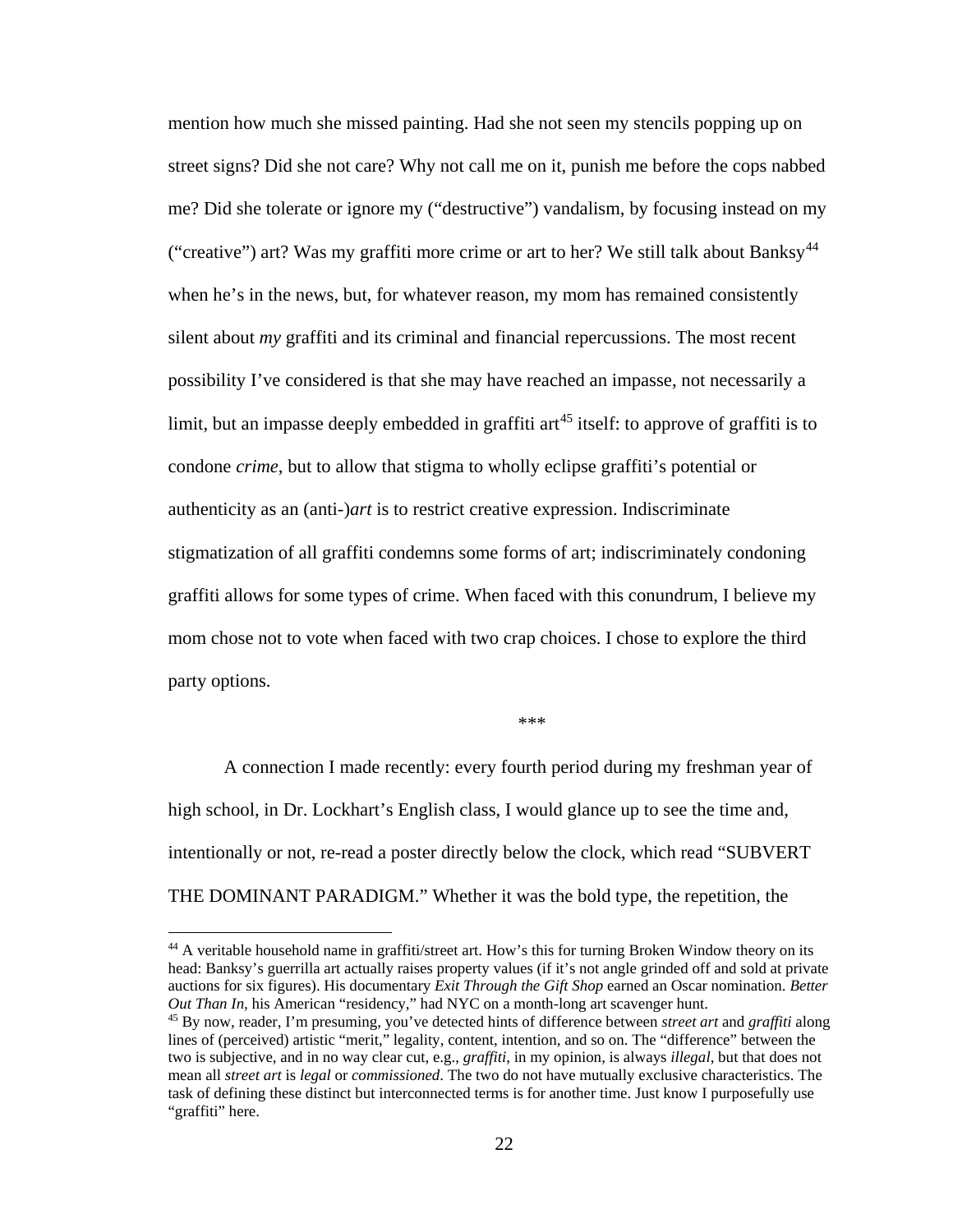mention how much she missed painting. Had she not seen my stencils popping up on street signs? Did she not care? Why not call me on it, punish me before the cops nabbed me? Did she tolerate or ignore my ("destructive") vandalism, by focusing instead on my ("creative") art? Was my graffiti more crime or art to her? We still talk about Banksy[44] when he's in the news, but, for whatever reason, my mom has remained consistently silent about *my* graffiti and its criminal and financial repercussions. The most recent possibility I've considered is that she may have reached an impasse, not necessarily a limit, but an impasse deeply embedded in graffiti art[45] itself: to approve of graffiti is to condone *crime*, but to allow that stigma to wholly eclipse graffiti's potential or authenticity as an (anti-)*art* is to restrict creative expression. Indiscriminate stigmatization of all graffiti condemns some forms of art; indiscriminately condoning graffiti allows for some types of crime. When faced with this conundrum, I believe my mom chose not to vote when faced with two crap choices. I chose to explore the third party options.

***

A connection I made recently: every fourth period during my freshman year of high school, in Dr. Lockhart's English class, I would glance up to see the time and, intentionally or not, re-read a poster directly below the clock, which read "SUBVERT THE DOMINANT PARADIGM." Whether it was the bold type, the repetition, the

---

[44] A veritable household name in graffiti/street art. How's this for turning Broken Window theory on its head: Banksy's guerrilla art actually raises property values (if it's not angle grinded off and sold at private auctions for six figures). His documentary *Exit Through the Gift Shop* earned an Oscar nomination. *Better Out Than In*, his American "residency," had NYC on a month-long art scavenger hunt.

[45] By now, reader, I'm presuming, you've detected hints of difference between *street art* and *graffiti* along lines of (perceived) artistic "merit," legality, content, intention, and so on. The "difference" between the two is subjective, and in no way clear cut, e.g., *graffiti*, in my opinion, is always *illegal*, but that does not mean all *street art* is *legal* or *commissioned*. The two do not have mutually exclusive characteristics. The task of defining these distinct but interconnected terms is for another time. Just know I purposefully use "graffiti" here.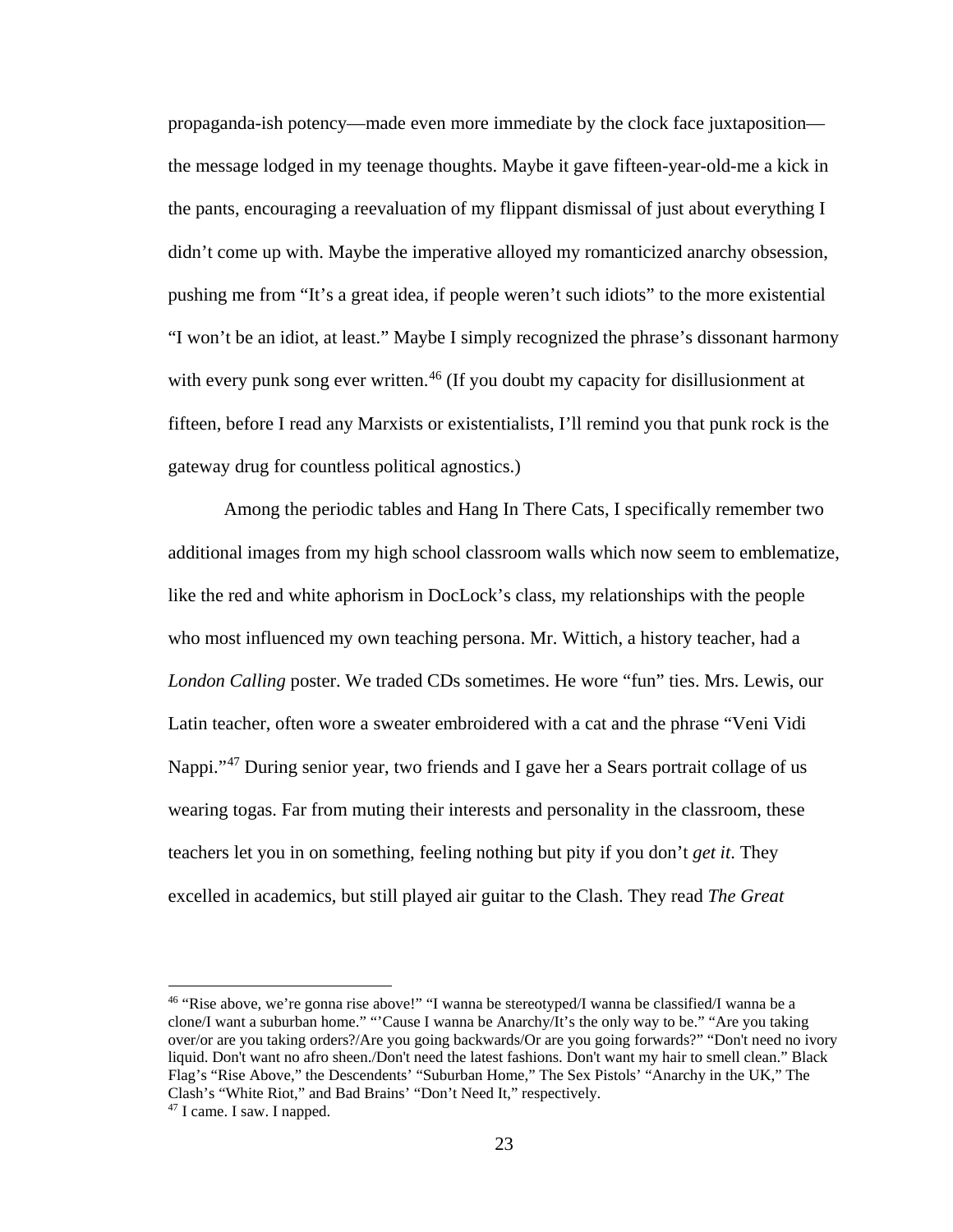propaganda-ish potency—made even more immediate by the clock face juxtaposition—the message lodged in my teenage thoughts. Maybe it gave fifteen-year-old-me a kick in the pants, encouraging a reevaluation of my flippant dismissal of just about everything I didn't come up with. Maybe the imperative alloyed my romanticized anarchy obsession, pushing me from "It's a great idea, if people weren't such idiots" to the more existential "I won't be an idiot, at least." Maybe I simply recognized the phrase's dissonant harmony with every punk song ever written.[46] (If you doubt my capacity for disillusionment at fifteen, before I read any Marxists or existentialists, I'll remind you that punk rock is the gateway drug for countless political agnostics.)

Among the periodic tables and Hang In There Cats, I specifically remember two additional images from my high school classroom walls which now seem to emblematize, like the red and white aphorism in DocLock's class, my relationships with the people who most influenced my own teaching persona. Mr. Wittich, a history teacher, had a *London Calling* poster. We traded CDs sometimes. He wore "fun" ties. Mrs. Lewis, our Latin teacher, often wore a sweater embroidered with a cat and the phrase "Veni Vidi Nappi."[47] During senior year, two friends and I gave her a Sears portrait collage of us wearing togas. Far from muting their interests and personality in the classroom, these teachers let you in on something, feeling nothing but pity if you don't *get it*. They excelled in academics, but still played air guitar to the Clash. They read *The Great*

---

[46] "Rise above, we're gonna rise above!" "I wanna be stereotyped/I wanna be classified/I wanna be a clone/I want a suburban home." "'Cause I wanna be Anarchy/It's the only way to be." "Are you taking over/or are you taking orders?/Are you going backwards/Or are you going forwards?" "Don't need no ivory liquid. Don't want no afro sheen./Don't need the latest fashions. Don't want my hair to smell clean." Black Flag's "Rise Above," the Descendents' "Suburban Home," The Sex Pistols' "Anarchy in the UK," The Clash's "White Riot," and Bad Brains' "Don't Need It," respectively.

[47] I came. I saw. I napped.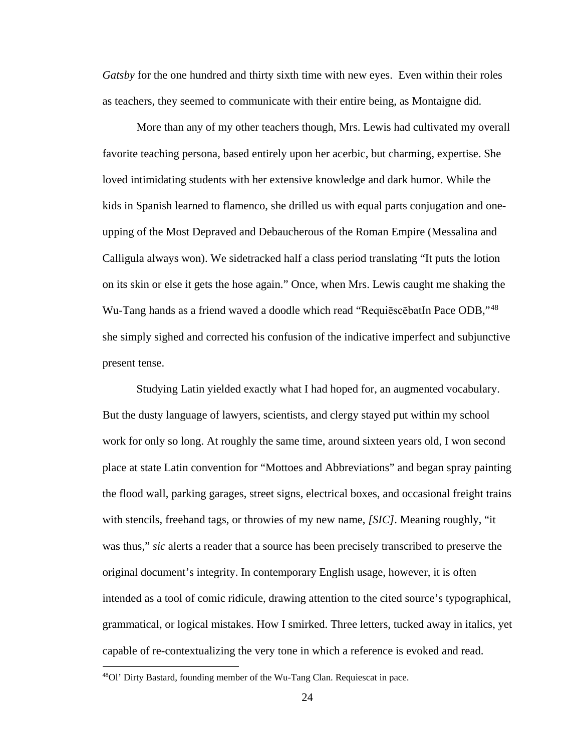*Gatsby* for the one hundred and thirty sixth time with new eyes. Even within their roles as teachers, they seemed to communicate with their entire being, as Montaigne did.

More than any of my other teachers though, Mrs. Lewis had cultivated my overall favorite teaching persona, based entirely upon her acerbic, but charming, expertise. She loved intimidating students with her extensive knowledge and dark humor. While the kids in Spanish learned to flamenco, she drilled us with equal parts conjugation and one-upping of the Most Depraved and Debaucherous of the Roman Empire (Messalina and Calligula always won). We sidetracked half a class period translating "It puts the lotion on its skin or else it gets the hose again." Once, when Mrs. Lewis caught me shaking the Wu-Tang hands as a friend waved a doodle which read "RequiēscēbatIn Pace ODB,"[48] she simply sighed and corrected his confusion of the indicative imperfect and subjunctive present tense.

Studying Latin yielded exactly what I had hoped for, an augmented vocabulary. But the dusty language of lawyers, scientists, and clergy stayed put within my school work for only so long. At roughly the same time, around sixteen years old, I won second place at state Latin convention for "Mottoes and Abbreviations" and began spray painting the flood wall, parking garages, street signs, electrical boxes, and occasional freight trains with stencils, freehand tags, or throwies of my new name, *[SIC]*. Meaning roughly, "it was thus," *sic* alerts a reader that a source has been precisely transcribed to preserve the original document's integrity. In contemporary English usage, however, it is often intended as a tool of comic ridicule, drawing attention to the cited source's typographical, grammatical, or logical mistakes. How I smirked. Three letters, tucked away in italics, yet capable of re-contextualizing the very tone in which a reference is evoked and read.

[48]Ol' Dirty Bastard, founding member of the Wu-Tang Clan. Requiescat in pace.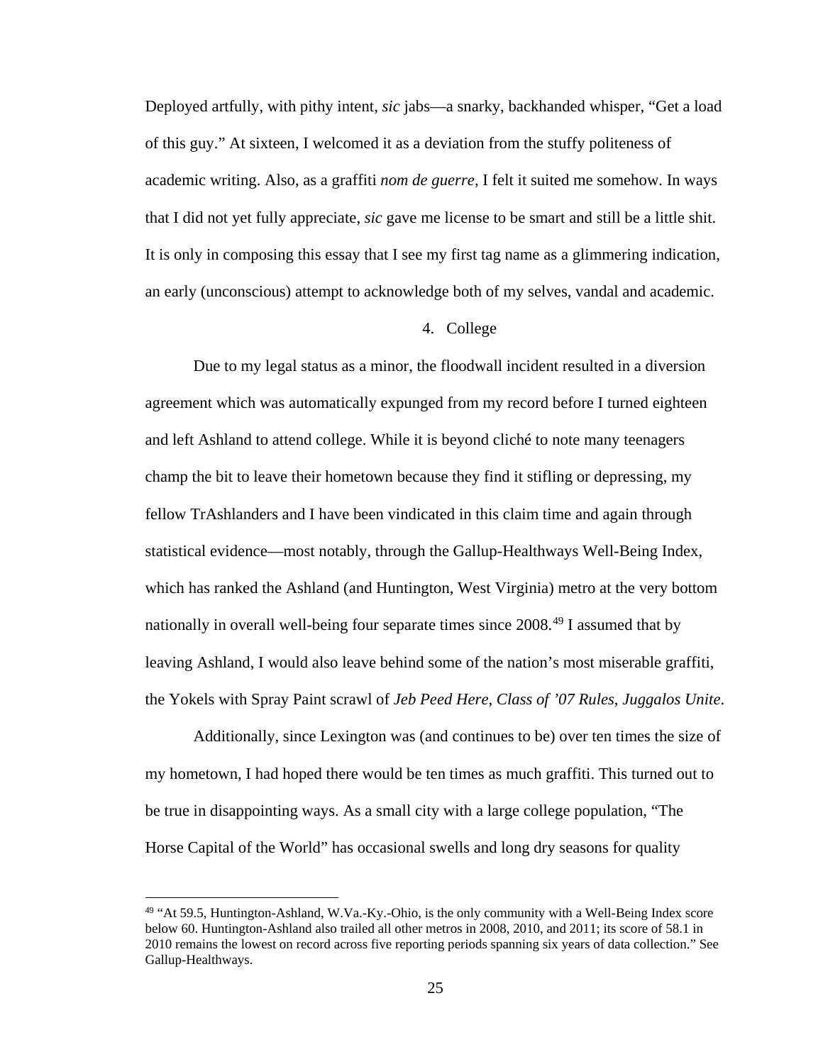Deployed artfully, with pithy intent, *sic* jabs—a snarky, backhanded whisper, "Get a load of this guy." At sixteen, I welcomed it as a deviation from the stuffy politeness of academic writing. Also, as a graffiti *nom de guerre*, I felt it suited me somehow. In ways that I did not yet fully appreciate, *sic* gave me license to be smart and still be a little shit. It is only in composing this essay that I see my first tag name as a glimmering indication, an early (unconscious) attempt to acknowledge both of my selves, vandal and academic.

## 4. College

Due to my legal status as a minor, the floodwall incident resulted in a diversion agreement which was automatically expunged from my record before I turned eighteen and left Ashland to attend college. While it is beyond cliché to note many teenagers champ the bit to leave their hometown because they find it stifling or depressing, my fellow TrAshlanders and I have been vindicated in this claim time and again through statistical evidence—most notably, through the Gallup-Healthways Well-Being Index, which has ranked the Ashland (and Huntington, West Virginia) metro at the very bottom nationally in overall well-being four separate times since 2008.[49] I assumed that by leaving Ashland, I would also leave behind some of the nation's most miserable graffiti, the Yokels with Spray Paint scrawl of *Jeb Peed Here*, *Class of '07 Rules*, *Juggalos Unite*.

Additionally, since Lexington was (and continues to be) over ten times the size of my hometown, I had hoped there would be ten times as much graffiti. This turned out to be true in disappointing ways. As a small city with a large college population, "The Horse Capital of the World" has occasional swells and long dry seasons for quality

[49] "At 59.5, Huntington-Ashland, W.Va.-Ky.-Ohio, is the only community with a Well-Being Index score below 60. Huntington-Ashland also trailed all other metros in 2008, 2010, and 2011; its score of 58.1 in 2010 remains the lowest on record across five reporting periods spanning six years of data collection." See Gallup-Healthways.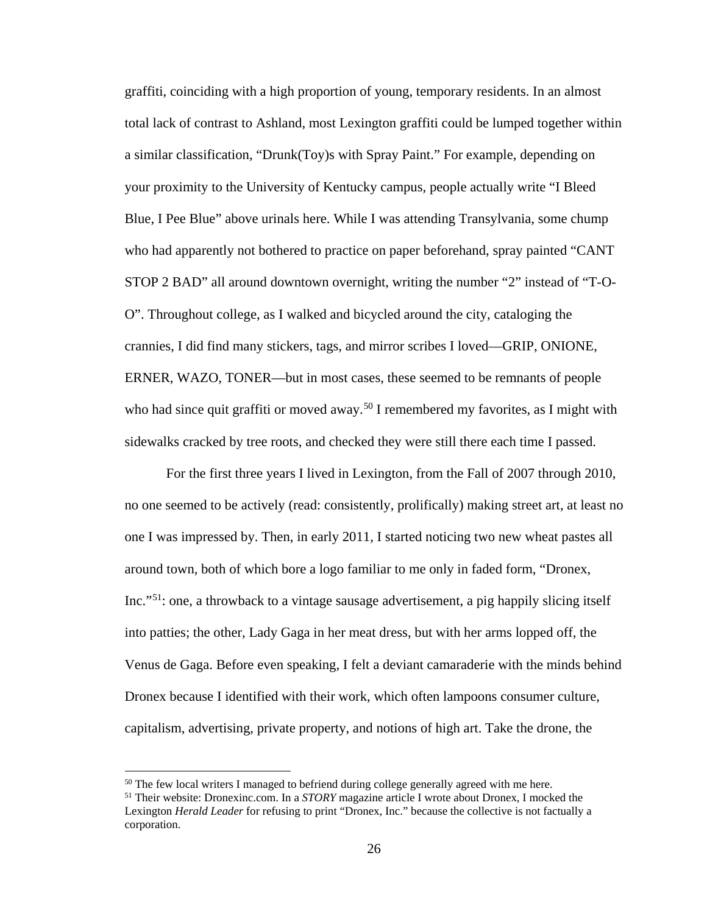graffiti, coinciding with a high proportion of young, temporary residents. In an almost total lack of contrast to Ashland, most Lexington graffiti could be lumped together within a similar classification, "Drunk(Toy)s with Spray Paint." For example, depending on your proximity to the University of Kentucky campus, people actually write "I Bleed Blue, I Pee Blue" above urinals here. While I was attending Transylvania, some chump who had apparently not bothered to practice on paper beforehand, spray painted "CANT STOP 2 BAD" all around downtown overnight, writing the number "2" instead of "T-O-O". Throughout college, as I walked and bicycled around the city, cataloging the crannies, I did find many stickers, tags, and mirror scribes I loved—GRIP, ONIONE, ERNER, WAZO, TONER—but in most cases, these seemed to be remnants of people who had since quit graffiti or moved away.[50] I remembered my favorites, as I might with sidewalks cracked by tree roots, and checked they were still there each time I passed.

For the first three years I lived in Lexington, from the Fall of 2007 through 2010, no one seemed to be actively (read: consistently, prolifically) making street art, at least no one I was impressed by. Then, in early 2011, I started noticing two new wheat pastes all around town, both of which bore a logo familiar to me only in faded form, "Dronex, Inc."[51]: one, a throwback to a vintage sausage advertisement, a pig happily slicing itself into patties; the other, Lady Gaga in her meat dress, but with her arms lopped off, the Venus de Gaga. Before even speaking, I felt a deviant camaraderie with the minds behind Dronex because I identified with their work, which often lampoons consumer culture, capitalism, advertising, private property, and notions of high art. Take the drone, the

---

[50] The few local writers I managed to befriend during college generally agreed with me here.

[51] Their website: Dronexinc.com. In a *STORY* magazine article I wrote about Dronex, I mocked the Lexington *Herald Leader* for refusing to print "Dronex, Inc." because the collective is not factually a corporation.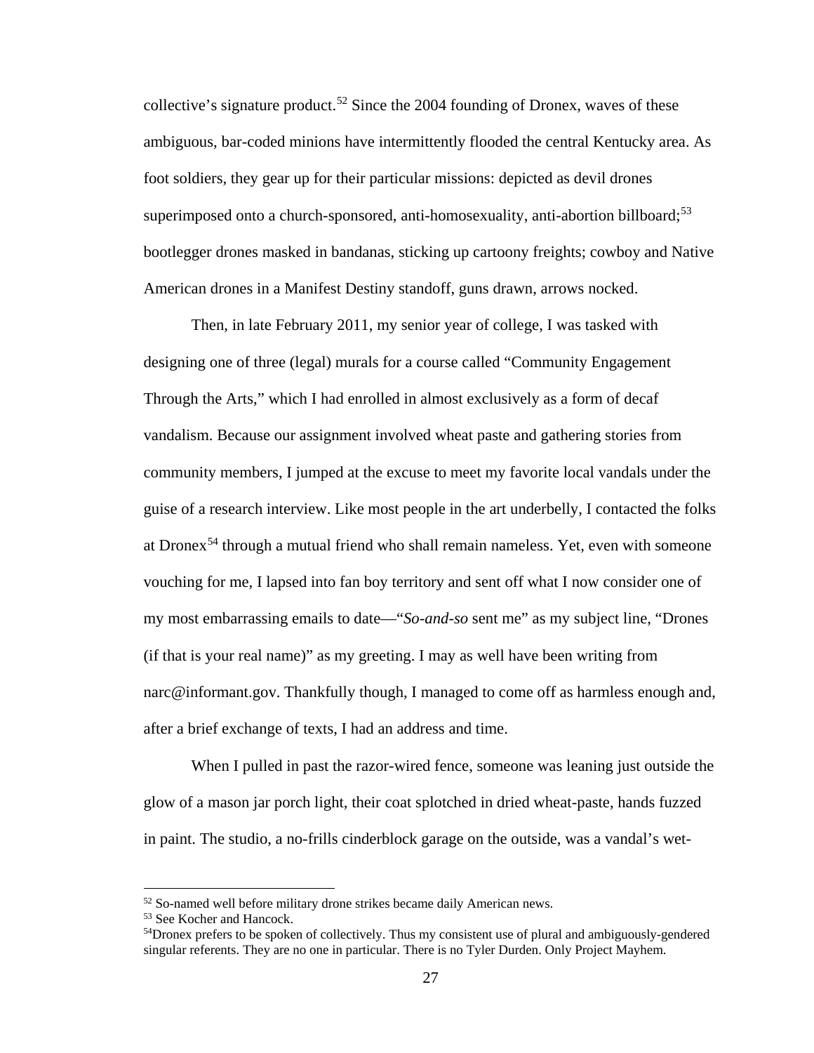collective's signature product.[52] Since the 2004 founding of Dronex, waves of these ambiguous, bar-coded minions have intermittently flooded the central Kentucky area. As foot soldiers, they gear up for their particular missions: depicted as devil drones superimposed onto a church-sponsored, anti-homosexuality, anti-abortion billboard;[53] bootlegger drones masked in bandanas, sticking up cartoony freights; cowboy and Native American drones in a Manifest Destiny standoff, guns drawn, arrows nocked.

Then, in late February 2011, my senior year of college, I was tasked with designing one of three (legal) murals for a course called "Community Engagement Through the Arts," which I had enrolled in almost exclusively as a form of decaf vandalism. Because our assignment involved wheat paste and gathering stories from community members, I jumped at the excuse to meet my favorite local vandals under the guise of a research interview. Like most people in the art underbelly, I contacted the folks at Dronex[54] through a mutual friend who shall remain nameless. Yet, even with someone vouching for me, I lapsed into fan boy territory and sent off what I now consider one of my most embarrassing emails to date—"*So-and-so* sent me" as my subject line, "Drones (if that is your real name)" as my greeting. I may as well have been writing from narc@informant.gov. Thankfully though, I managed to come off as harmless enough and, after a brief exchange of texts, I had an address and time.

When I pulled in past the razor-wired fence, someone was leaning just outside the glow of a mason jar porch light, their coat splotched in dried wheat-paste, hands fuzzed in paint. The studio, a no-frills cinderblock garage on the outside, was a vandal's wet-

---

[52] So-named well before military drone strikes became daily American news.

[53] See Kocher and Hancock.

[54] Dronex prefers to be spoken of collectively. Thus my consistent use of plural and ambiguously-gendered singular referents. They are no one in particular. There is no Tyler Durden. Only Project Mayhem.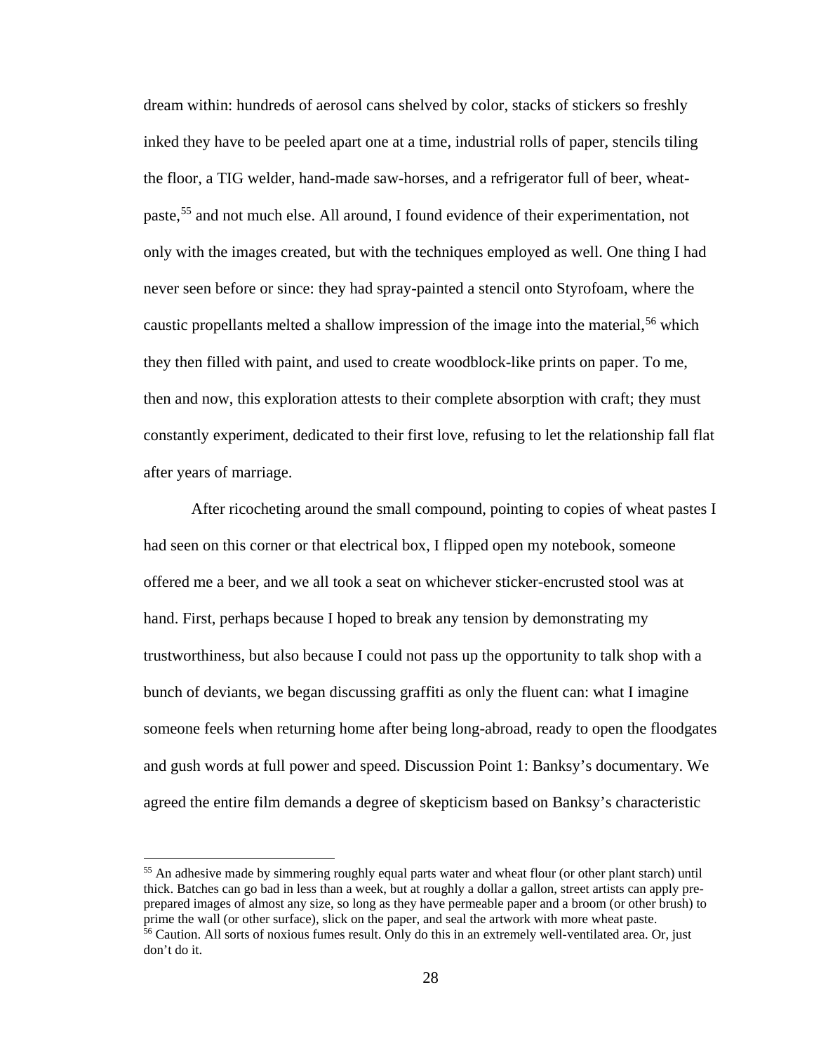dream within: hundreds of aerosol cans shelved by color, stacks of stickers so freshly inked they have to be peeled apart one at a time, industrial rolls of paper, stencils tiling the floor, a TIG welder, hand-made saw-horses, and a refrigerator full of beer, wheat-paste,[55] and not much else. All around, I found evidence of their experimentation, not only with the images created, but with the techniques employed as well. One thing I had never seen before or since: they had spray-painted a stencil onto Styrofoam, where the caustic propellants melted a shallow impression of the image into the material,[56] which they then filled with paint, and used to create woodblock-like prints on paper. To me, then and now, this exploration attests to their complete absorption with craft; they must constantly experiment, dedicated to their first love, refusing to let the relationship fall flat after years of marriage.

After ricocheting around the small compound, pointing to copies of wheat pastes I had seen on this corner or that electrical box, I flipped open my notebook, someone offered me a beer, and we all took a seat on whichever sticker-encrusted stool was at hand. First, perhaps because I hoped to break any tension by demonstrating my trustworthiness, but also because I could not pass up the opportunity to talk shop with a bunch of deviants, we began discussing graffiti as only the fluent can: what I imagine someone feels when returning home after being long-abroad, ready to open the floodgates and gush words at full power and speed. Discussion Point 1: Banksy's documentary. We agreed the entire film demands a degree of skepticism based on Banksy's characteristic

---

[55] An adhesive made by simmering roughly equal parts water and wheat flour (or other plant starch) until thick. Batches can go bad in less than a week, but at roughly a dollar a gallon, street artists can apply pre-prepared images of almost any size, so long as they have permeable paper and a broom (or other brush) to prime the wall (or other surface), slick on the paper, and seal the artwork with more wheat paste.

[56] Caution. All sorts of noxious fumes result. Only do this in an extremely well-ventilated area. Or, just don't do it.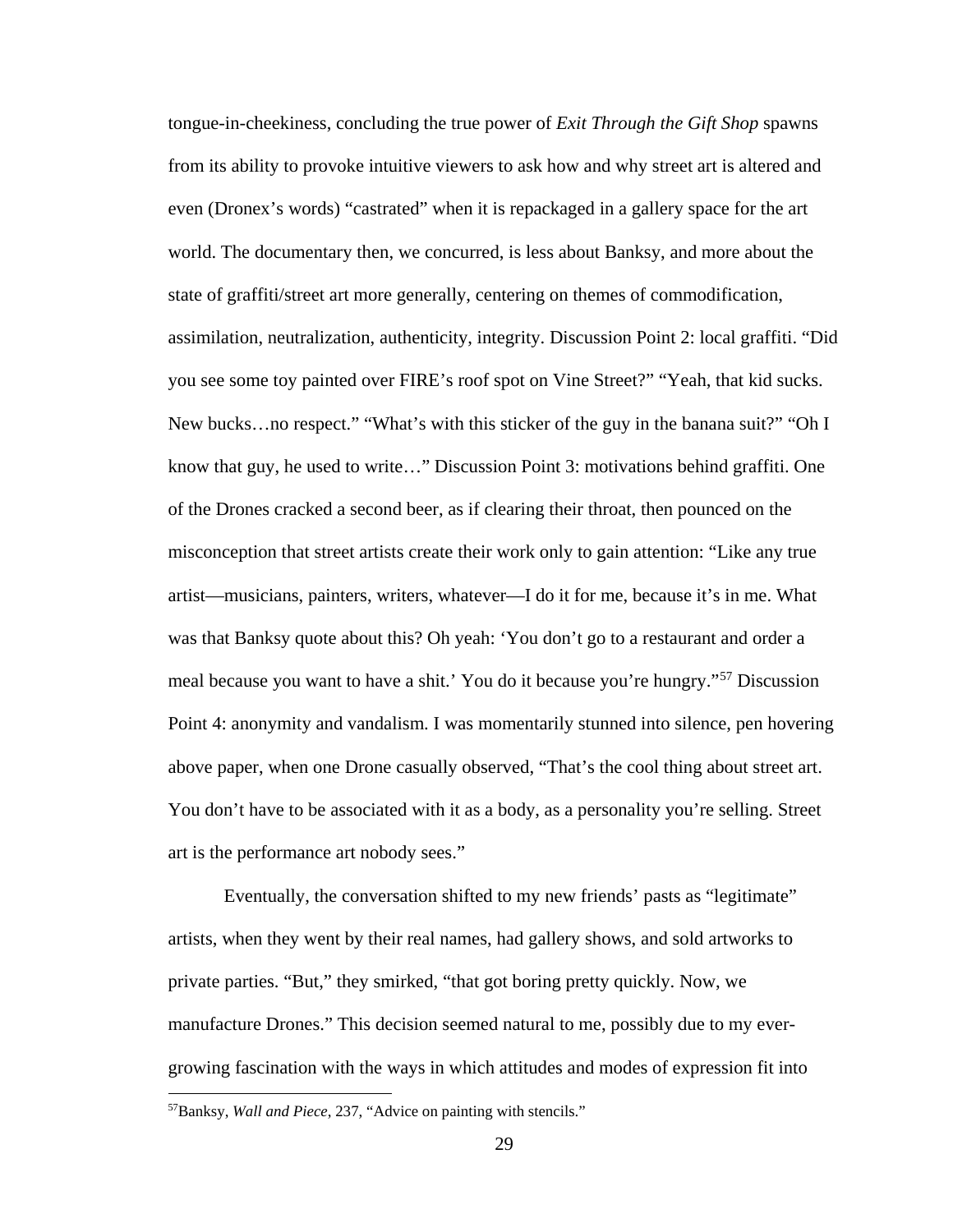tongue-in-cheekiness, concluding the true power of *Exit Through the Gift Shop* spawns from its ability to provoke intuitive viewers to ask how and why street art is altered and even (Dronex's words) "castrated" when it is repackaged in a gallery space for the art world. The documentary then, we concurred, is less about Banksy, and more about the state of graffiti/street art more generally, centering on themes of commodification, assimilation, neutralization, authenticity, integrity. Discussion Point 2: local graffiti. "Did you see some toy painted over FIRE's roof spot on Vine Street?" "Yeah, that kid sucks. New bucks…no respect." "What's with this sticker of the guy in the banana suit?" "Oh I know that guy, he used to write…" Discussion Point 3: motivations behind graffiti. One of the Drones cracked a second beer, as if clearing their throat, then pounced on the misconception that street artists create their work only to gain attention: "Like any true artist—musicians, painters, writers, whatever—I do it for me, because it's in me. What was that Banksy quote about this? Oh yeah: 'You don't go to a restaurant and order a meal because you want to have a shit.' You do it because you're hungry."[57] Discussion Point 4: anonymity and vandalism. I was momentarily stunned into silence, pen hovering above paper, when one Drone casually observed, "That's the cool thing about street art. You don't have to be associated with it as a body, as a personality you're selling. Street art is the performance art nobody sees."

Eventually, the conversation shifted to my new friends' pasts as "legitimate" artists, when they went by their real names, had gallery shows, and sold artworks to private parties. "But," they smirked, "that got boring pretty quickly. Now, we manufacture Drones." This decision seemed natural to me, possibly due to my ever-growing fascination with the ways in which attitudes and modes of expression fit into

---

[57] Banksy, *Wall and Piece*, 237, "Advice on painting with stencils."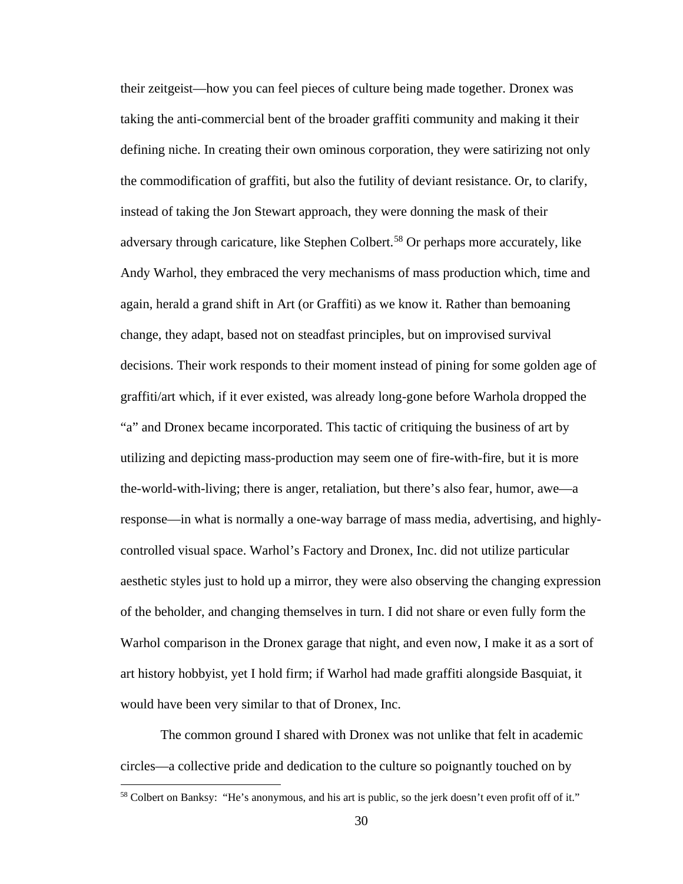their zeitgeist—how you can feel pieces of culture being made together. Dronex was taking the anti-commercial bent of the broader graffiti community and making it their defining niche. In creating their own ominous corporation, they were satirizing not only the commodification of graffiti, but also the futility of deviant resistance. Or, to clarify, instead of taking the Jon Stewart approach, they were donning the mask of their adversary through caricature, like Stephen Colbert.[58] Or perhaps more accurately, like Andy Warhol, they embraced the very mechanisms of mass production which, time and again, herald a grand shift in Art (or Graffiti) as we know it. Rather than bemoaning change, they adapt, based not on steadfast principles, but on improvised survival decisions. Their work responds to their moment instead of pining for some golden age of graffiti/art which, if it ever existed, was already long-gone before Warhola dropped the "a" and Dronex became incorporated. This tactic of critiquing the business of art by utilizing and depicting mass-production may seem one of fire-with-fire, but it is more the-world-with-living; there is anger, retaliation, but there's also fear, humor, awe—a response—in what is normally a one-way barrage of mass media, advertising, and highly-controlled visual space. Warhol's Factory and Dronex, Inc. did not utilize particular aesthetic styles just to hold up a mirror, they were also observing the changing expression of the beholder, and changing themselves in turn. I did not share or even fully form the Warhol comparison in the Dronex garage that night, and even now, I make it as a sort of art history hobbyist, yet I hold firm; if Warhol had made graffiti alongside Basquiat, it would have been very similar to that of Dronex, Inc.

The common ground I shared with Dronex was not unlike that felt in academic circles—a collective pride and dedication to the culture so poignantly touched on by

[58] Colbert on Banksy: "He's anonymous, and his art is public, so the jerk doesn't even profit off of it."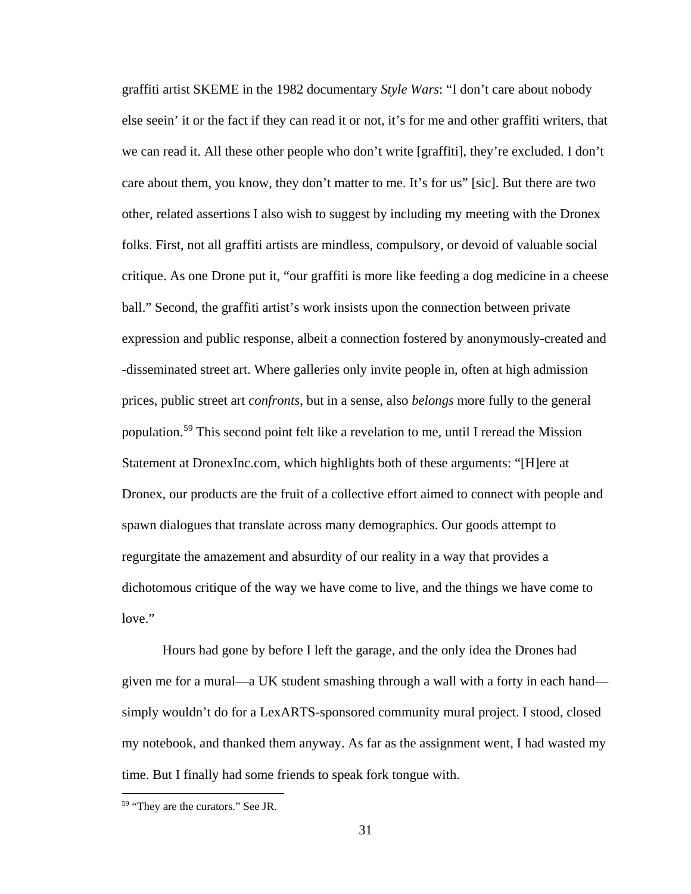graffiti artist SKEME in the 1982 documentary *Style Wars*: "I don't care about nobody else seein' it or the fact if they can read it or not, it's for me and other graffiti writers, that we can read it. All these other people who don't write [graffiti], they're excluded. I don't care about them, you know, they don't matter to me. It's for us" [sic]. But there are two other, related assertions I also wish to suggest by including my meeting with the Dronex folks. First, not all graffiti artists are mindless, compulsory, or devoid of valuable social critique. As one Drone put it, "our graffiti is more like feeding a dog medicine in a cheese ball." Second, the graffiti artist's work insists upon the connection between private expression and public response, albeit a connection fostered by anonymously-created and -disseminated street art. Where galleries only invite people in, often at high admission prices, public street art *confronts*, but in a sense, also *belongs* more fully to the general population.[59] This second point felt like a revelation to me, until I reread the Mission Statement at DronexInc.com, which highlights both of these arguments: "[H]ere at Dronex, our products are the fruit of a collective effort aimed to connect with people and spawn dialogues that translate across many demographics. Our goods attempt to regurgitate the amazement and absurdity of our reality in a way that provides a dichotomous critique of the way we have come to live, and the things we have come to love."

Hours had gone by before I left the garage, and the only idea the Drones had given me for a mural—a UK student smashing through a wall with a forty in each hand—simply wouldn't do for a LexARTS-sponsored community mural project. I stood, closed my notebook, and thanked them anyway. As far as the assignment went, I had wasted my time. But I finally had some friends to speak fork tongue with.

[59] "They are the curators." See JR.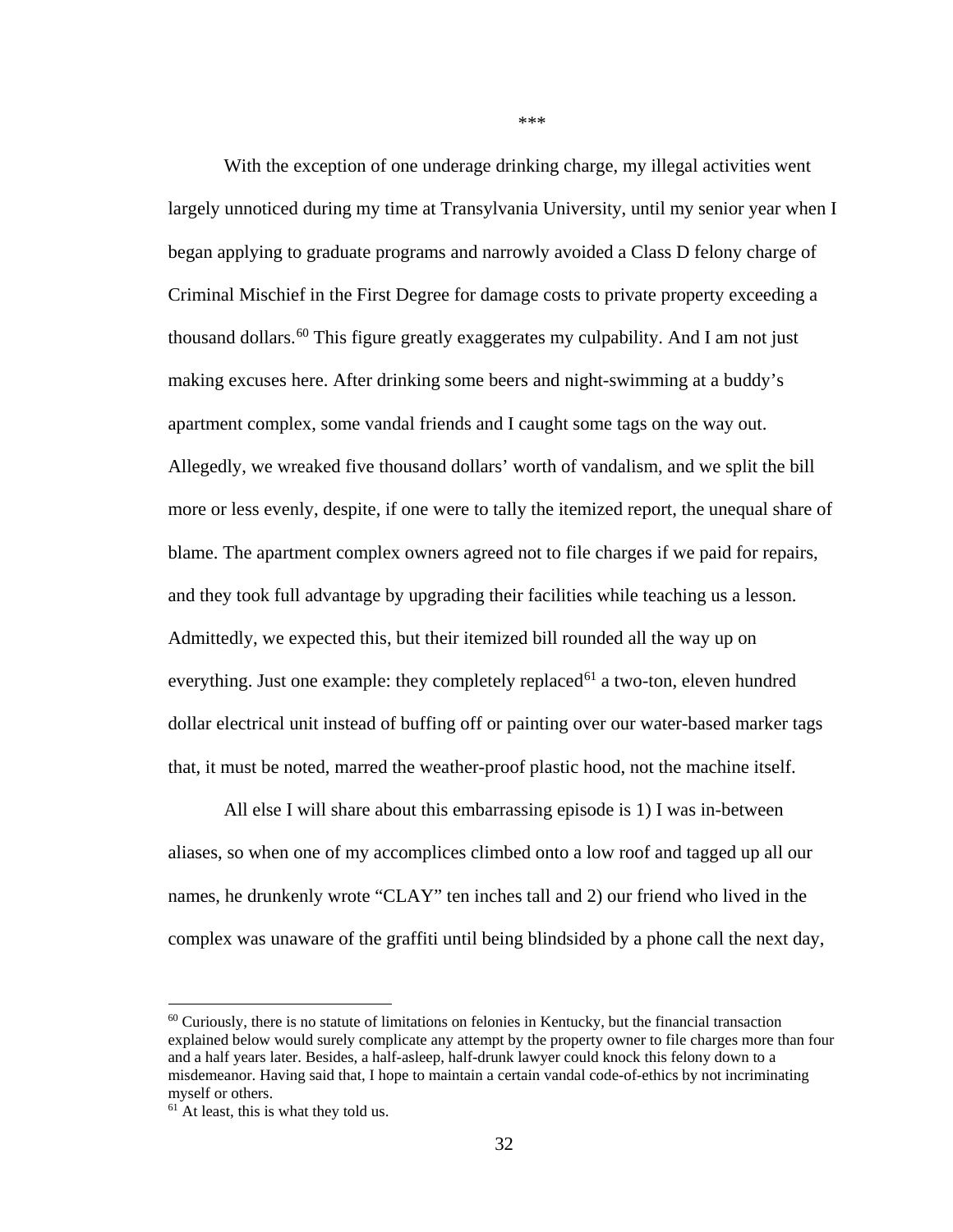\*\*\*

With the exception of one underage drinking charge, my illegal activities went largely unnoticed during my time at Transylvania University, until my senior year when I began applying to graduate programs and narrowly avoided a Class D felony charge of Criminal Mischief in the First Degree for damage costs to private property exceeding a thousand dollars.[60] This figure greatly exaggerates my culpability. And I am not just making excuses here. After drinking some beers and night-swimming at a buddy's apartment complex, some vandal friends and I caught some tags on the way out. Allegedly, we wreaked five thousand dollars' worth of vandalism, and we split the bill more or less evenly, despite, if one were to tally the itemized report, the unequal share of blame. The apartment complex owners agreed not to file charges if we paid for repairs, and they took full advantage by upgrading their facilities while teaching us a lesson. Admittedly, we expected this, but their itemized bill rounded all the way up on everything. Just one example: they completely replaced[61] a two-ton, eleven hundred dollar electrical unit instead of buffing off or painting over our water-based marker tags that, it must be noted, marred the weather-proof plastic hood, not the machine itself.

All else I will share about this embarrassing episode is 1) I was in-between aliases, so when one of my accomplices climbed onto a low roof and tagged up all our names, he drunkenly wrote "CLAY" ten inches tall and 2) our friend who lived in the complex was unaware of the graffiti until being blindsided by a phone call the next day,

---

[60] Curiously, there is no statute of limitations on felonies in Kentucky, but the financial transaction explained below would surely complicate any attempt by the property owner to file charges more than four and a half years later. Besides, a half-asleep, half-drunk lawyer could knock this felony down to a misdemeanor. Having said that, I hope to maintain a certain vandal code-of-ethics by not incriminating myself or others.

[61] At least, this is what they told us.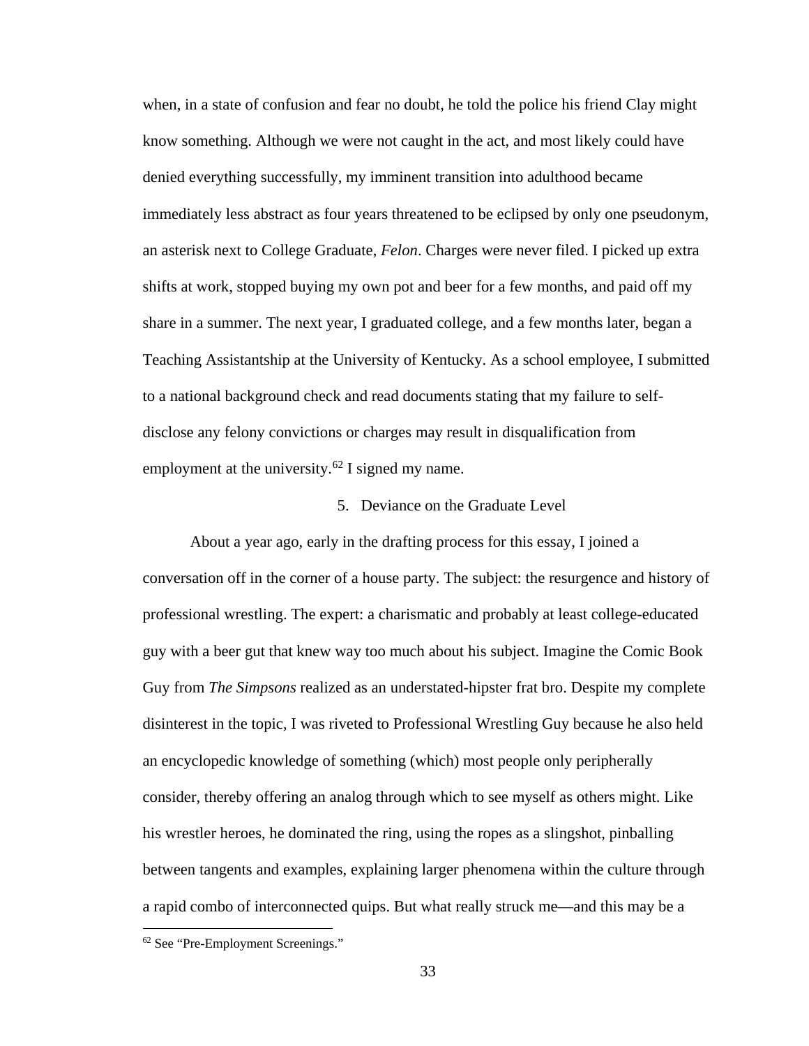when, in a state of confusion and fear no doubt, he told the police his friend Clay might know something. Although we were not caught in the act, and most likely could have denied everything successfully, my imminent transition into adulthood became immediately less abstract as four years threatened to be eclipsed by only one pseudonym, an asterisk next to College Graduate, *Felon*. Charges were never filed. I picked up extra shifts at work, stopped buying my own pot and beer for a few months, and paid off my share in a summer. The next year, I graduated college, and a few months later, began a Teaching Assistantship at the University of Kentucky. As a school employee, I submitted to a national background check and read documents stating that my failure to self-disclose any felony convictions or charges may result in disqualification from employment at the university.[62] I signed my name.

## 5. Deviance on the Graduate Level

About a year ago, early in the drafting process for this essay, I joined a conversation off in the corner of a house party. The subject: the resurgence and history of professional wrestling. The expert: a charismatic and probably at least college-educated guy with a beer gut that knew way too much about his subject. Imagine the Comic Book Guy from *The Simpsons* realized as an understated-hipster frat bro. Despite my complete disinterest in the topic, I was riveted to Professional Wrestling Guy because he also held an encyclopedic knowledge of something (which) most people only peripherally consider, thereby offering an analog through which to see myself as others might. Like his wrestler heroes, he dominated the ring, using the ropes as a slingshot, pinballing between tangents and examples, explaining larger phenomena within the culture through a rapid combo of interconnected quips. But what really struck me—and this may be a

[62] See "Pre-Employment Screenings."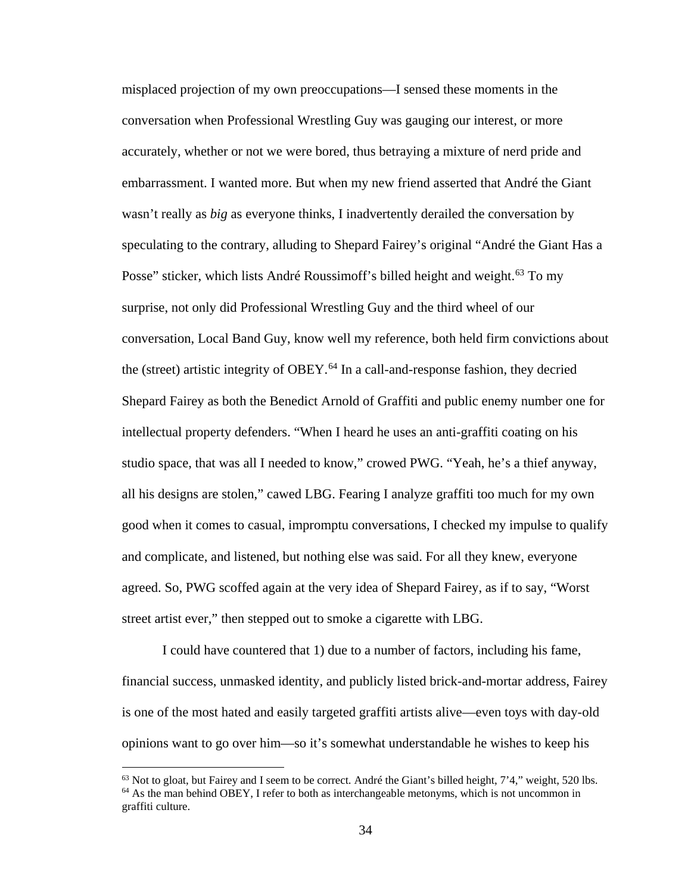misplaced projection of my own preoccupations—I sensed these moments in the conversation when Professional Wrestling Guy was gauging our interest, or more accurately, whether or not we were bored, thus betraying a mixture of nerd pride and embarrassment. I wanted more. But when my new friend asserted that André the Giant wasn't really as *big* as everyone thinks, I inadvertently derailed the conversation by speculating to the contrary, alluding to Shepard Fairey's original "André the Giant Has a Posse" sticker, which lists André Roussimoff's billed height and weight.[63] To my surprise, not only did Professional Wrestling Guy and the third wheel of our conversation, Local Band Guy, know well my reference, both held firm convictions about the (street) artistic integrity of OBEY.[64] In a call-and-response fashion, they decried Shepard Fairey as both the Benedict Arnold of Graffiti and public enemy number one for intellectual property defenders. "When I heard he uses an anti-graffiti coating on his studio space, that was all I needed to know," crowed PWG. "Yeah, he's a thief anyway, all his designs are stolen," cawed LBG. Fearing I analyze graffiti too much for my own good when it comes to casual, impromptu conversations, I checked my impulse to qualify and complicate, and listened, but nothing else was said. For all they knew, everyone agreed. So, PWG scoffed again at the very idea of Shepard Fairey, as if to say, "Worst street artist ever," then stepped out to smoke a cigarette with LBG.

I could have countered that 1) due to a number of factors, including his fame, financial success, unmasked identity, and publicly listed brick-and-mortar address, Fairey is one of the most hated and easily targeted graffiti artists alive—even toys with day-old opinions want to go over him—so it's somewhat understandable he wishes to keep his

[63] Not to gloat, but Fairey and I seem to be correct. André the Giant's billed height, 7'4," weight, 520 lbs.

[64] As the man behind OBEY, I refer to both as interchangeable metonyms, which is not uncommon in graffiti culture.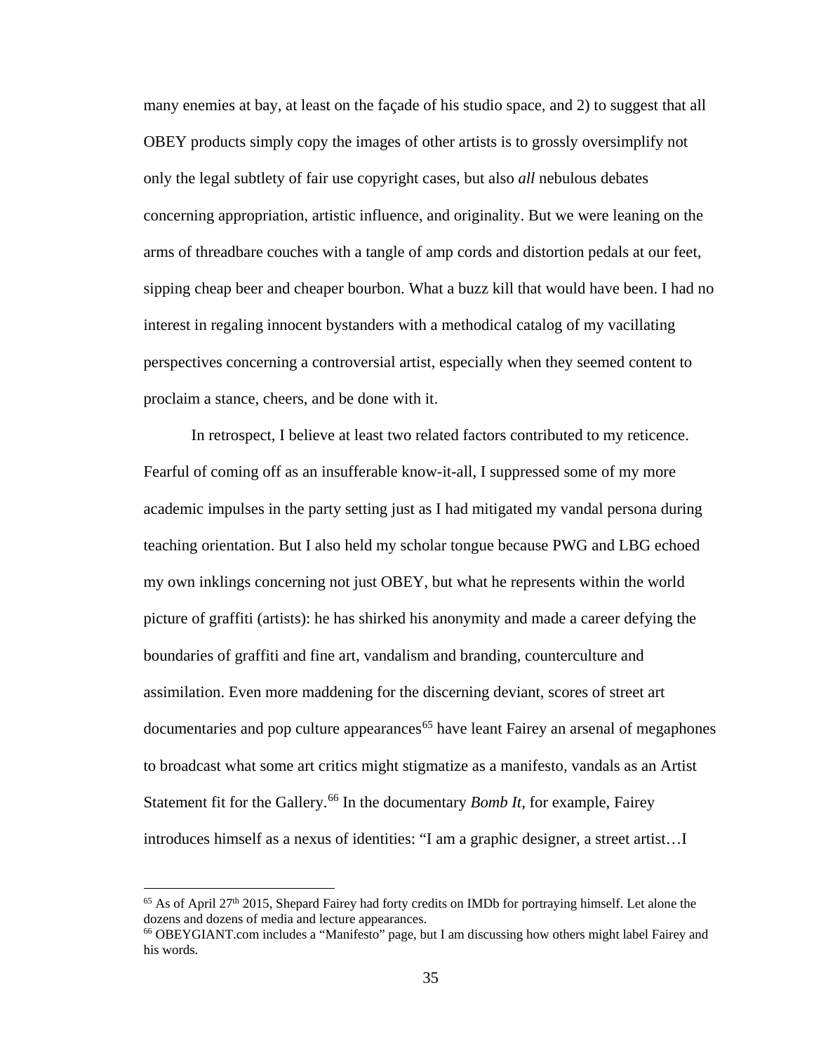many enemies at bay, at least on the façade of his studio space, and 2) to suggest that all OBEY products simply copy the images of other artists is to grossly oversimplify not only the legal subtlety of fair use copyright cases, but also *all* nebulous debates concerning appropriation, artistic influence, and originality. But we were leaning on the arms of threadbare couches with a tangle of amp cords and distortion pedals at our feet, sipping cheap beer and cheaper bourbon. What a buzz kill that would have been. I had no interest in regaling innocent bystanders with a methodical catalog of my vacillating perspectives concerning a controversial artist, especially when they seemed content to proclaim a stance, cheers, and be done with it.

In retrospect, I believe at least two related factors contributed to my reticence. Fearful of coming off as an insufferable know-it-all, I suppressed some of my more academic impulses in the party setting just as I had mitigated my vandal persona during teaching orientation. But I also held my scholar tongue because PWG and LBG echoed my own inklings concerning not just OBEY, but what he represents within the world picture of graffiti (artists): he has shirked his anonymity and made a career defying the boundaries of graffiti and fine art, vandalism and branding, counterculture and assimilation. Even more maddening for the discerning deviant, scores of street art documentaries and pop culture appearances[65] have leant Fairey an arsenal of megaphones to broadcast what some art critics might stigmatize as a manifesto, vandals as an Artist Statement fit for the Gallery.[66] In the documentary *Bomb It*, for example, Fairey introduces himself as a nexus of identities: "I am a graphic designer, a street artist…I

[65] As of April 27th 2015, Shepard Fairey had forty credits on IMDb for portraying himself. Let alone the dozens and dozens of media and lecture appearances.

[66] OBEYGIANT.com includes a "Manifesto" page, but I am discussing how others might label Fairey and his words.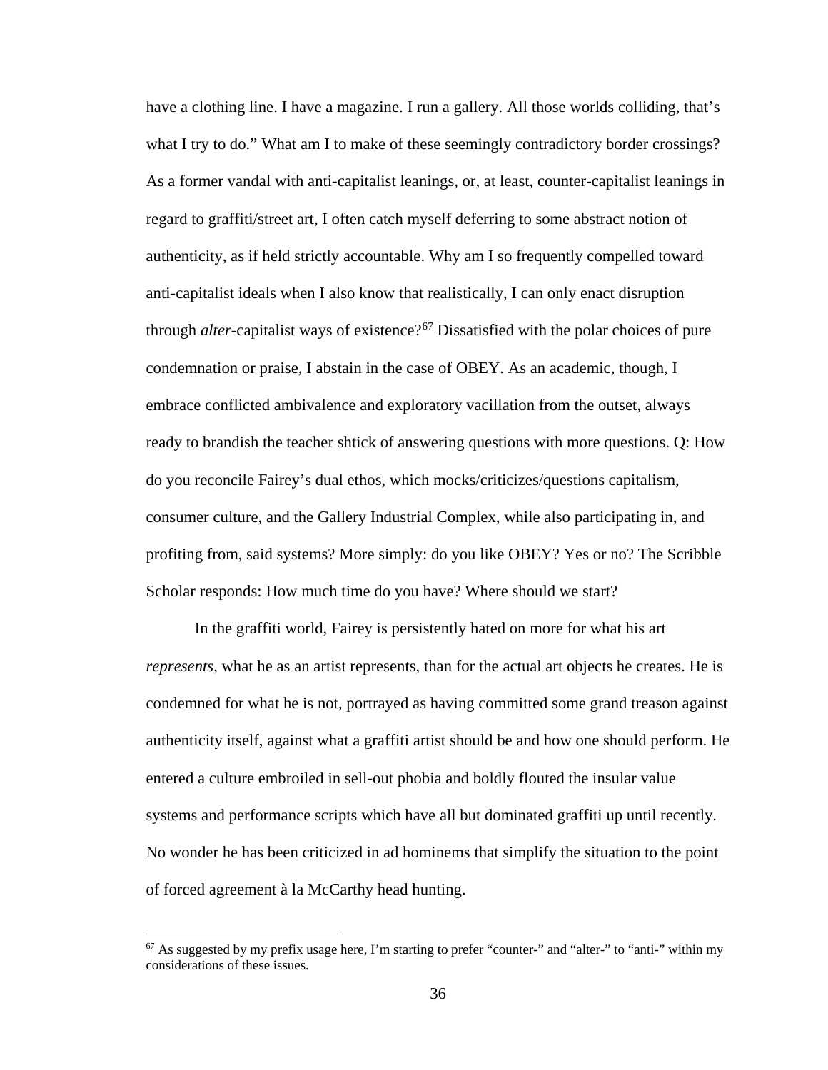have a clothing line. I have a magazine. I run a gallery. All those worlds colliding, that's what I try to do." What am I to make of these seemingly contradictory border crossings? As a former vandal with anti-capitalist leanings, or, at least, counter-capitalist leanings in regard to graffiti/street art, I often catch myself deferring to some abstract notion of authenticity, as if held strictly accountable. Why am I so frequently compelled toward anti-capitalist ideals when I also know that realistically, I can only enact disruption through *alter*-capitalist ways of existence?[67] Dissatisfied with the polar choices of pure condemnation or praise, I abstain in the case of OBEY. As an academic, though, I embrace conflicted ambivalence and exploratory vacillation from the outset, always ready to brandish the teacher shtick of answering questions with more questions. Q: How do you reconcile Fairey's dual ethos, which mocks/criticizes/questions capitalism, consumer culture, and the Gallery Industrial Complex, while also participating in, and profiting from, said systems? More simply: do you like OBEY? Yes or no? The Scribble Scholar responds: How much time do you have? Where should we start?

In the graffiti world, Fairey is persistently hated on more for what his art *represents*, what he as an artist represents, than for the actual art objects he creates. He is condemned for what he is not, portrayed as having committed some grand treason against authenticity itself, against what a graffiti artist should be and how one should perform. He entered a culture embroiled in sell-out phobia and boldly flouted the insular value systems and performance scripts which have all but dominated graffiti up until recently. No wonder he has been criticized in ad hominems that simplify the situation to the point of forced agreement à la McCarthy head hunting.

---

[67] As suggested by my prefix usage here, I'm starting to prefer "counter-" and "alter-" to "anti-" within my considerations of these issues.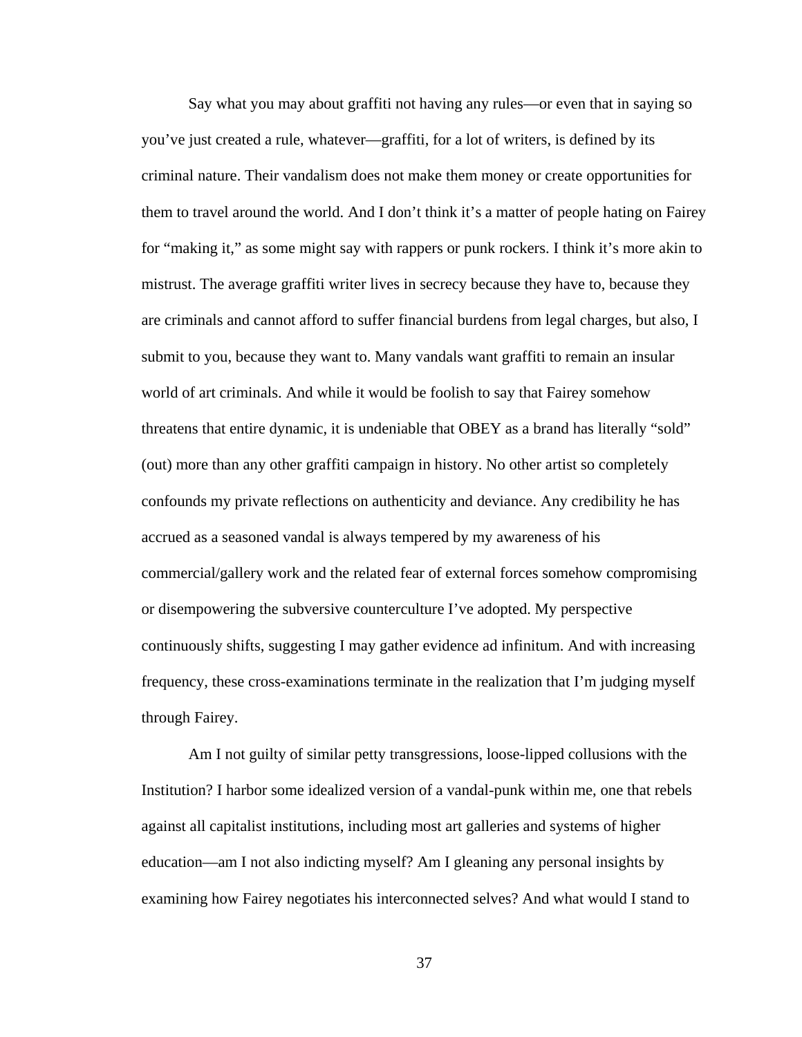Say what you may about graffiti not having any rules—or even that in saying so you've just created a rule, whatever—graffiti, for a lot of writers, is defined by its criminal nature. Their vandalism does not make them money or create opportunities for them to travel around the world. And I don't think it's a matter of people hating on Fairey for "making it," as some might say with rappers or punk rockers. I think it's more akin to mistrust. The average graffiti writer lives in secrecy because they have to, because they are criminals and cannot afford to suffer financial burdens from legal charges, but also, I submit to you, because they want to. Many vandals want graffiti to remain an insular world of art criminals. And while it would be foolish to say that Fairey somehow threatens that entire dynamic, it is undeniable that OBEY as a brand has literally "sold" (out) more than any other graffiti campaign in history. No other artist so completely confounds my private reflections on authenticity and deviance. Any credibility he has accrued as a seasoned vandal is always tempered by my awareness of his commercial/gallery work and the related fear of external forces somehow compromising or disempowering the subversive counterculture I've adopted. My perspective continuously shifts, suggesting I may gather evidence ad infinitum. And with increasing frequency, these cross-examinations terminate in the realization that I'm judging myself through Fairey.

Am I not guilty of similar petty transgressions, loose-lipped collusions with the Institution? I harbor some idealized version of a vandal-punk within me, one that rebels against all capitalist institutions, including most art galleries and systems of higher education—am I not also indicting myself? Am I gleaning any personal insights by examining how Fairey negotiates his interconnected selves? And what would I stand to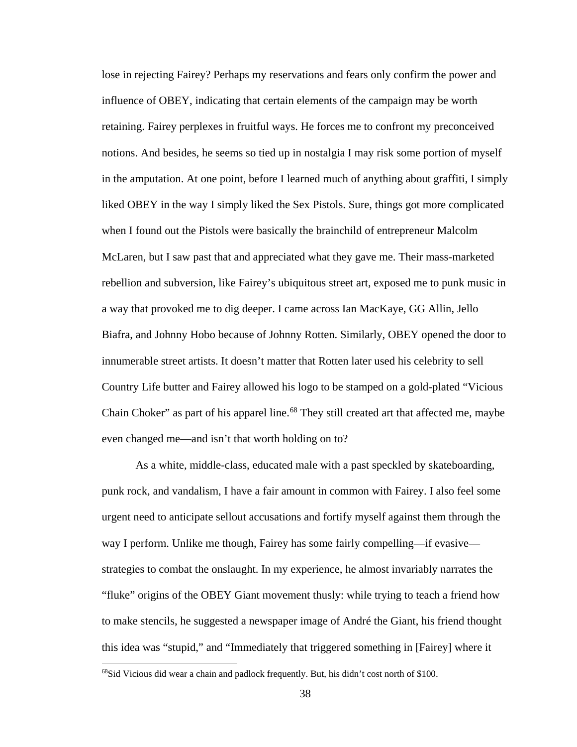lose in rejecting Fairey? Perhaps my reservations and fears only confirm the power and influence of OBEY, indicating that certain elements of the campaign may be worth retaining. Fairey perplexes in fruitful ways. He forces me to confront my preconceived notions. And besides, he seems so tied up in nostalgia I may risk some portion of myself in the amputation. At one point, before I learned much of anything about graffiti, I simply liked OBEY in the way I simply liked the Sex Pistols. Sure, things got more complicated when I found out the Pistols were basically the brainchild of entrepreneur Malcolm McLaren, but I saw past that and appreciated what they gave me. Their mass-marketed rebellion and subversion, like Fairey's ubiquitous street art, exposed me to punk music in a way that provoked me to dig deeper. I came across Ian MacKaye, GG Allin, Jello Biafra, and Johnny Hobo because of Johnny Rotten. Similarly, OBEY opened the door to innumerable street artists. It doesn't matter that Rotten later used his celebrity to sell Country Life butter and Fairey allowed his logo to be stamped on a gold-plated "Vicious Chain Choker" as part of his apparel line.[68] They still created art that affected me, maybe even changed me—and isn't that worth holding on to?

As a white, middle-class, educated male with a past speckled by skateboarding, punk rock, and vandalism, I have a fair amount in common with Fairey. I also feel some urgent need to anticipate sellout accusations and fortify myself against them through the way I perform. Unlike me though, Fairey has some fairly compelling—if evasive—strategies to combat the onslaught. In my experience, he almost invariably narrates the "fluke" origins of the OBEY Giant movement thusly: while trying to teach a friend how to make stencils, he suggested a newspaper image of André the Giant, his friend thought this idea was "stupid," and "Immediately that triggered something in [Fairey] where it

[68]Sid Vicious did wear a chain and padlock frequently. But, his didn't cost north of $100.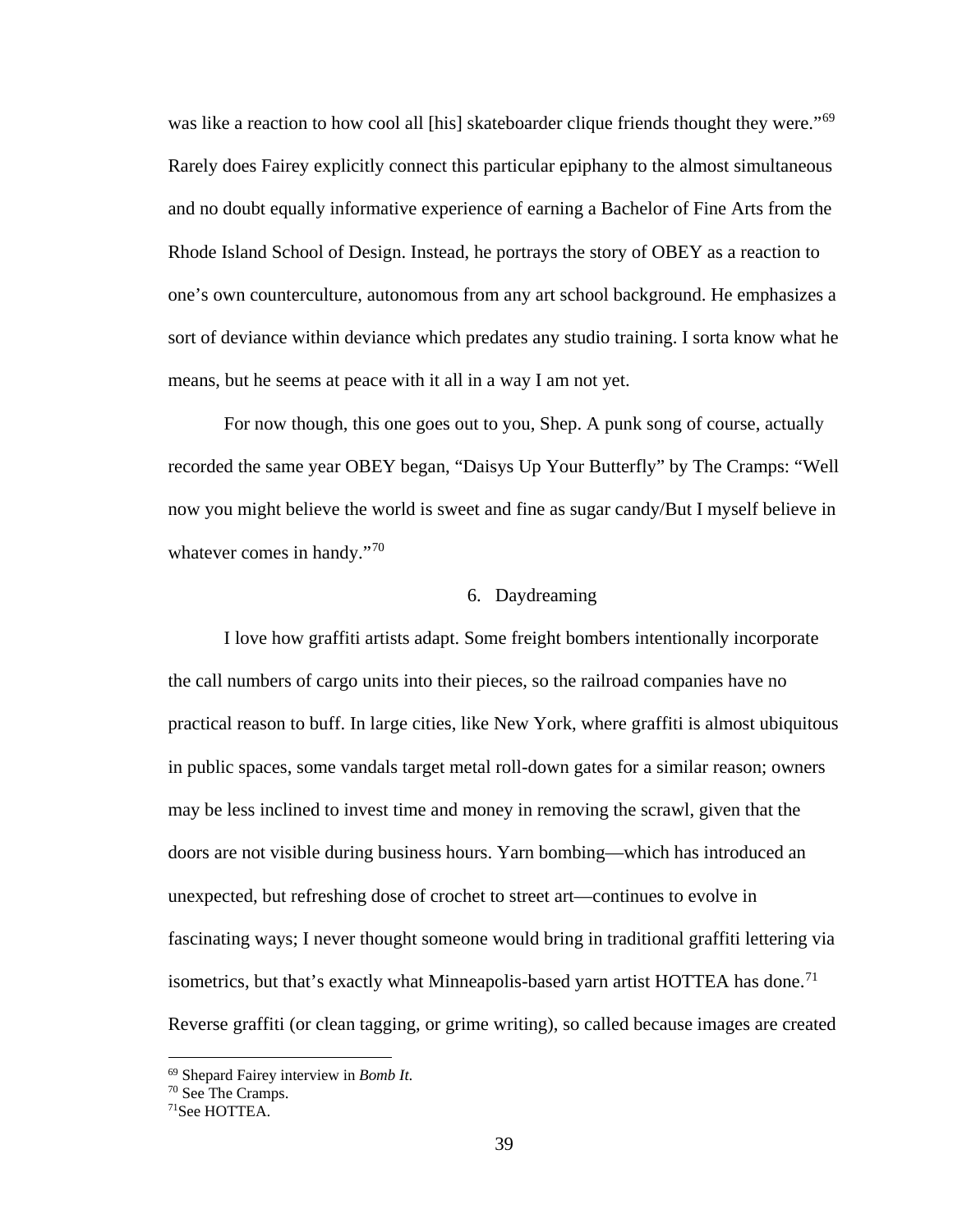was like a reaction to how cool all [his] skateboarder clique friends thought they were."[69] Rarely does Fairey explicitly connect this particular epiphany to the almost simultaneous and no doubt equally informative experience of earning a Bachelor of Fine Arts from the Rhode Island School of Design. Instead, he portrays the story of OBEY as a reaction to one's own counterculture, autonomous from any art school background. He emphasizes a sort of deviance within deviance which predates any studio training. I sorta know what he means, but he seems at peace with it all in a way I am not yet.

For now though, this one goes out to you, Shep. A punk song of course, actually recorded the same year OBEY began, "Daisys Up Your Butterfly" by The Cramps: "Well now you might believe the world is sweet and fine as sugar candy/But I myself believe in whatever comes in handy."[70]

## 6. Daydreaming

I love how graffiti artists adapt. Some freight bombers intentionally incorporate the call numbers of cargo units into their pieces, so the railroad companies have no practical reason to buff. In large cities, like New York, where graffiti is almost ubiquitous in public spaces, some vandals target metal roll-down gates for a similar reason; owners may be less inclined to invest time and money in removing the scrawl, given that the doors are not visible during business hours. Yarn bombing—which has introduced an unexpected, but refreshing dose of crochet to street art—continues to evolve in fascinating ways; I never thought someone would bring in traditional graffiti lettering via isometrics, but that's exactly what Minneapolis-based yarn artist HOTTEA has done.[71] Reverse graffiti (or clean tagging, or grime writing), so called because images are created

---

[69] Shepard Fairey interview in *Bomb It*.
[70] See The Cramps.
[71] See HOTTEA.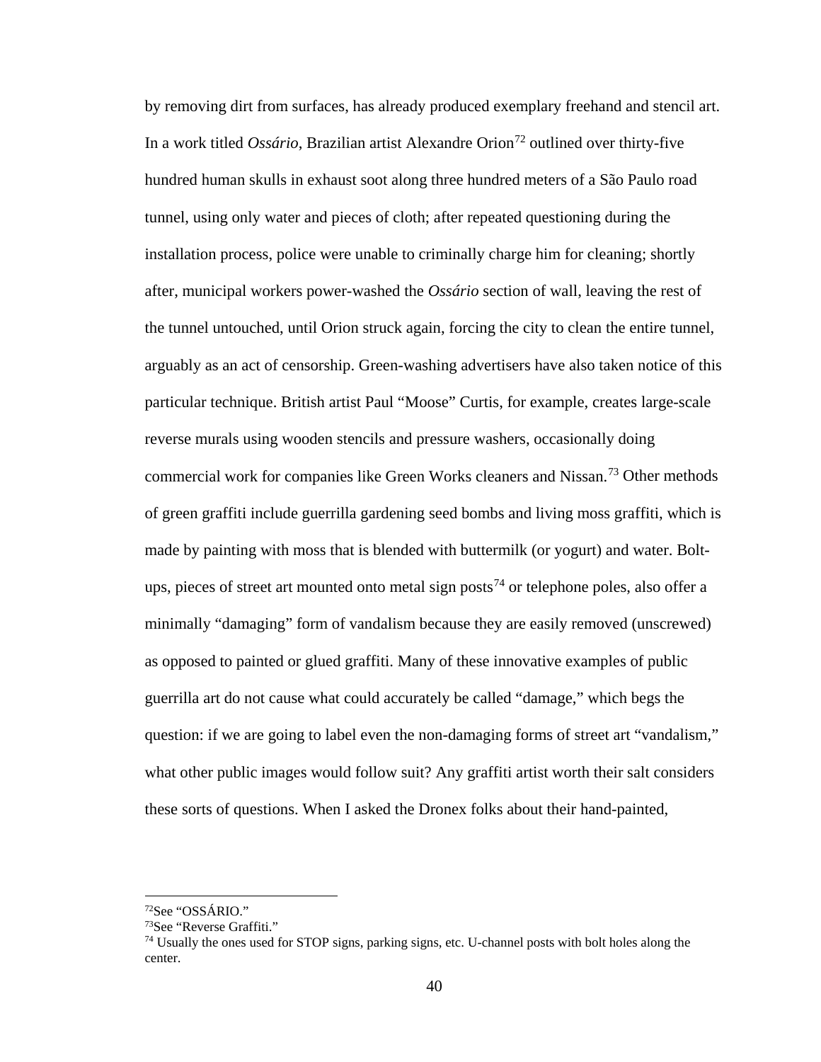by removing dirt from surfaces, has already produced exemplary freehand and stencil art. In a work titled *Ossário*, Brazilian artist Alexandre Orion[72] outlined over thirty-five hundred human skulls in exhaust soot along three hundred meters of a São Paulo road tunnel, using only water and pieces of cloth; after repeated questioning during the installation process, police were unable to criminally charge him for cleaning; shortly after, municipal workers power-washed the *Ossário* section of wall, leaving the rest of the tunnel untouched, until Orion struck again, forcing the city to clean the entire tunnel, arguably as an act of censorship. Green-washing advertisers have also taken notice of this particular technique. British artist Paul "Moose" Curtis, for example, creates large-scale reverse murals using wooden stencils and pressure washers, occasionally doing commercial work for companies like Green Works cleaners and Nissan.[73] Other methods of green graffiti include guerrilla gardening seed bombs and living moss graffiti, which is made by painting with moss that is blended with buttermilk (or yogurt) and water. Bolt-ups, pieces of street art mounted onto metal sign posts[74] or telephone poles, also offer a minimally "damaging" form of vandalism because they are easily removed (unscrewed) as opposed to painted or glued graffiti. Many of these innovative examples of public guerrilla art do not cause what could accurately be called "damage," which begs the question: if we are going to label even the non-damaging forms of street art "vandalism," what other public images would follow suit? Any graffiti artist worth their salt considers these sorts of questions. When I asked the Dronex folks about their hand-painted,

---

[72]See "OSSÁRIO."

[73]See "Reverse Graffiti."

[74] Usually the ones used for STOP signs, parking signs, etc. U-channel posts with bolt holes along the center.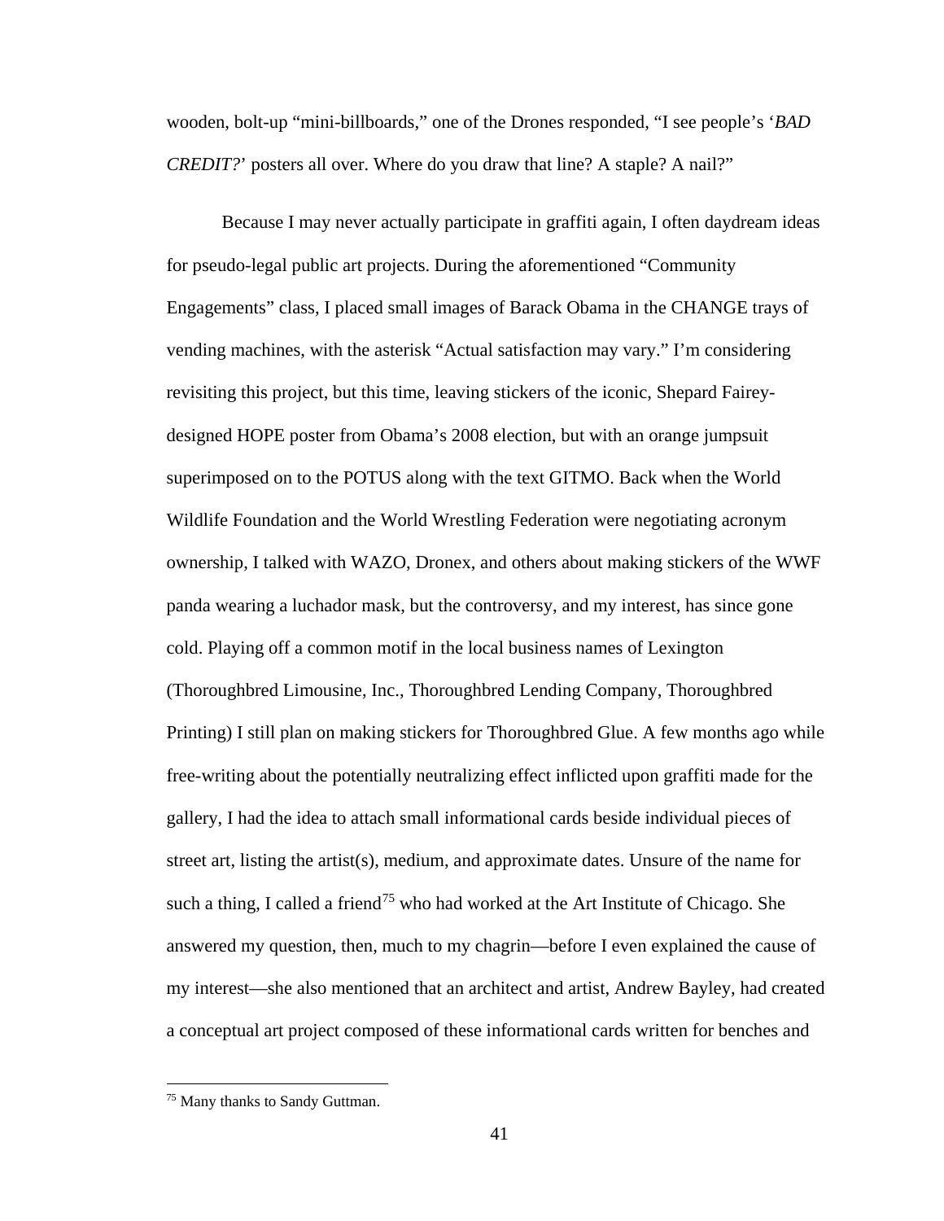wooden, bolt-up “mini-billboards,” one of the Drones responded, “I see people’s ‘*BAD CREDIT?*’ posters all over. Where do you draw that line? A staple? A nail?”

Because I may never actually participate in graffiti again, I often daydream ideas for pseudo-legal public art projects. During the aforementioned “Community Engagements” class, I placed small images of Barack Obama in the CHANGE trays of vending machines, with the asterisk “Actual satisfaction may vary.” I’m considering revisiting this project, but this time, leaving stickers of the iconic, Shepard Fairey-designed HOPE poster from Obama’s 2008 election, but with an orange jumpsuit superimposed on to the POTUS along with the text GITMO. Back when the World Wildlife Foundation and the World Wrestling Federation were negotiating acronym ownership, I talked with WAZO, Dronex, and others about making stickers of the WWF panda wearing a luchador mask, but the controversy, and my interest, has since gone cold. Playing off a common motif in the local business names of Lexington (Thoroughbred Limousine, Inc., Thoroughbred Lending Company, Thoroughbred Printing) I still plan on making stickers for Thoroughbred Glue. A few months ago while free-writing about the potentially neutralizing effect inflicted upon graffiti made for the gallery, I had the idea to attach small informational cards beside individual pieces of street art, listing the artist(s), medium, and approximate dates. Unsure of the name for such a thing, I called a friend[75] who had worked at the Art Institute of Chicago. She answered my question, then, much to my chagrin—before I even explained the cause of my interest—she also mentioned that an architect and artist, Andrew Bayley, had created a conceptual art project composed of these informational cards written for benches and

[75] Many thanks to Sandy Guttman.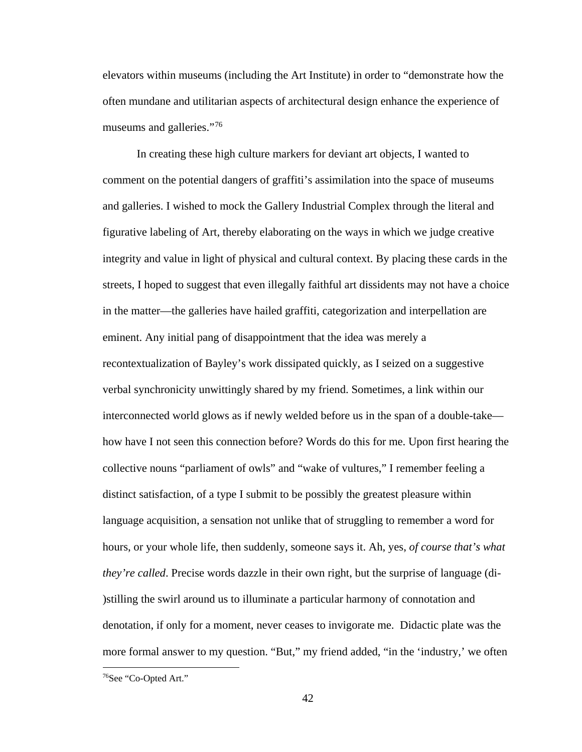elevators within museums (including the Art Institute) in order to "demonstrate how the often mundane and utilitarian aspects of architectural design enhance the experience of museums and galleries."[76]

In creating these high culture markers for deviant art objects, I wanted to comment on the potential dangers of graffiti's assimilation into the space of museums and galleries. I wished to mock the Gallery Industrial Complex through the literal and figurative labeling of Art, thereby elaborating on the ways in which we judge creative integrity and value in light of physical and cultural context. By placing these cards in the streets, I hoped to suggest that even illegally faithful art dissidents may not have a choice in the matter—the galleries have hailed graffiti, categorization and interpellation are eminent. Any initial pang of disappointment that the idea was merely a recontextualization of Bayley's work dissipated quickly, as I seized on a suggestive verbal synchronicity unwittingly shared by my friend. Sometimes, a link within our interconnected world glows as if newly welded before us in the span of a double-take—how have I not seen this connection before? Words do this for me. Upon first hearing the collective nouns "parliament of owls" and "wake of vultures," I remember feeling a distinct satisfaction, of a type I submit to be possibly the greatest pleasure within language acquisition, a sensation not unlike that of struggling to remember a word for hours, or your whole life, then suddenly, someone says it. Ah, yes, *of course that's what they're called*. Precise words dazzle in their own right, but the surprise of language (di-)stilling the swirl around us to illuminate a particular harmony of connotation and denotation, if only for a moment, never ceases to invigorate me. Didactic plate was the more formal answer to my question. "But," my friend added, "in the 'industry,' we often

[76]See "Co-Opted Art."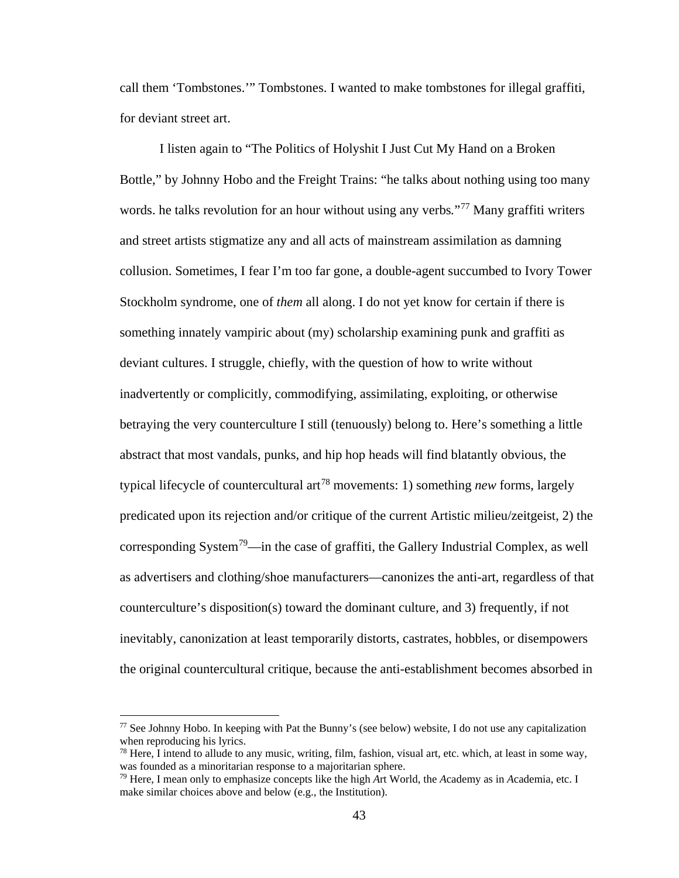call them 'Tombstones.'" Tombstones. I wanted to make tombstones for illegal graffiti, for deviant street art.

I listen again to "The Politics of Holyshit I Just Cut My Hand on a Broken Bottle," by Johnny Hobo and the Freight Trains: "he talks about nothing using too many words. he talks revolution for an hour without using any verbs."[77] Many graffiti writers and street artists stigmatize any and all acts of mainstream assimilation as damning collusion. Sometimes, I fear I'm too far gone, a double-agent succumbed to Ivory Tower Stockholm syndrome, one of *them* all along. I do not yet know for certain if there is something innately vampiric about (my) scholarship examining punk and graffiti as deviant cultures. I struggle, chiefly, with the question of how to write without inadvertently or complicitly, commodifying, assimilating, exploiting, or otherwise betraying the very counterculture I still (tenuously) belong to. Here's something a little abstract that most vandals, punks, and hip hop heads will find blatantly obvious, the typical lifecycle of countercultural art[78] movements: 1) something *new* forms, largely predicated upon its rejection and/or critique of the current Artistic milieu/zeitgeist, 2) the corresponding System[79]—in the case of graffiti, the Gallery Industrial Complex, as well as advertisers and clothing/shoe manufacturers—canonizes the anti-art, regardless of that counterculture's disposition(s) toward the dominant culture, and 3) frequently, if not inevitably, canonization at least temporarily distorts, castrates, hobbles, or disempowers the original countercultural critique, because the anti-establishment becomes absorbed in

---

[77] See Johnny Hobo. In keeping with Pat the Bunny's (see below) website, I do not use any capitalization when reproducing his lyrics.

[78] Here, I intend to allude to any music, writing, film, fashion, visual art, etc. which, at least in some way, was founded as a minoritarian response to a majoritarian sphere.

[79] Here, I mean only to emphasize concepts like the high *A*rt World, the *A*cademy as in *A*cademia, etc. I make similar choices above and below (e.g., the Institution).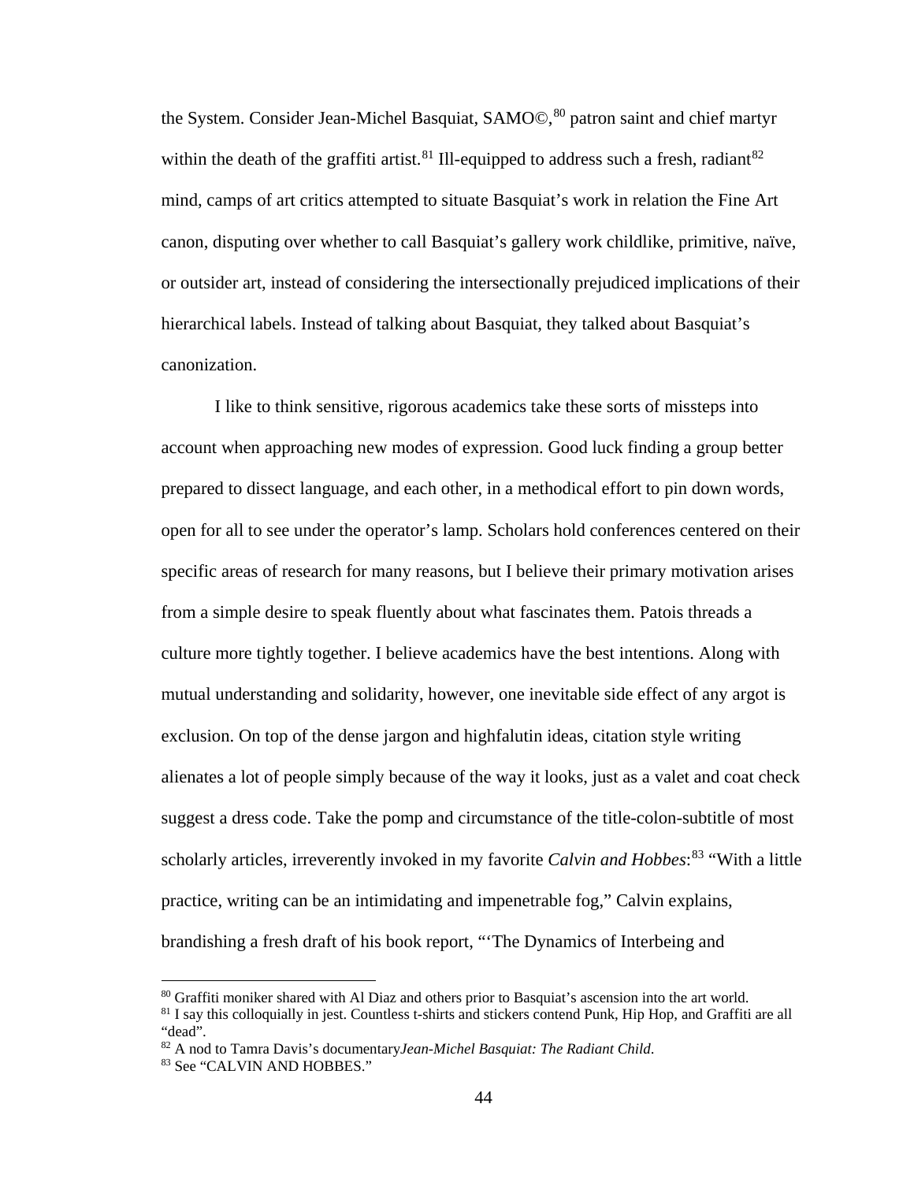the System. Consider Jean-Michel Basquiat, SAMO©,[80] patron saint and chief martyr within the death of the graffiti artist.[81] Ill-equipped to address such a fresh, radiant[82] mind, camps of art critics attempted to situate Basquiat's work in relation the Fine Art canon, disputing over whether to call Basquiat's gallery work childlike, primitive, naïve, or outsider art, instead of considering the intersectionally prejudiced implications of their hierarchical labels. Instead of talking about Basquiat, they talked about Basquiat's canonization.

I like to think sensitive, rigorous academics take these sorts of missteps into account when approaching new modes of expression. Good luck finding a group better prepared to dissect language, and each other, in a methodical effort to pin down words, open for all to see under the operator's lamp. Scholars hold conferences centered on their specific areas of research for many reasons, but I believe their primary motivation arises from a simple desire to speak fluently about what fascinates them. Patois threads a culture more tightly together. I believe academics have the best intentions. Along with mutual understanding and solidarity, however, one inevitable side effect of any argot is exclusion. On top of the dense jargon and highfalutin ideas, citation style writing alienates a lot of people simply because of the way it looks, just as a valet and coat check suggest a dress code. Take the pomp and circumstance of the title-colon-subtitle of most scholarly articles, irreverently invoked in my favorite *Calvin and Hobbes*:[83] "With a little practice, writing can be an intimidating and impenetrable fog," Calvin explains, brandishing a fresh draft of his book report, "'The Dynamics of Interbeing and

---

[80] Graffiti moniker shared with Al Diaz and others prior to Basquiat's ascension into the art world.

[81] I say this colloquially in jest. Countless t-shirts and stickers contend Punk, Hip Hop, and Graffiti are all "dead".

[82] A nod to Tamra Davis's documentary*Jean-Michel Basquiat: The Radiant Child*.

[83] See "CALVIN AND HOBBES."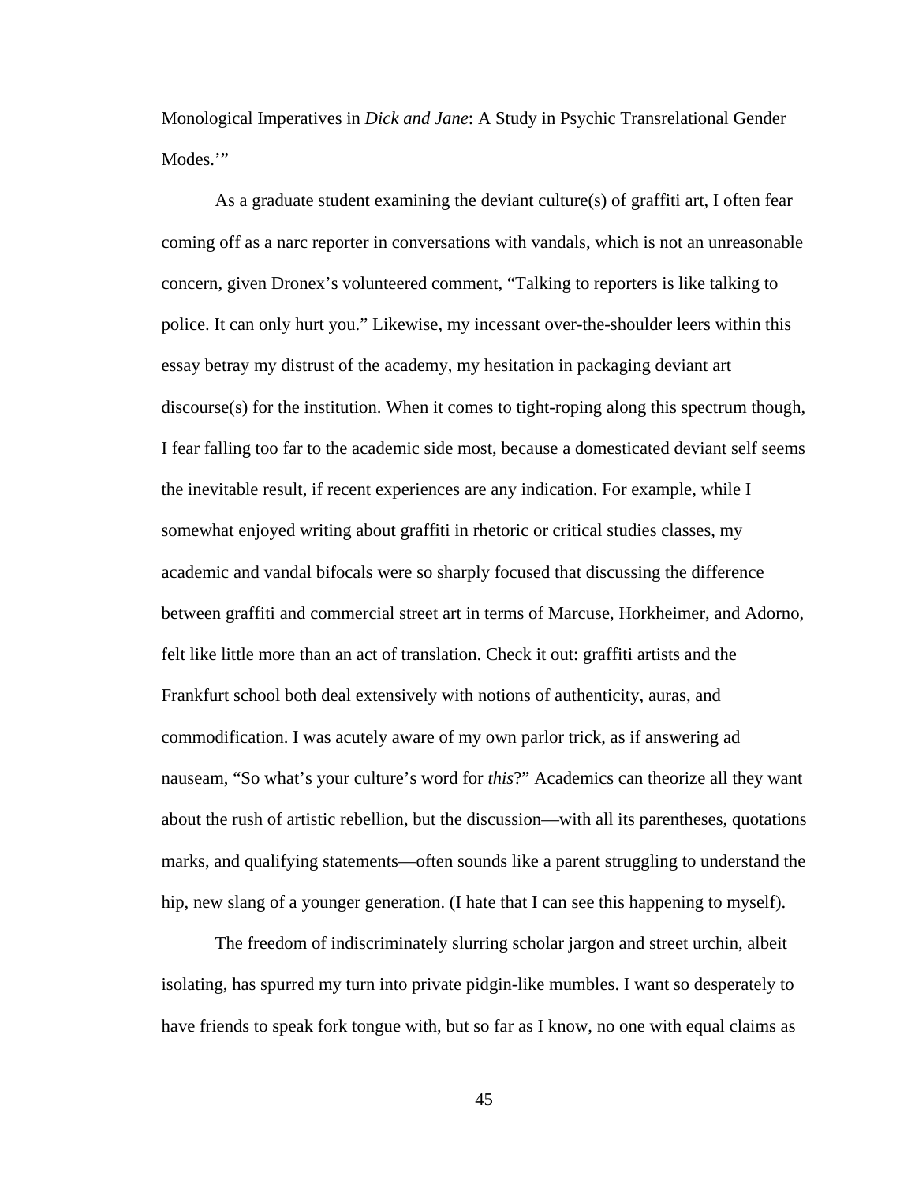Monological Imperatives in *Dick and Jane*: A Study in Psychic Transrelational Gender Modes.'"

As a graduate student examining the deviant culture(s) of graffiti art, I often fear coming off as a narc reporter in conversations with vandals, which is not an unreasonable concern, given Dronex's volunteered comment, "Talking to reporters is like talking to police. It can only hurt you." Likewise, my incessant over-the-shoulder leers within this essay betray my distrust of the academy, my hesitation in packaging deviant art discourse(s) for the institution. When it comes to tight-roping along this spectrum though, I fear falling too far to the academic side most, because a domesticated deviant self seems the inevitable result, if recent experiences are any indication. For example, while I somewhat enjoyed writing about graffiti in rhetoric or critical studies classes, my academic and vandal bifocals were so sharply focused that discussing the difference between graffiti and commercial street art in terms of Marcuse, Horkheimer, and Adorno, felt like little more than an act of translation. Check it out: graffiti artists and the Frankfurt school both deal extensively with notions of authenticity, auras, and commodification. I was acutely aware of my own parlor trick, as if answering ad nauseam, "So what's your culture's word for *this*?" Academics can theorize all they want about the rush of artistic rebellion, but the discussion—with all its parentheses, quotations marks, and qualifying statements—often sounds like a parent struggling to understand the hip, new slang of a younger generation. (I hate that I can see this happening to myself).

The freedom of indiscriminately slurring scholar jargon and street urchin, albeit isolating, has spurred my turn into private pidgin-like mumbles. I want so desperately to have friends to speak fork tongue with, but so far as I know, no one with equal claims as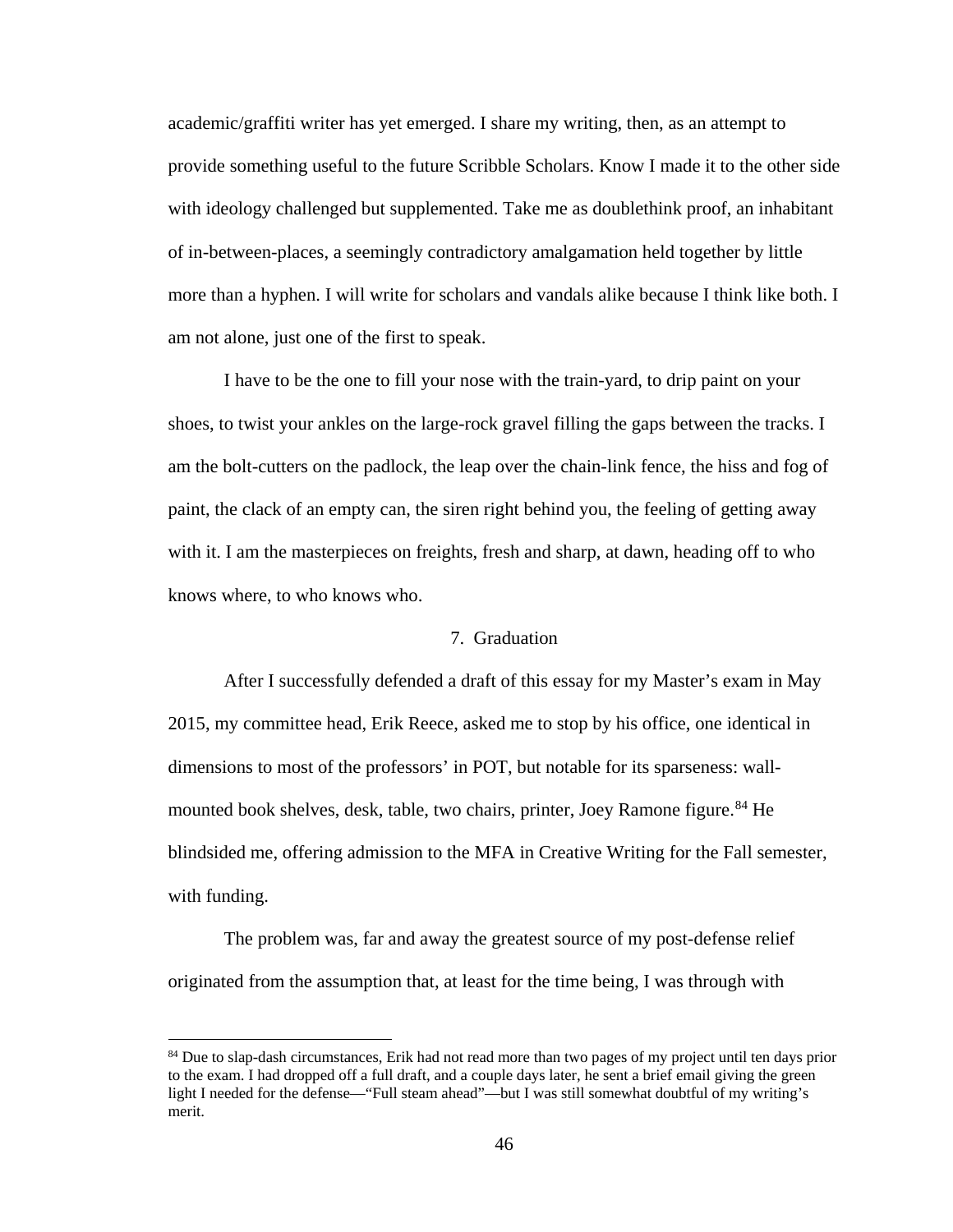academic/graffiti writer has yet emerged. I share my writing, then, as an attempt to provide something useful to the future Scribble Scholars. Know I made it to the other side with ideology challenged but supplemented. Take me as doublethink proof, an inhabitant of in-between-places, a seemingly contradictory amalgamation held together by little more than a hyphen. I will write for scholars and vandals alike because I think like both. I am not alone, just one of the first to speak.

I have to be the one to fill your nose with the train-yard, to drip paint on your shoes, to twist your ankles on the large-rock gravel filling the gaps between the tracks. I am the bolt-cutters on the padlock, the leap over the chain-link fence, the hiss and fog of paint, the clack of an empty can, the siren right behind you, the feeling of getting away with it. I am the masterpieces on freights, fresh and sharp, at dawn, heading off to who knows where, to who knows who.

## 7. Graduation

After I successfully defended a draft of this essay for my Master's exam in May 2015, my committee head, Erik Reece, asked me to stop by his office, one identical in dimensions to most of the professors' in POT, but notable for its sparseness: wall-mounted book shelves, desk, table, two chairs, printer, Joey Ramone figure.[84] He blindsided me, offering admission to the MFA in Creative Writing for the Fall semester, with funding.

The problem was, far and away the greatest source of my post-defense relief originated from the assumption that, at least for the time being, I was through with

---

[84] Due to slap-dash circumstances, Erik had not read more than two pages of my project until ten days prior to the exam. I had dropped off a full draft, and a couple days later, he sent a brief email giving the green light I needed for the defense—"Full steam ahead"—but I was still somewhat doubtful of my writing's merit.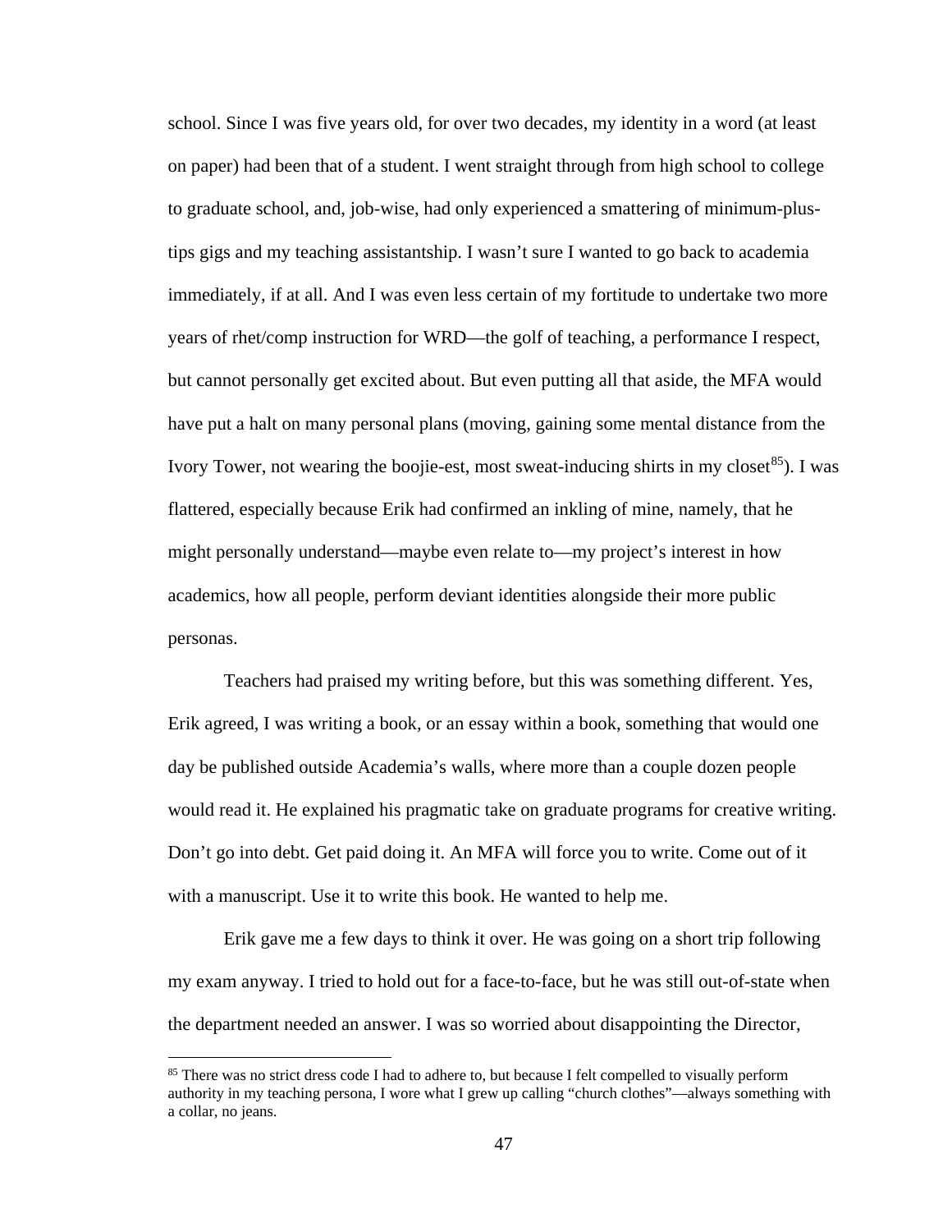school. Since I was five years old, for over two decades, my identity in a word (at least on paper) had been that of a student. I went straight through from high school to college to graduate school, and, job-wise, had only experienced a smattering of minimum-plus-tips gigs and my teaching assistantship. I wasn't sure I wanted to go back to academia immediately, if at all. And I was even less certain of my fortitude to undertake two more years of rhet/comp instruction for WRD—the golf of teaching, a performance I respect, but cannot personally get excited about. But even putting all that aside, the MFA would have put a halt on many personal plans (moving, gaining some mental distance from the Ivory Tower, not wearing the boojie-est, most sweat-inducing shirts in my closet[85]). I was flattered, especially because Erik had confirmed an inkling of mine, namely, that he might personally understand—maybe even relate to—my project's interest in how academics, how all people, perform deviant identities alongside their more public personas.

Teachers had praised my writing before, but this was something different. Yes, Erik agreed, I was writing a book, or an essay within a book, something that would one day be published outside Academia's walls, where more than a couple dozen people would read it. He explained his pragmatic take on graduate programs for creative writing. Don't go into debt. Get paid doing it. An MFA will force you to write. Come out of it with a manuscript. Use it to write this book. He wanted to help me.

Erik gave me a few days to think it over. He was going on a short trip following my exam anyway. I tried to hold out for a face-to-face, but he was still out-of-state when the department needed an answer. I was so worried about disappointing the Director,

[85] There was no strict dress code I had to adhere to, but because I felt compelled to visually perform authority in my teaching persona, I wore what I grew up calling "church clothes"—always something with a collar, no jeans.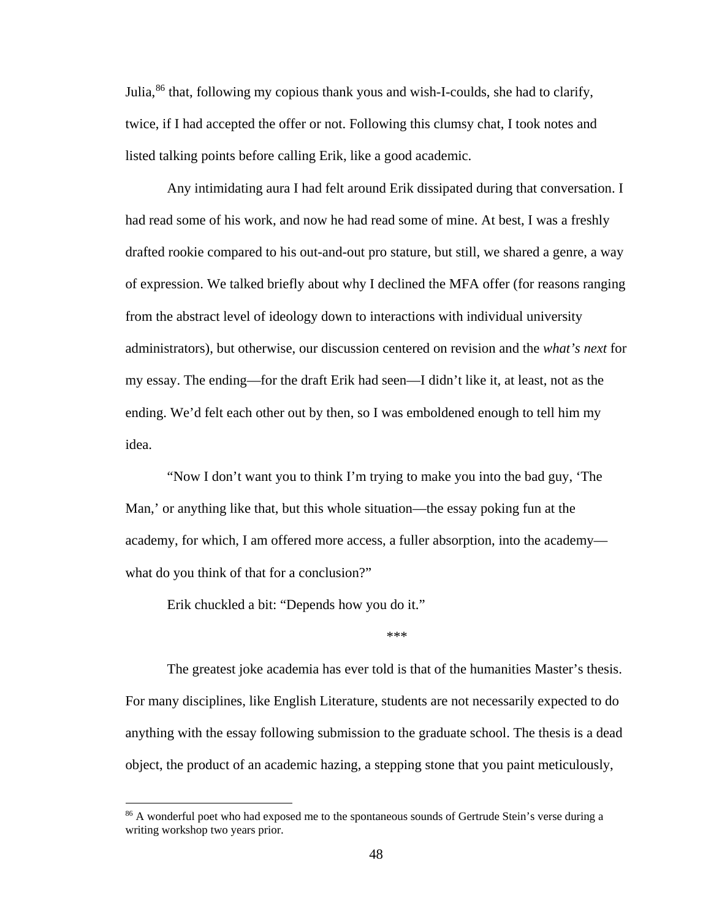Julia,[86] that, following my copious thank yous and wish-I-coulds, she had to clarify, twice, if I had accepted the offer or not. Following this clumsy chat, I took notes and listed talking points before calling Erik, like a good academic.

Any intimidating aura I had felt around Erik dissipated during that conversation. I had read some of his work, and now he had read some of mine. At best, I was a freshly drafted rookie compared to his out-and-out pro stature, but still, we shared a genre, a way of expression. We talked briefly about why I declined the MFA offer (for reasons ranging from the abstract level of ideology down to interactions with individual university administrators), but otherwise, our discussion centered on revision and the *what's next* for my essay. The ending—for the draft Erik had seen—I didn't like it, at least, not as the ending. We'd felt each other out by then, so I was emboldened enough to tell him my idea.

"Now I don't want you to think I'm trying to make you into the bad guy, 'The Man,' or anything like that, but this whole situation—the essay poking fun at the academy, for which, I am offered more access, a fuller absorption, into the academy—what do you think of that for a conclusion?"

Erik chuckled a bit: "Depends how you do it."

***

The greatest joke academia has ever told is that of the humanities Master's thesis. For many disciplines, like English Literature, students are not necessarily expected to do anything with the essay following submission to the graduate school. The thesis is a dead object, the product of an academic hazing, a stepping stone that you paint meticulously,

[86] A wonderful poet who had exposed me to the spontaneous sounds of Gertrude Stein's verse during a writing workshop two years prior.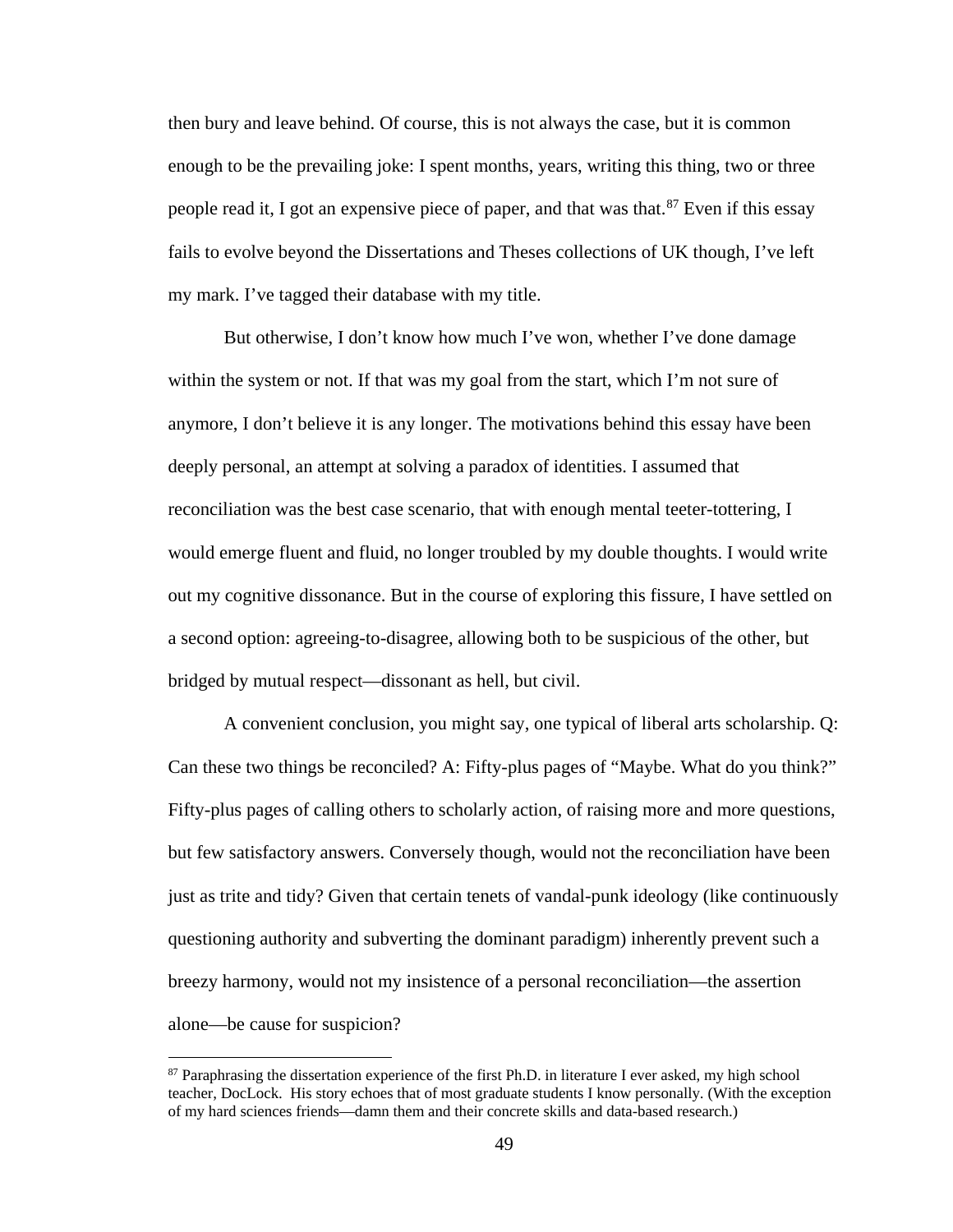then bury and leave behind. Of course, this is not always the case, but it is common enough to be the prevailing joke: I spent months, years, writing this thing, two or three people read it, I got an expensive piece of paper, and that was that.[87] Even if this essay fails to evolve beyond the Dissertations and Theses collections of UK though, I've left my mark. I've tagged their database with my title.

But otherwise, I don't know how much I've won, whether I've done damage within the system or not. If that was my goal from the start, which I'm not sure of anymore, I don't believe it is any longer. The motivations behind this essay have been deeply personal, an attempt at solving a paradox of identities. I assumed that reconciliation was the best case scenario, that with enough mental teeter-tottering, I would emerge fluent and fluid, no longer troubled by my double thoughts. I would write out my cognitive dissonance. But in the course of exploring this fissure, I have settled on a second option: agreeing-to-disagree, allowing both to be suspicious of the other, but bridged by mutual respect—dissonant as hell, but civil.

A convenient conclusion, you might say, one typical of liberal arts scholarship. Q: Can these two things be reconciled? A: Fifty-plus pages of "Maybe. What do you think?" Fifty-plus pages of calling others to scholarly action, of raising more and more questions, but few satisfactory answers. Conversely though, would not the reconciliation have been just as trite and tidy? Given that certain tenets of vandal-punk ideology (like continuously questioning authority and subverting the dominant paradigm) inherently prevent such a breezy harmony, would not my insistence of a personal reconciliation—the assertion alone—be cause for suspicion?

---

[87] Paraphrasing the dissertation experience of the first Ph.D. in literature I ever asked, my high school teacher, DocLock. His story echoes that of most graduate students I know personally. (With the exception of my hard sciences friends—damn them and their concrete skills and data-based research.)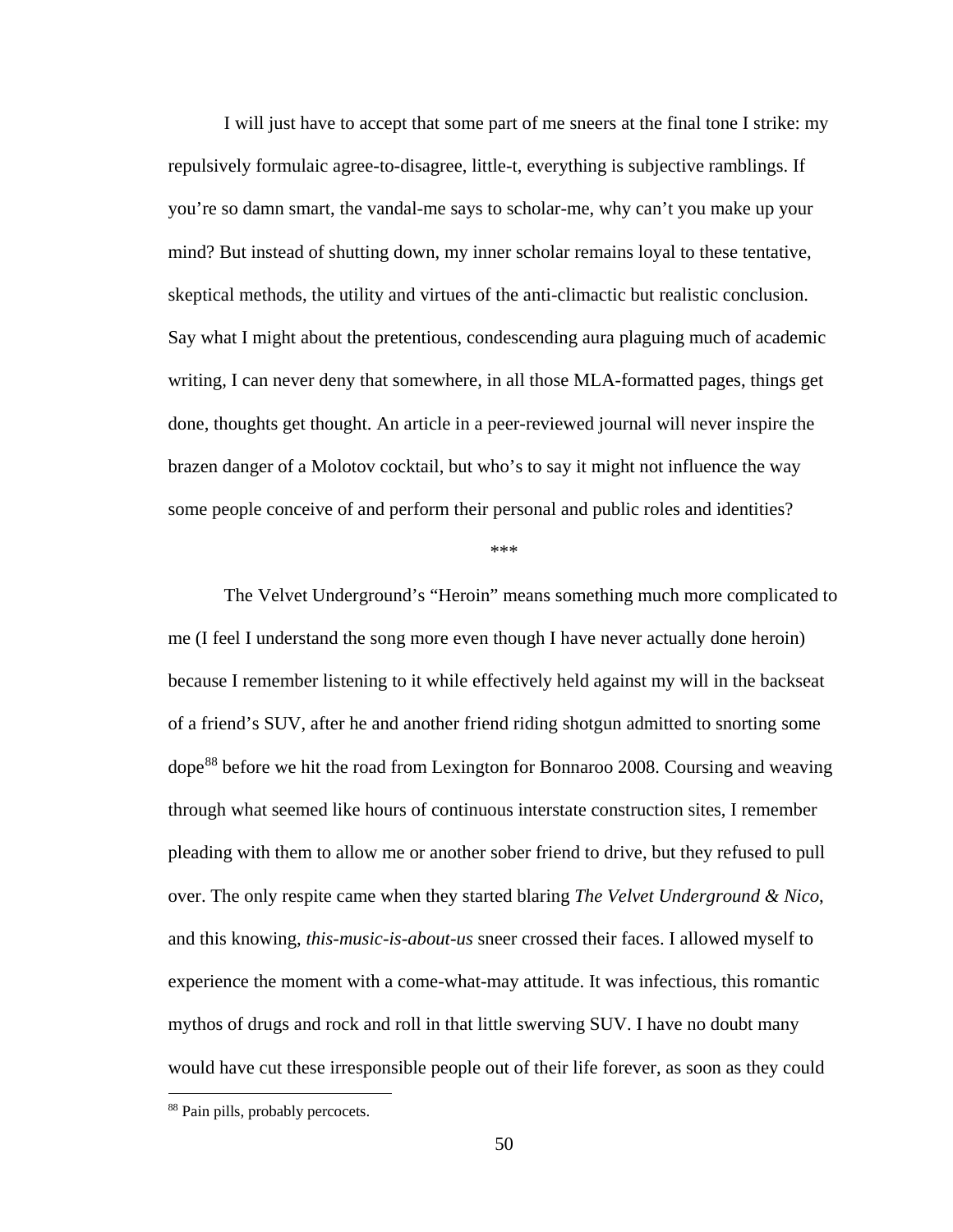I will just have to accept that some part of me sneers at the final tone I strike: my repulsively formulaic agree-to-disagree, little-t, everything is subjective ramblings. If you're so damn smart, the vandal-me says to scholar-me, why can't you make up your mind? But instead of shutting down, my inner scholar remains loyal to these tentative, skeptical methods, the utility and virtues of the anti-climactic but realistic conclusion. Say what I might about the pretentious, condescending aura plaguing much of academic writing, I can never deny that somewhere, in all those MLA-formatted pages, things get done, thoughts get thought. An article in a peer-reviewed journal will never inspire the brazen danger of a Molotov cocktail, but who's to say it might not influence the way some people conceive of and perform their personal and public roles and identities?

***

The Velvet Underground's "Heroin" means something much more complicated to me (I feel I understand the song more even though I have never actually done heroin) because I remember listening to it while effectively held against my will in the backseat of a friend's SUV, after he and another friend riding shotgun admitted to snorting some dope[88] before we hit the road from Lexington for Bonnaroo 2008. Coursing and weaving through what seemed like hours of continuous interstate construction sites, I remember pleading with them to allow me or another sober friend to drive, but they refused to pull over. The only respite came when they started blaring *The Velvet Underground & Nico*, and this knowing, *this-music-is-about-us* sneer crossed their faces. I allowed myself to experience the moment with a come-what-may attitude. It was infectious, this romantic mythos of drugs and rock and roll in that little swerving SUV. I have no doubt many would have cut these irresponsible people out of their life forever, as soon as they could

[88] Pain pills, probably percocets.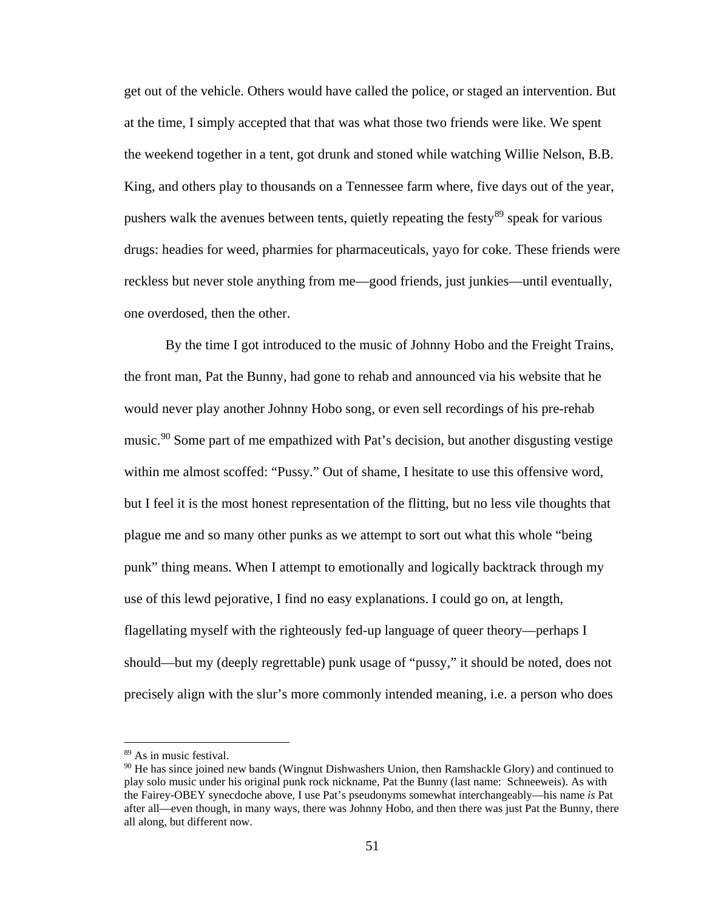get out of the vehicle. Others would have called the police, or staged an intervention. But at the time, I simply accepted that that was what those two friends were like. We spent the weekend together in a tent, got drunk and stoned while watching Willie Nelson, B.B. King, and others play to thousands on a Tennessee farm where, five days out of the year, pushers walk the avenues between tents, quietly repeating the festy[89] speak for various drugs: headies for weed, pharmies for pharmaceuticals, yayo for coke. These friends were reckless but never stole anything from me—good friends, just junkies—until eventually, one overdosed, then the other.

By the time I got introduced to the music of Johnny Hobo and the Freight Trains, the front man, Pat the Bunny, had gone to rehab and announced via his website that he would never play another Johnny Hobo song, or even sell recordings of his pre-rehab music.[90] Some part of me empathized with Pat's decision, but another disgusting vestige within me almost scoffed: "Pussy." Out of shame, I hesitate to use this offensive word, but I feel it is the most honest representation of the flitting, but no less vile thoughts that plague me and so many other punks as we attempt to sort out what this whole "being punk" thing means. When I attempt to emotionally and logically backtrack through my use of this lewd pejorative, I find no easy explanations. I could go on, at length, flagellating myself with the righteously fed-up language of queer theory—perhaps I should—but my (deeply regrettable) punk usage of "pussy," it should be noted, does not precisely align with the slur's more commonly intended meaning, i.e. a person who does

[89] As in music festival.

[90] He has since joined new bands (Wingnut Dishwashers Union, then Ramshackle Glory) and continued to play solo music under his original punk rock nickname, Pat the Bunny (last name: Schneeweis). As with the Fairey-OBEY synecdoche above, I use Pat's pseudonyms somewhat interchangeably—his name *is* Pat after all—even though, in many ways, there was Johnny Hobo, and then there was just Pat the Bunny, there all along, but different now.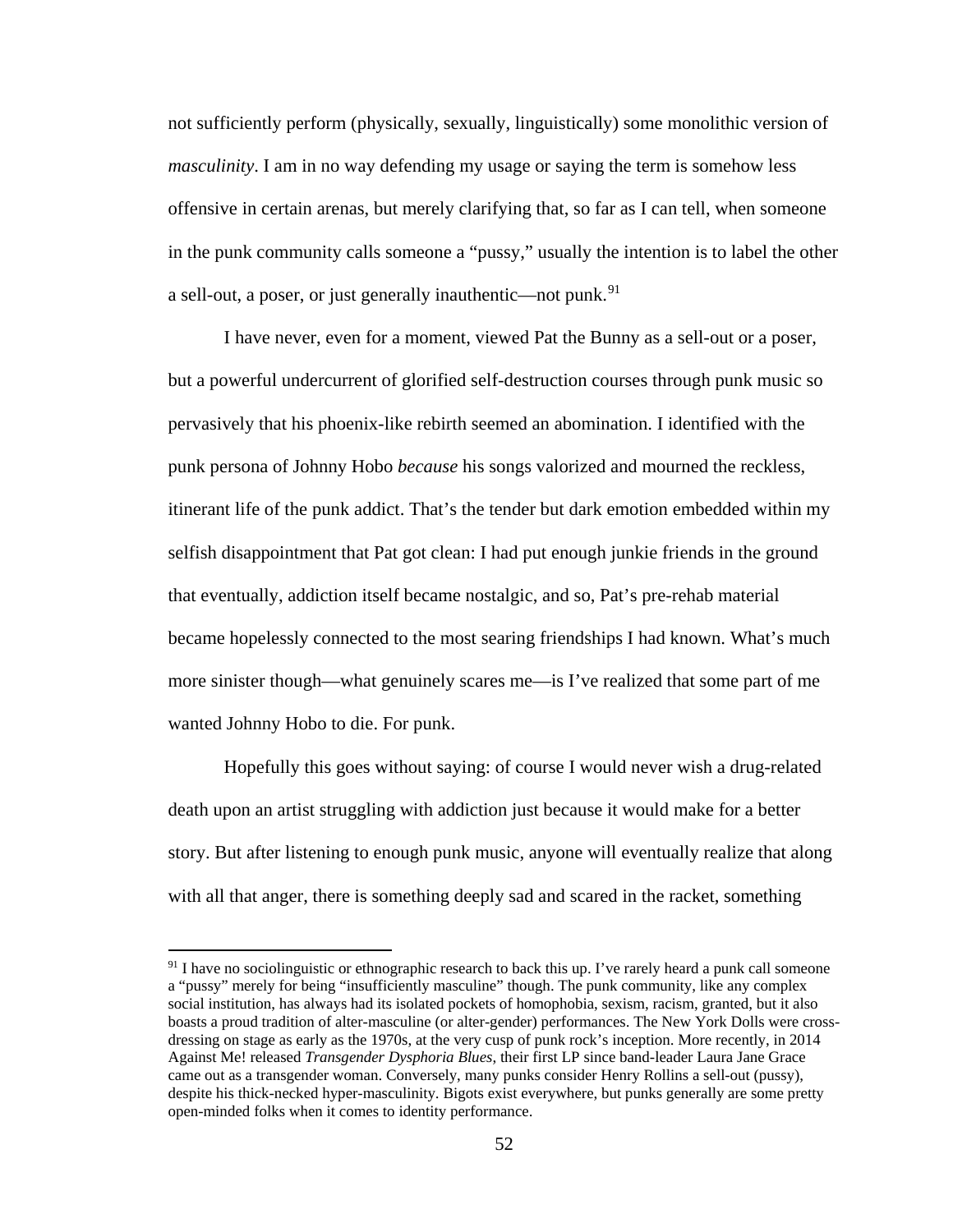not sufficiently perform (physically, sexually, linguistically) some monolithic version of *masculinity*. I am in no way defending my usage or saying the term is somehow less offensive in certain arenas, but merely clarifying that, so far as I can tell, when someone in the punk community calls someone a "pussy," usually the intention is to label the other a sell-out, a poser, or just generally inauthentic—not punk.[91]

I have never, even for a moment, viewed Pat the Bunny as a sell-out or a poser, but a powerful undercurrent of glorified self-destruction courses through punk music so pervasively that his phoenix-like rebirth seemed an abomination. I identified with the punk persona of Johnny Hobo *because* his songs valorized and mourned the reckless, itinerant life of the punk addict. That's the tender but dark emotion embedded within my selfish disappointment that Pat got clean: I had put enough junkie friends in the ground that eventually, addiction itself became nostalgic, and so, Pat's pre-rehab material became hopelessly connected to the most searing friendships I had known. What's much more sinister though—what genuinely scares me—is I've realized that some part of me wanted Johnny Hobo to die. For punk.

Hopefully this goes without saying: of course I would never wish a drug-related death upon an artist struggling with addiction just because it would make for a better story. But after listening to enough punk music, anyone will eventually realize that along with all that anger, there is something deeply sad and scared in the racket, something

---

[91] I have no sociolinguistic or ethnographic research to back this up. I've rarely heard a punk call someone a "pussy" merely for being "insufficiently masculine" though. The punk community, like any complex social institution, has always had its isolated pockets of homophobia, sexism, racism, granted, but it also boasts a proud tradition of alter-masculine (or alter-gender) performances. The New York Dolls were cross-dressing on stage as early as the 1970s, at the very cusp of punk rock's inception. More recently, in 2014 Against Me! released *Transgender Dysphoria Blues*, their first LP since band-leader Laura Jane Grace came out as a transgender woman. Conversely, many punks consider Henry Rollins a sell-out (pussy), despite his thick-necked hyper-masculinity. Bigots exist everywhere, but punks generally are some pretty open-minded folks when it comes to identity performance.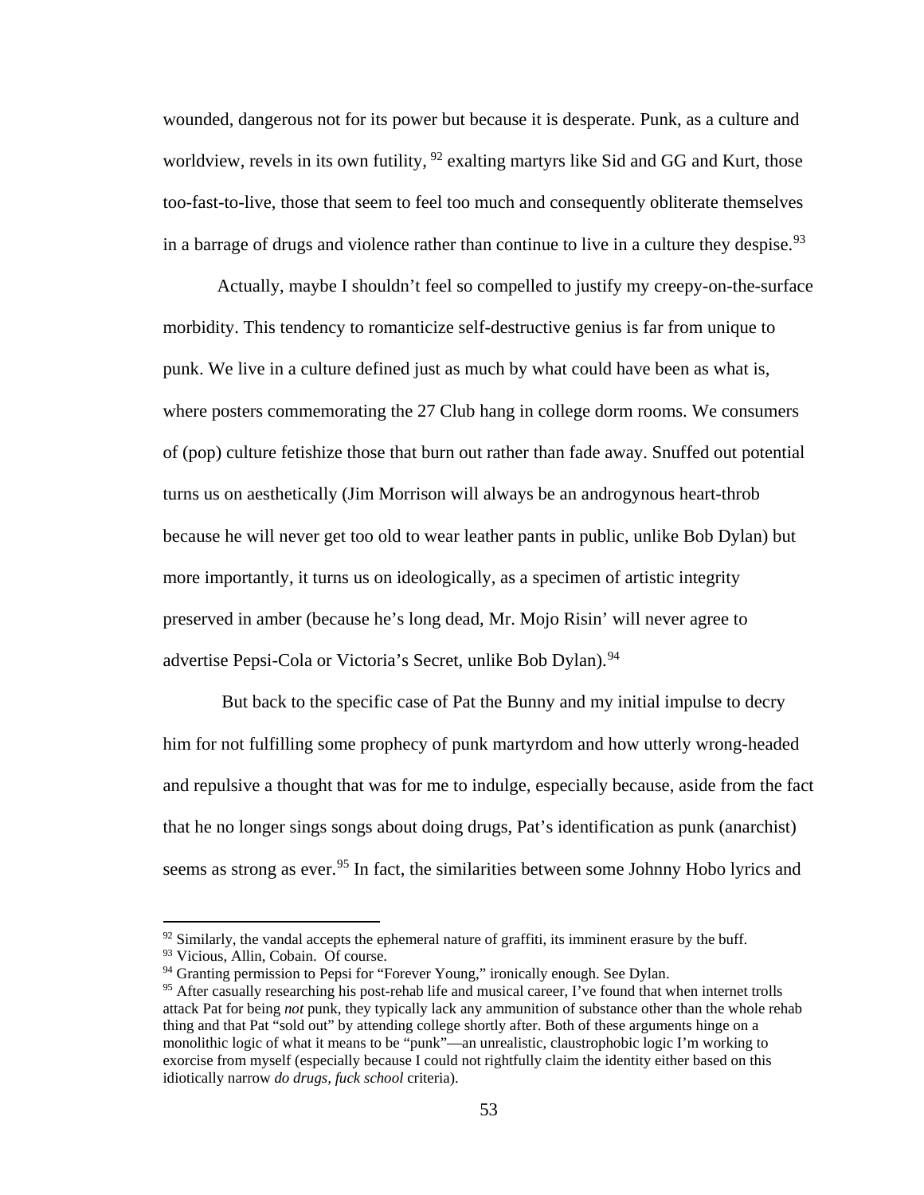wounded, dangerous not for its power but because it is desperate. Punk, as a culture and worldview, revels in its own futility, [92] exalting martyrs like Sid and GG and Kurt, those too-fast-to-live, those that seem to feel too much and consequently obliterate themselves in a barrage of drugs and violence rather than continue to live in a culture they despise.[93]

Actually, maybe I shouldn't feel so compelled to justify my creepy-on-the-surface morbidity. This tendency to romanticize self-destructive genius is far from unique to punk. We live in a culture defined just as much by what could have been as what is, where posters commemorating the 27 Club hang in college dorm rooms. We consumers of (pop) culture fetishize those that burn out rather than fade away. Snuffed out potential turns us on aesthetically (Jim Morrison will always be an androgynous heart-throb because he will never get too old to wear leather pants in public, unlike Bob Dylan) but more importantly, it turns us on ideologically, as a specimen of artistic integrity preserved in amber (because he's long dead, Mr. Mojo Risin' will never agree to advertise Pepsi-Cola or Victoria's Secret, unlike Bob Dylan).[94]

But back to the specific case of Pat the Bunny and my initial impulse to decry him for not fulfilling some prophecy of punk martyrdom and how utterly wrong-headed and repulsive a thought that was for me to indulge, especially because, aside from the fact that he no longer sings songs about doing drugs, Pat's identification as punk (anarchist) seems as strong as ever.[95] In fact, the similarities between some Johnny Hobo lyrics and

---

[92] Similarly, the vandal accepts the ephemeral nature of graffiti, its imminent erasure by the buff.

[93] Vicious, Allin, Cobain. Of course.

[94] Granting permission to Pepsi for "Forever Young," ironically enough. See Dylan.

[95] After casually researching his post-rehab life and musical career, I've found that when internet trolls attack Pat for being *not* punk, they typically lack any ammunition of substance other than the whole rehab thing and that Pat "sold out" by attending college shortly after. Both of these arguments hinge on a monolithic logic of what it means to be "punk"—an unrealistic, claustrophobic logic I'm working to exorcise from myself (especially because I could not rightfully claim the identity either based on this idiotically narrow *do drugs, fuck school* criteria).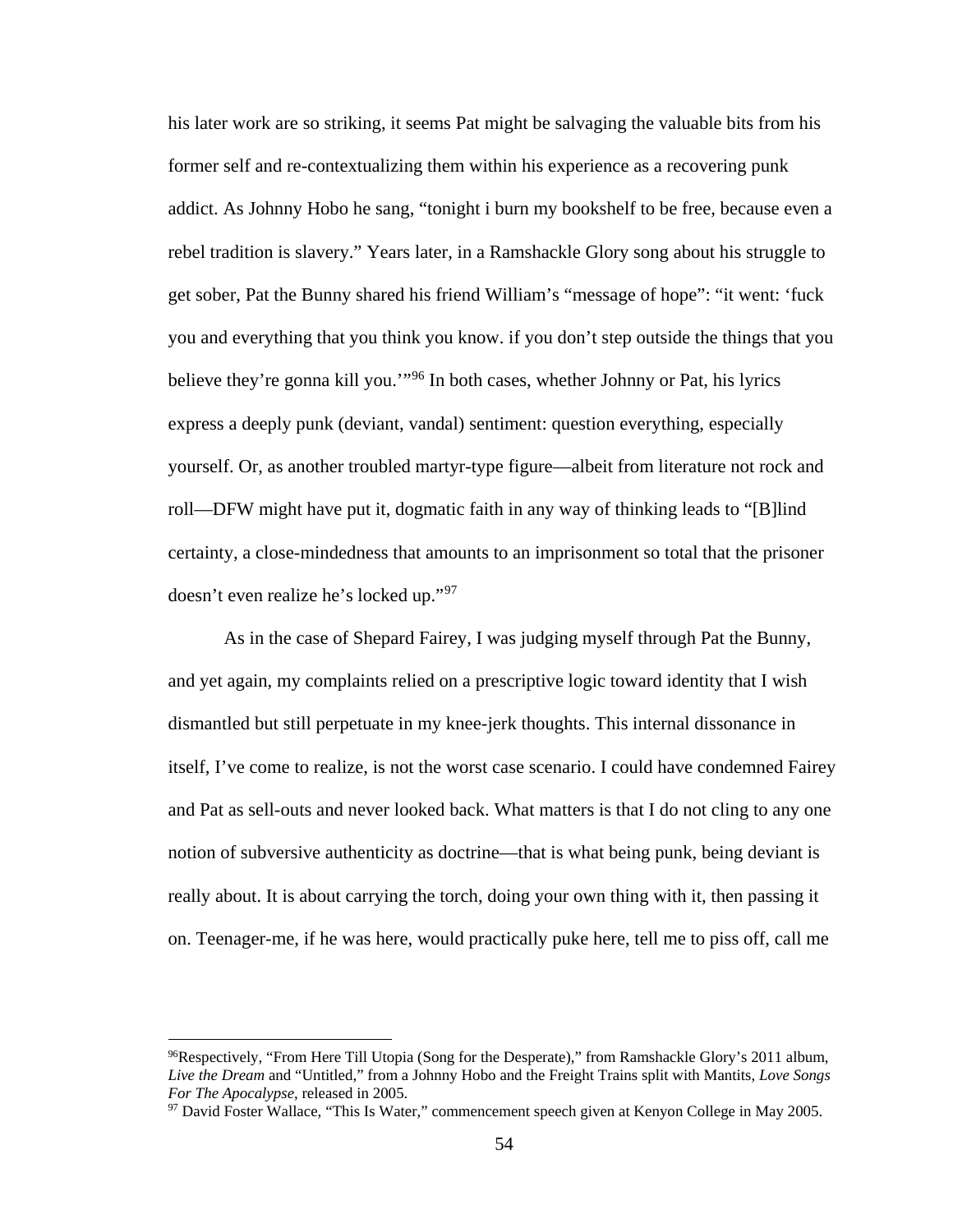his later work are so striking, it seems Pat might be salvaging the valuable bits from his former self and re-contextualizing them within his experience as a recovering punk addict. As Johnny Hobo he sang, "tonight i burn my bookshelf to be free, because even a rebel tradition is slavery." Years later, in a Ramshackle Glory song about his struggle to get sober, Pat the Bunny shared his friend William's "message of hope": "it went: 'fuck you and everything that you think you know. if you don't step outside the things that you believe they're gonna kill you.'"[96] In both cases, whether Johnny or Pat, his lyrics express a deeply punk (deviant, vandal) sentiment: question everything, especially yourself. Or, as another troubled martyr-type figure—albeit from literature not rock and roll—DFW might have put it, dogmatic faith in any way of thinking leads to "[B]lind certainty, a close-mindedness that amounts to an imprisonment so total that the prisoner doesn't even realize he's locked up."[97]

As in the case of Shepard Fairey, I was judging myself through Pat the Bunny, and yet again, my complaints relied on a prescriptive logic toward identity that I wish dismantled but still perpetuate in my knee-jerk thoughts. This internal dissonance in itself, I've come to realize, is not the worst case scenario. I could have condemned Fairey and Pat as sell-outs and never looked back. What matters is that I do not cling to any one notion of subversive authenticity as doctrine—that is what being punk, being deviant is really about. It is about carrying the torch, doing your own thing with it, then passing it on. Teenager-me, if he was here, would practically puke here, tell me to piss off, call me

---

[96] Respectively, "From Here Till Utopia (Song for the Desperate)," from Ramshackle Glory's 2011 album, *Live the Dream* and "Untitled," from a Johnny Hobo and the Freight Trains split with Mantits, *Love Songs For The Apocalypse*, released in 2005.

[97] David Foster Wallace, "This Is Water," commencement speech given at Kenyon College in May 2005.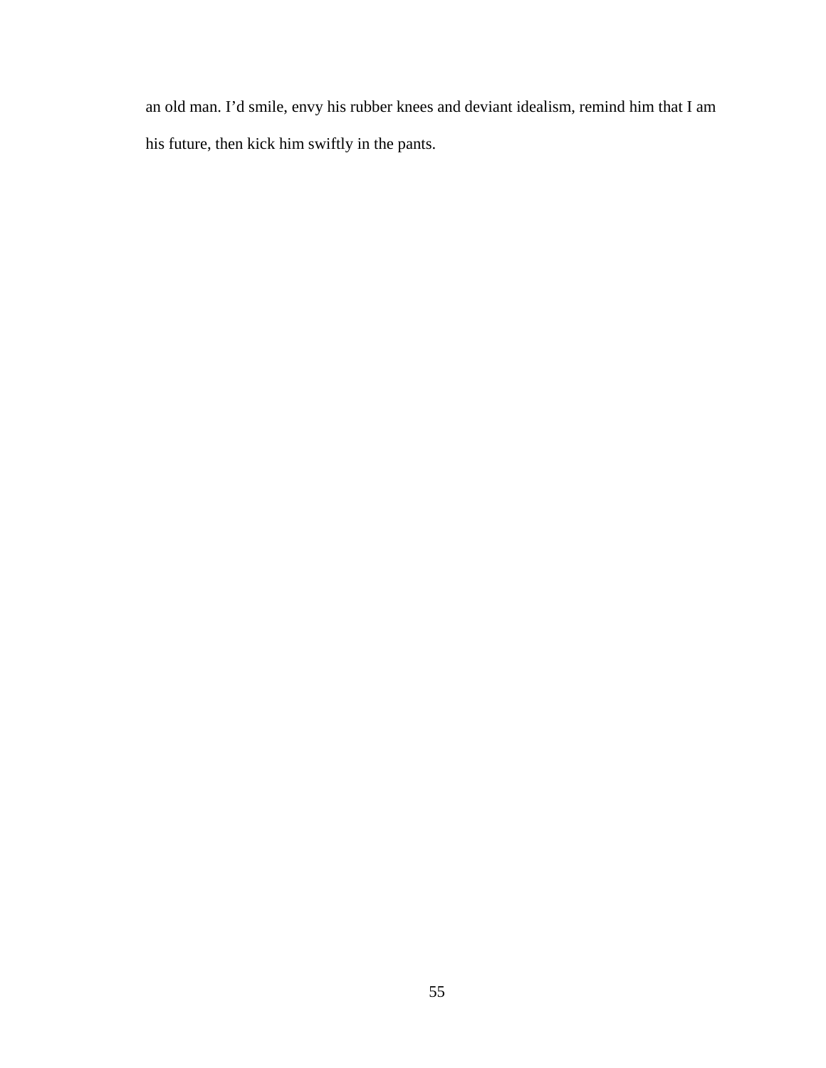an old man. I’d smile, envy his rubber knees and deviant idealism, remind him that I am his future, then kick him swiftly in the pants.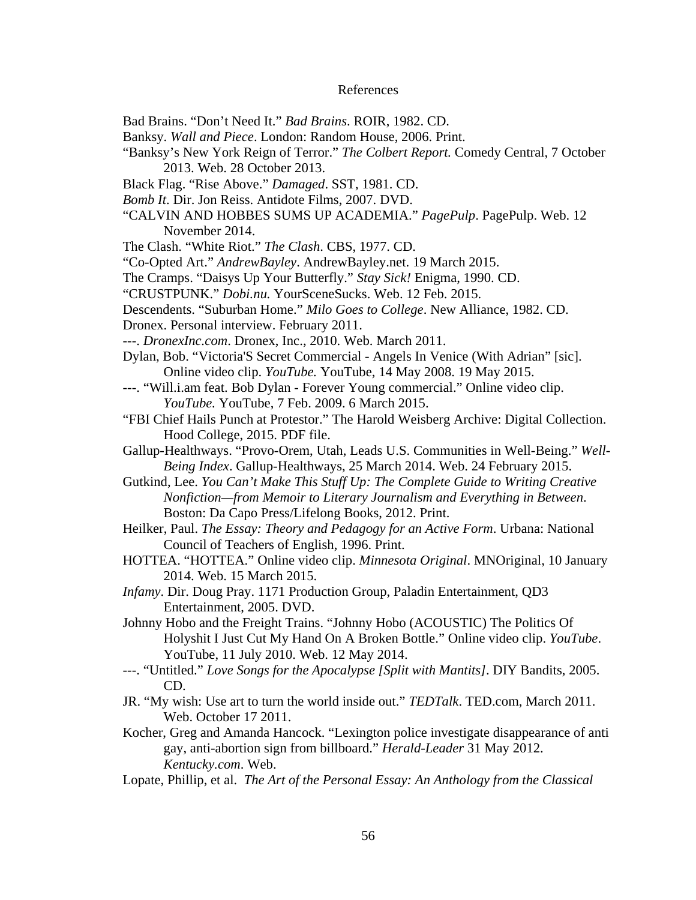# References

Bad Brains. "Don't Need It." *Bad Brains*. ROIR, 1982. CD.

Banksy. *Wall and Piece*. London: Random House, 2006. Print.

"Banksy's New York Reign of Terror." *The Colbert Report.* Comedy Central, 7 October 2013. Web. 28 October 2013.

Black Flag. "Rise Above." *Damaged*. SST, 1981. CD.

*Bomb It*. Dir. Jon Reiss. Antidote Films, 2007. DVD.

"CALVIN AND HOBBES SUMS UP ACADEMIA." *PagePulp*. PagePulp. Web. 12 November 2014.

The Clash. "White Riot." *The Clash*. CBS, 1977. CD.

"Co-Opted Art." *AndrewBayley*. AndrewBayley.net. 19 March 2015.

The Cramps. "Daisys Up Your Butterfly." *Stay Sick!* Enigma, 1990. CD.

"CRUSTPUNK." *Dobi.nu.* YourSceneSucks. Web. 12 Feb. 2015.

Descendents. "Suburban Home." *Milo Goes to College*. New Alliance, 1982. CD.

Dronex. Personal interview. February 2011.

---. *DronexInc.com*. Dronex, Inc., 2010. Web. March 2011.

Dylan, Bob. "Victoria'S Secret Commercial - Angels In Venice (With Adrian" [sic]. Online video clip. *YouTube.* YouTube, 14 May 2008. 19 May 2015.

---. "Will.i.am feat. Bob Dylan - Forever Young commercial." Online video clip. *YouTube.* YouTube, 7 Feb. 2009. 6 March 2015.

"FBI Chief Hails Punch at Protestor." The Harold Weisberg Archive: Digital Collection. Hood College, 2015. PDF file.

Gallup-Healthways. "Provo-Orem, Utah, Leads U.S. Communities in Well-Being." *Well-Being Index*. Gallup-Healthways, 25 March 2014. Web. 24 February 2015.

Gutkind, Lee. *You Can't Make This Stuff Up: The Complete Guide to Writing Creative Nonfiction—from Memoir to Literary Journalism and Everything in Between*. Boston: Da Capo Press/Lifelong Books, 2012. Print.

Heilker, Paul. *The Essay: Theory and Pedagogy for an Active Form*. Urbana: National Council of Teachers of English, 1996. Print.

HOTTEA. "HOTTEA." Online video clip. *Minnesota Original*. MNOriginal, 10 January 2014. Web. 15 March 2015.

*Infamy*. Dir. Doug Pray. 1171 Production Group, Paladin Entertainment, QD3 Entertainment, 2005. DVD.

Johnny Hobo and the Freight Trains. "Johnny Hobo (ACOUSTIC) The Politics Of Holyshit I Just Cut My Hand On A Broken Bottle." Online video clip. *YouTube*. YouTube, 11 July 2010. Web. 12 May 2014.

---. "Untitled." *Love Songs for the Apocalypse [Split with Mantits]*. DIY Bandits, 2005. CD.

JR. "My wish: Use art to turn the world inside out." *TEDTalk*. TED.com, March 2011. Web. October 17 2011.

Kocher, Greg and Amanda Hancock. "Lexington police investigate disappearance of anti gay, anti-abortion sign from billboard." *Herald-Leader* 31 May 2012. *Kentucky.com*. Web.

Lopate, Phillip, et al. *The Art of the Personal Essay: An Anthology from the Classical*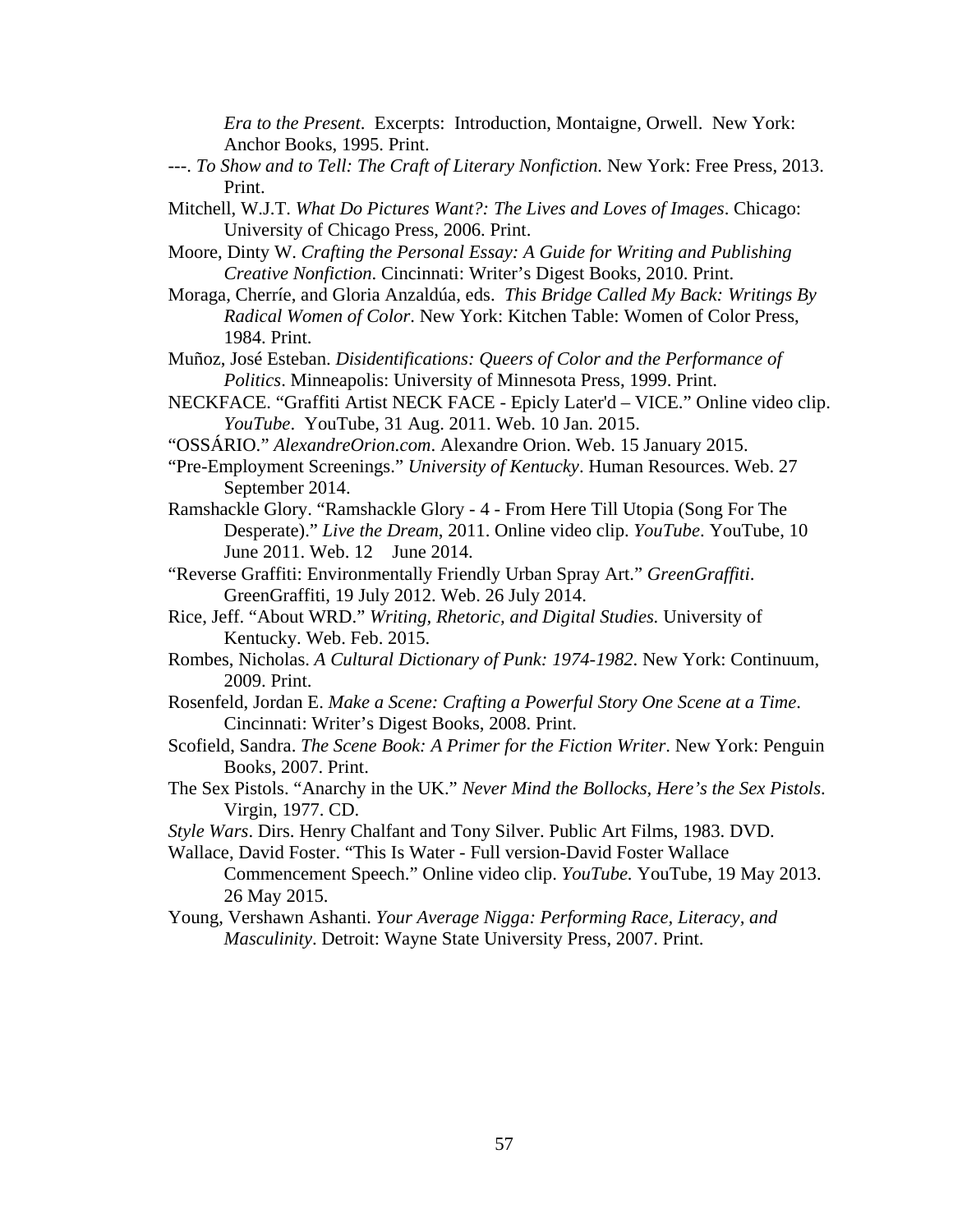*Era to the Present*. Excerpts: Introduction, Montaigne, Orwell. New York: Anchor Books, 1995. Print.

---. *To Show and to Tell: The Craft of Literary Nonfiction.* New York: Free Press, 2013. Print.

Mitchell, W.J.T. *What Do Pictures Want?: The Lives and Loves of Images*. Chicago: University of Chicago Press, 2006. Print.

Moore, Dinty W. *Crafting the Personal Essay: A Guide for Writing and Publishing Creative Nonfiction*. Cincinnati: Writer's Digest Books, 2010. Print.

Moraga, Cherríe, and Gloria Anzaldúa, eds. *This Bridge Called My Back: Writings By Radical Women of Color*. New York: Kitchen Table: Women of Color Press, 1984. Print.

Muñoz, José Esteban. *Disidentifications: Queers of Color and the Performance of Politics*. Minneapolis: University of Minnesota Press, 1999. Print.

NECKFACE. "Graffiti Artist NECK FACE - Epicly Later'd – VICE." Online video clip. *YouTube*. YouTube, 31 Aug. 2011. Web. 10 Jan. 2015.

"OSSÁRIO." *AlexandreOrion.com*. Alexandre Orion. Web. 15 January 2015.

"Pre-Employment Screenings." *University of Kentucky*. Human Resources. Web. 27 September 2014.

Ramshackle Glory. "Ramshackle Glory - 4 - From Here Till Utopia (Song For The Desperate)." *Live the Dream*, 2011. Online video clip. *YouTube*. YouTube, 10 June 2011. Web. 12 June 2014.

"Reverse Graffiti: Environmentally Friendly Urban Spray Art." *GreenGraffiti*. GreenGraffiti, 19 July 2012. Web. 26 July 2014.

Rice, Jeff. "About WRD." *Writing, Rhetoric, and Digital Studies.* University of Kentucky. Web. Feb. 2015.

Rombes, Nicholas. *A Cultural Dictionary of Punk: 1974-1982*. New York: Continuum, 2009. Print.

Rosenfeld, Jordan E. *Make a Scene: Crafting a Powerful Story One Scene at a Time*. Cincinnati: Writer's Digest Books, 2008. Print.

Scofield, Sandra. *The Scene Book: A Primer for the Fiction Writer*. New York: Penguin Books, 2007. Print.

The Sex Pistols. "Anarchy in the UK." *Never Mind the Bollocks, Here's the Sex Pistols*. Virgin, 1977. CD.

*Style Wars*. Dirs. Henry Chalfant and Tony Silver. Public Art Films, 1983. DVD.

Wallace, David Foster. "This Is Water - Full version-David Foster Wallace Commencement Speech." Online video clip. *YouTube.* YouTube, 19 May 2013. 26 May 2015.

Young, Vershawn Ashanti. *Your Average Nigga: Performing Race, Literacy, and Masculinity*. Detroit: Wayne State University Press, 2007. Print.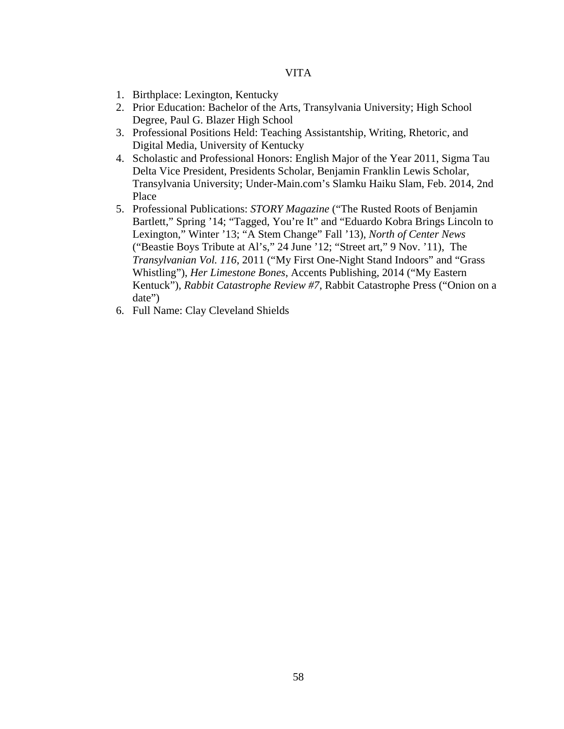# VITA

1. Birthplace: Lexington, Kentucky
2. Prior Education: Bachelor of the Arts, Transylvania University; High School Degree, Paul G. Blazer High School
3. Professional Positions Held: Teaching Assistantship, Writing, Rhetoric, and Digital Media, University of Kentucky
4. Scholastic and Professional Honors: English Major of the Year 2011, Sigma Tau Delta Vice President, Presidents Scholar, Benjamin Franklin Lewis Scholar, Transylvania University; Under-Main.com's Slamku Haiku Slam, Feb. 2014, 2nd Place
5. Professional Publications: *STORY Magazine* ("The Rusted Roots of Benjamin Bartlett," Spring '14; "Tagged, You're It" and "Eduardo Kobra Brings Lincoln to Lexington," Winter '13; "A Stem Change" Fall '13), *North of Center News* ("Beastie Boys Tribute at Al's," 24 June '12; "Street art," 9 Nov. '11), The *Transylvanian Vol. 116*, 2011 ("My First One-Night Stand Indoors" and "Grass Whistling"), *Her Limestone Bones*, Accents Publishing, 2014 ("My Eastern Kentuck"), *Rabbit Catastrophe Review #7*, Rabbit Catastrophe Press ("Onion on a date")
6. Full Name: Clay Cleveland Shields